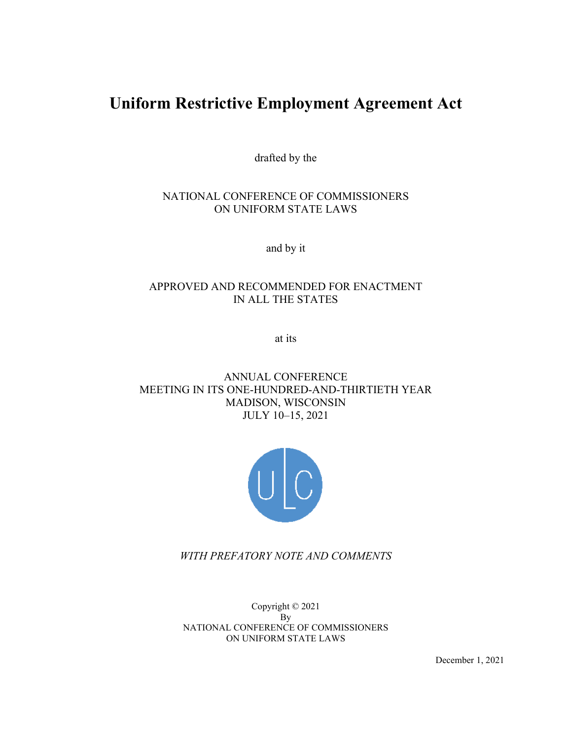# Uniform Restrictive Employment Agreement Act

drafted by the

NATIONAL CONFERENCE OF COMMISSIONERS
ON UNIFORM STATE LAWS

and by it

APPROVED AND RECOMMENDED FOR ENACTMENT
IN ALL THE STATES

at its

ANNUAL CONFERENCE
MEETING IN ITS ONE-HUNDRED-AND-THIRTIETH YEAR
MADISON, WISCONSIN
JULY 10–15, 2021

*WITH PREFATORY NOTE AND COMMENTS*

Copyright © 2021
By
NATIONAL CONFERENCE OF COMMISSIONERS
ON UNIFORM STATE LAWS

December 1, 2021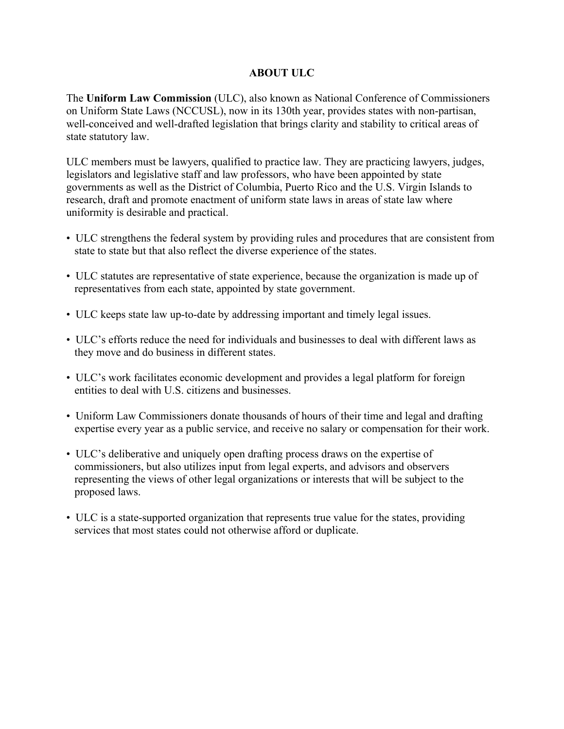# ABOUT ULC

The **Uniform Law Commission** (ULC), also known as National Conference of Commissioners on Uniform State Laws (NCCUSL), now in its 130th year, provides states with non-partisan, well-conceived and well-drafted legislation that brings clarity and stability to critical areas of state statutory law.

ULC members must be lawyers, qualified to practice law. They are practicing lawyers, judges, legislators and legislative staff and law professors, who have been appointed by state governments as well as the District of Columbia, Puerto Rico and the U.S. Virgin Islands to research, draft and promote enactment of uniform state laws in areas of state law where uniformity is desirable and practical.

- ULC strengthens the federal system by providing rules and procedures that are consistent from state to state but that also reflect the diverse experience of the states.
- ULC statutes are representative of state experience, because the organization is made up of representatives from each state, appointed by state government.
- ULC keeps state law up-to-date by addressing important and timely legal issues.
- ULC's efforts reduce the need for individuals and businesses to deal with different laws as they move and do business in different states.
- ULC's work facilitates economic development and provides a legal platform for foreign entities to deal with U.S. citizens and businesses.
- Uniform Law Commissioners donate thousands of hours of their time and legal and drafting expertise every year as a public service, and receive no salary or compensation for their work.
- ULC's deliberative and uniquely open drafting process draws on the expertise of commissioners, but also utilizes input from legal experts, and advisors and observers representing the views of other legal organizations or interests that will be subject to the proposed laws.
- ULC is a state-supported organization that represents true value for the states, providing services that most states could not otherwise afford or duplicate.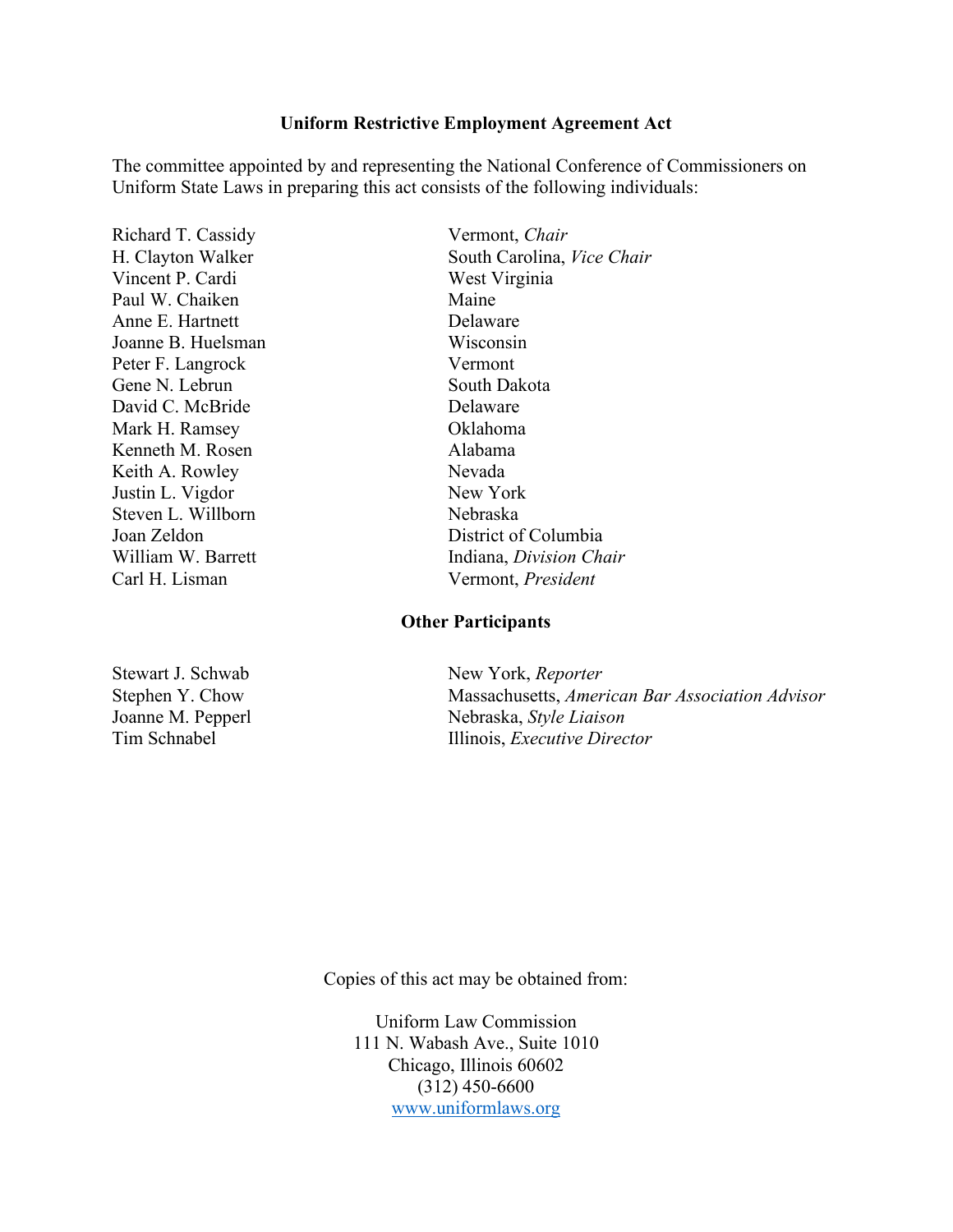**Uniform Restrictive Employment Agreement Act**

The committee appointed by and representing the National Conference of Commissioners on Uniform State Laws in preparing this act consists of the following individuals:

| | |
|---|---|
| Richard T. Cassidy | Vermont, *Chair* |
| H. Clayton Walker | South Carolina, *Vice Chair* |
| Vincent P. Cardi | West Virginia |
| Paul W. Chaiken | Maine |
| Anne E. Hartnett | Delaware |
| Joanne B. Huelsman | Wisconsin |
| Peter F. Langrock | Vermont |
| Gene N. Lebrun | South Dakota |
| David C. McBride | Delaware |
| Mark H. Ramsey | Oklahoma |
| Kenneth M. Rosen | Alabama |
| Keith A. Rowley | Nevada |
| Justin L. Vigdor | New York |
| Steven L. Willborn | Nebraska |
| Joan Zeldon | District of Columbia |
| William W. Barrett | Indiana, *Division Chair* |
| Carl H. Lisman | Vermont, *President* |

**Other Participants**

| | |
|---|---|
| Stewart J. Schwab | New York, *Reporter* |
| Stephen Y. Chow | Massachusetts, *American Bar Association Advisor* |
| Joanne M. Pepperl | Nebraska, *Style Liaison* |
| Tim Schnabel | Illinois, *Executive Director* |

Copies of this act may be obtained from:

Uniform Law Commission
111 N. Wabash Ave., Suite 1010
Chicago, Illinois 60602
(312) 450-6600
www.uniformlaws.org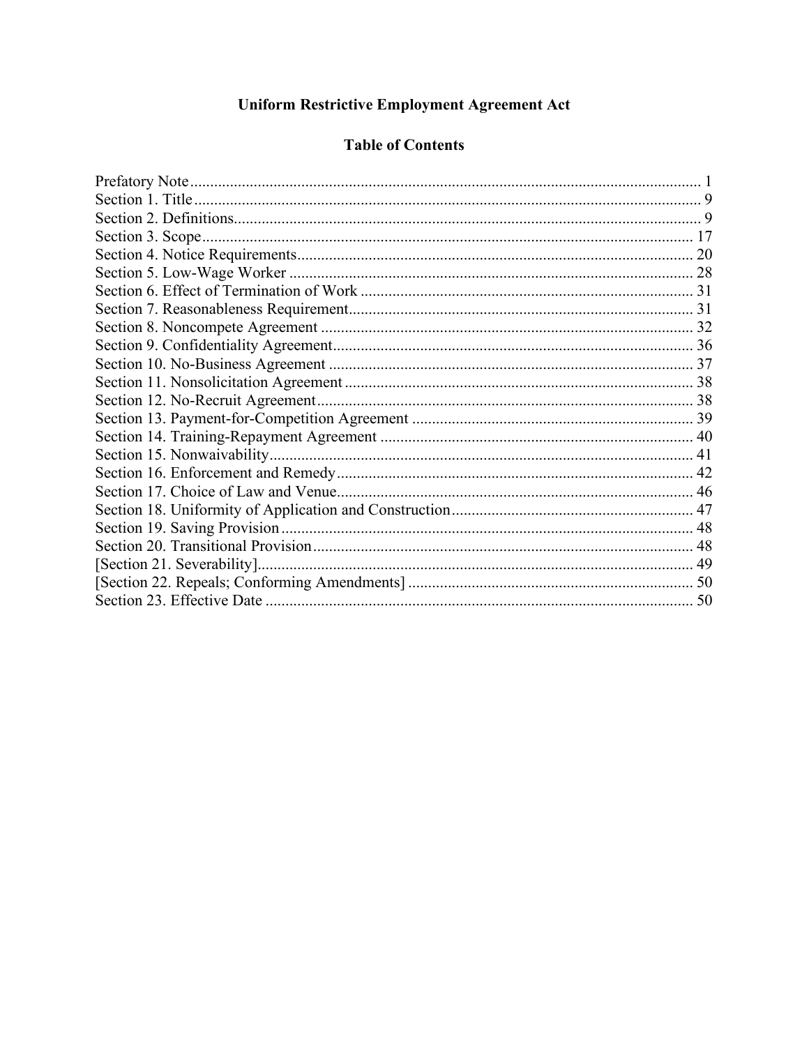# Uniform Restrictive Employment Agreement Act

## Table of Contents

Prefatory Note ... 1
Section 1. Title ... 9
Section 2. Definitions ... 9
Section 3. Scope ... 17
Section 4. Notice Requirements ... 20
Section 5. Low-Wage Worker ... 28
Section 6. Effect of Termination of Work ... 31
Section 7. Reasonableness Requirement ... 31
Section 8. Noncompete Agreement ... 32
Section 9. Confidentiality Agreement ... 36
Section 10. No-Business Agreement ... 37
Section 11. Nonsolicitation Agreement ... 38
Section 12. No-Recruit Agreement ... 38
Section 13. Payment-for-Competition Agreement ... 39
Section 14. Training-Repayment Agreement ... 40
Section 15. Nonwaivability ... 41
Section 16. Enforcement and Remedy ... 42
Section 17. Choice of Law and Venue ... 46
Section 18. Uniformity of Application and Construction ... 47
Section 19. Saving Provision ... 48
Section 20. Transitional Provision ... 48
[Section 21. Severability] ... 49
[Section 22. Repeals; Conforming Amendments] ... 50
Section 23. Effective Date ... 50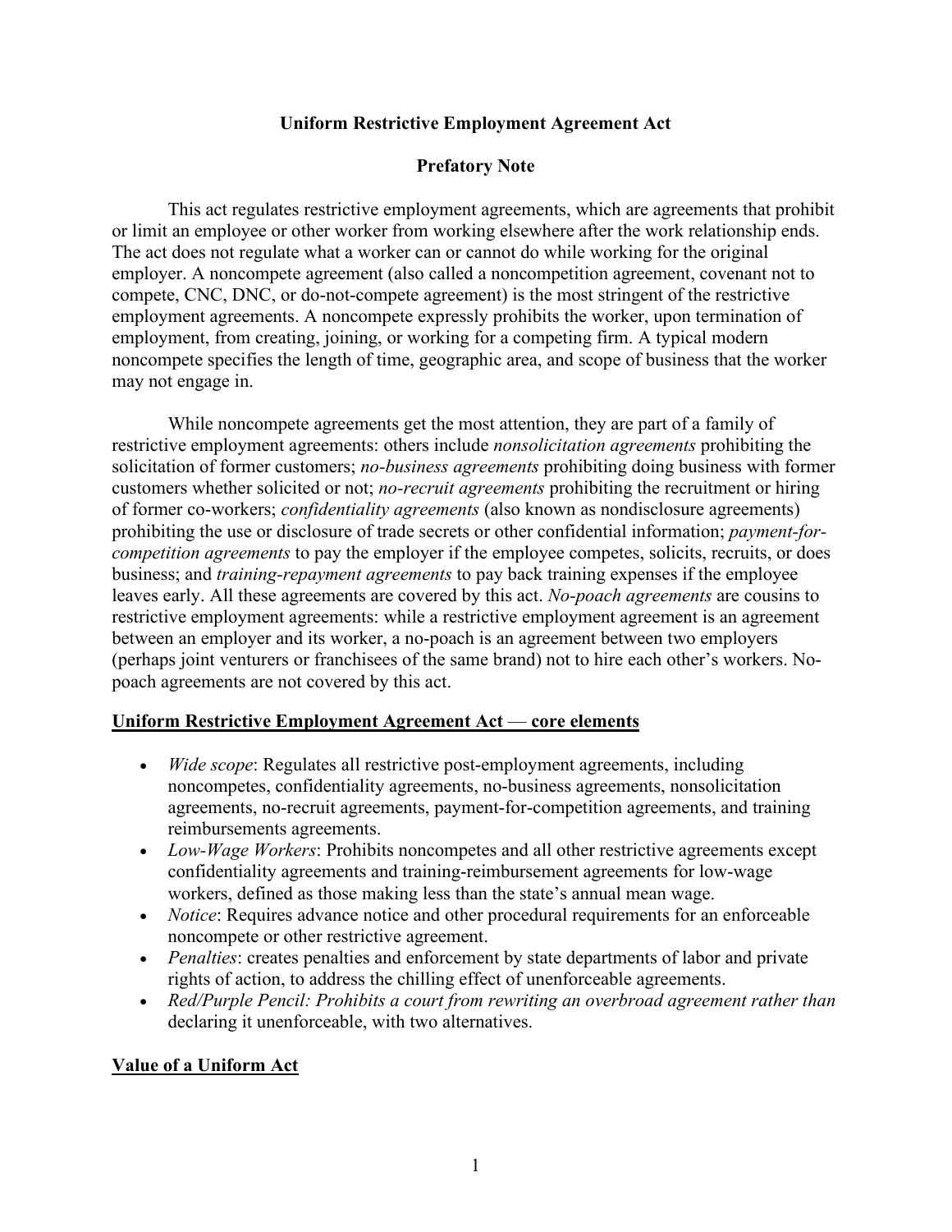# Uniform Restrictive Employment Agreement Act

## Prefatory Note

This act regulates restrictive employment agreements, which are agreements that prohibit or limit an employee or other worker from working elsewhere after the work relationship ends. The act does not regulate what a worker can or cannot do while working for the original employer. A noncompete agreement (also called a noncompetition agreement, covenant not to compete, CNC, DNC, or do-not-compete agreement) is the most stringent of the restrictive employment agreements. A noncompete expressly prohibits the worker, upon termination of employment, from creating, joining, or working for a competing firm. A typical modern noncompete specifies the length of time, geographic area, and scope of business that the worker may not engage in.

While noncompete agreements get the most attention, they are part of a family of restrictive employment agreements: others include *nonsolicitation agreements* prohibiting the solicitation of former customers; *no-business agreements* prohibiting doing business with former customers whether solicited or not; *no-recruit agreements* prohibiting the recruitment or hiring of former co-workers; *confidentiality agreements* (also known as nondisclosure agreements) prohibiting the use or disclosure of trade secrets or other confidential information; *payment-for-competition agreements* to pay the employer if the employee competes, solicits, recruits, or does business; and *training-repayment agreements* to pay back training expenses if the employee leaves early. All these agreements are covered by this act. *No-poach agreements* are cousins to restrictive employment agreements: while a restrictive employment agreement is an agreement between an employer and its worker, a no-poach is an agreement between two employers (perhaps joint venturers or franchisees of the same brand) not to hire each other's workers. No-poach agreements are not covered by this act.

**<u>Uniform Restrictive Employment Agreement Act — core elements</u>**

- *Wide scope*: Regulates all restrictive post-employment agreements, including noncompetes, confidentiality agreements, no-business agreements, nonsolicitation agreements, no-recruit agreements, payment-for-competition agreements, and training reimbursements agreements.
- *Low-Wage Workers*: Prohibits noncompetes and all other restrictive agreements except confidentiality agreements and training-reimbursement agreements for low-wage workers, defined as those making less than the state's annual mean wage.
- *Notice*: Requires advance notice and other procedural requirements for an enforceable noncompete or other restrictive agreement.
- *Penalties*: creates penalties and enforcement by state departments of labor and private rights of action, to address the chilling effect of unenforceable agreements.
- *Red/Purple Pencil: Prohibits a court from rewriting an overbroad agreement rather than* declaring it unenforceable, with two alternatives.

**<u>Value of a Uniform Act</u>**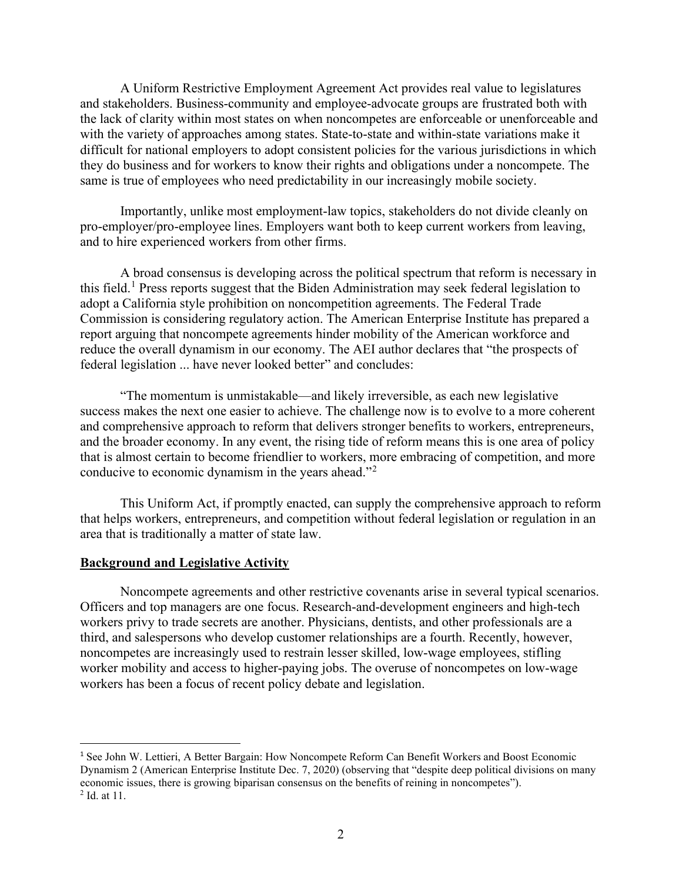A Uniform Restrictive Employment Agreement Act provides real value to legislatures and stakeholders. Business-community and employee-advocate groups are frustrated both with the lack of clarity within most states on when noncompetes are enforceable or unenforceable and with the variety of approaches among states. State-to-state and within-state variations make it difficult for national employers to adopt consistent policies for the various jurisdictions in which they do business and for workers to know their rights and obligations under a noncompete. The same is true of employees who need predictability in our increasingly mobile society.

Importantly, unlike most employment-law topics, stakeholders do not divide cleanly on pro-employer/pro-employee lines. Employers want both to keep current workers from leaving, and to hire experienced workers from other firms.

A broad consensus is developing across the political spectrum that reform is necessary in this field.[1] Press reports suggest that the Biden Administration may seek federal legislation to adopt a California style prohibition on noncompetition agreements. The Federal Trade Commission is considering regulatory action. The American Enterprise Institute has prepared a report arguing that noncompete agreements hinder mobility of the American workforce and reduce the overall dynamism in our economy. The AEI author declares that "the prospects of federal legislation ... have never looked better" and concludes:

"The momentum is unmistakable—and likely irreversible, as each new legislative success makes the next one easier to achieve. The challenge now is to evolve to a more coherent and comprehensive approach to reform that delivers stronger benefits to workers, entrepreneurs, and the broader economy. In any event, the rising tide of reform means this is one area of policy that is almost certain to become friendlier to workers, more embracing of competition, and more conducive to economic dynamism in the years ahead."[2]

This Uniform Act, if promptly enacted, can supply the comprehensive approach to reform that helps workers, entrepreneurs, and competition without federal legislation or regulation in an area that is traditionally a matter of state law.

**Background and Legislative Activity**

Noncompete agreements and other restrictive covenants arise in several typical scenarios. Officers and top managers are one focus. Research-and-development engineers and high-tech workers privy to trade secrets are another. Physicians, dentists, and other professionals are a third, and salespersons who develop customer relationships are a fourth. Recently, however, noncompetes are increasingly used to restrain lesser skilled, low-wage employees, stifling worker mobility and access to higher-paying jobs. The overuse of noncompetes on low-wage workers has been a focus of recent policy debate and legislation.

---

[1] See John W. Lettieri, A Better Bargain: How Noncompete Reform Can Benefit Workers and Boost Economic Dynamism 2 (American Enterprise Institute Dec. 7, 2020) (observing that "despite deep political divisions on many economic issues, there is growing biparisan consensus on the benefits of reining in noncompetes").

[2] Id. at 11.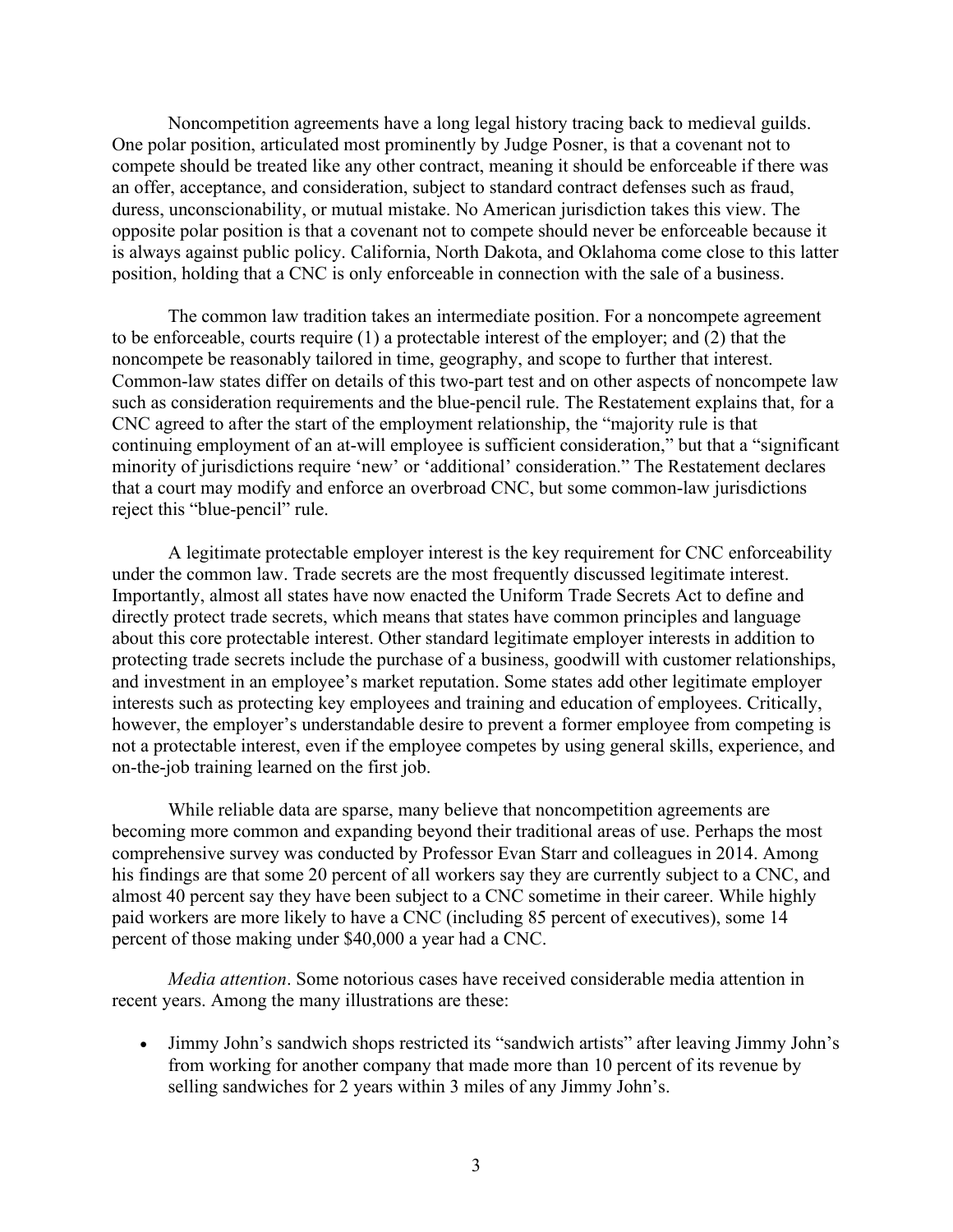Noncompetition agreements have a long legal history tracing back to medieval guilds. One polar position, articulated most prominently by Judge Posner, is that a covenant not to compete should be treated like any other contract, meaning it should be enforceable if there was an offer, acceptance, and consideration, subject to standard contract defenses such as fraud, duress, unconscionability, or mutual mistake. No American jurisdiction takes this view. The opposite polar position is that a covenant not to compete should never be enforceable because it is always against public policy. California, North Dakota, and Oklahoma come close to this latter position, holding that a CNC is only enforceable in connection with the sale of a business.

The common law tradition takes an intermediate position. For a noncompete agreement to be enforceable, courts require (1) a protectable interest of the employer; and (2) that the noncompete be reasonably tailored in time, geography, and scope to further that interest. Common-law states differ on details of this two-part test and on other aspects of noncompete law such as consideration requirements and the blue-pencil rule. The Restatement explains that, for a CNC agreed to after the start of the employment relationship, the "majority rule is that continuing employment of an at-will employee is sufficient consideration," but that a "significant minority of jurisdictions require 'new' or 'additional' consideration." The Restatement declares that a court may modify and enforce an overbroad CNC, but some common-law jurisdictions reject this "blue-pencil" rule.

A legitimate protectable employer interest is the key requirement for CNC enforceability under the common law. Trade secrets are the most frequently discussed legitimate interest. Importantly, almost all states have now enacted the Uniform Trade Secrets Act to define and directly protect trade secrets, which means that states have common principles and language about this core protectable interest. Other standard legitimate employer interests in addition to protecting trade secrets include the purchase of a business, goodwill with customer relationships, and investment in an employee's market reputation. Some states add other legitimate employer interests such as protecting key employees and training and education of employees. Critically, however, the employer's understandable desire to prevent a former employee from competing is not a protectable interest, even if the employee competes by using general skills, experience, and on-the-job training learned on the first job.

While reliable data are sparse, many believe that noncompetition agreements are becoming more common and expanding beyond their traditional areas of use. Perhaps the most comprehensive survey was conducted by Professor Evan Starr and colleagues in 2014. Among his findings are that some 20 percent of all workers say they are currently subject to a CNC, and almost 40 percent say they have been subject to a CNC sometime in their career. While highly paid workers are more likely to have a CNC (including 85 percent of executives), some 14 percent of those making under $40,000 a year had a CNC.

*Media attention*. Some notorious cases have received considerable media attention in recent years. Among the many illustrations are these:

- Jimmy John's sandwich shops restricted its "sandwich artists" after leaving Jimmy John's from working for another company that made more than 10 percent of its revenue by selling sandwiches for 2 years within 3 miles of any Jimmy John's.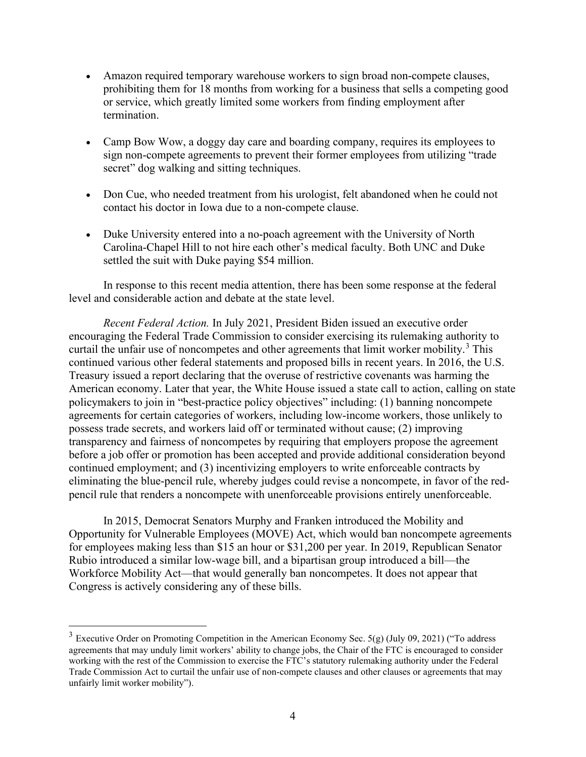- Amazon required temporary warehouse workers to sign broad non-compete clauses, prohibiting them for 18 months from working for a business that sells a competing good or service, which greatly limited some workers from finding employment after termination.

- Camp Bow Wow, a doggy day care and boarding company, requires its employees to sign non-compete agreements to prevent their former employees from utilizing "trade secret" dog walking and sitting techniques.

- Don Cue, who needed treatment from his urologist, felt abandoned when he could not contact his doctor in Iowa due to a non-compete clause.

- Duke University entered into a no-poach agreement with the University of North Carolina-Chapel Hill to not hire each other's medical faculty. Both UNC and Duke settled the suit with Duke paying $54 million.

In response to this recent media attention, there has been some response at the federal level and considerable action and debate at the state level.

*Recent Federal Action.* In July 2021, President Biden issued an executive order encouraging the Federal Trade Commission to consider exercising its rulemaking authority to curtail the unfair use of noncompetes and other agreements that limit worker mobility.[3] This continued various other federal statements and proposed bills in recent years. In 2016, the U.S. Treasury issued a report declaring that the overuse of restrictive covenants was harming the American economy. Later that year, the White House issued a state call to action, calling on state policymakers to join in "best-practice policy objectives" including: (1) banning noncompete agreements for certain categories of workers, including low-income workers, those unlikely to possess trade secrets, and workers laid off or terminated without cause; (2) improving transparency and fairness of noncompetes by requiring that employers propose the agreement before a job offer or promotion has been accepted and provide additional consideration beyond continued employment; and (3) incentivizing employers to write enforceable contracts by eliminating the blue-pencil rule, whereby judges could revise a noncompete, in favor of the red-pencil rule that renders a noncompete with unenforceable provisions entirely unenforceable.

In 2015, Democrat Senators Murphy and Franken introduced the Mobility and Opportunity for Vulnerable Employees (MOVE) Act, which would ban noncompete agreements for employees making less than $15 an hour or $31,200 per year. In 2019, Republican Senator Rubio introduced a similar low-wage bill, and a bipartisan group introduced a bill—the Workforce Mobility Act—that would generally ban noncompetes. It does not appear that Congress is actively considering any of these bills.

[3] Executive Order on Promoting Competition in the American Economy Sec. 5(g) (July 09, 2021) ("To address agreements that may unduly limit workers' ability to change jobs, the Chair of the FTC is encouraged to consider working with the rest of the Commission to exercise the FTC's statutory rulemaking authority under the Federal Trade Commission Act to curtail the unfair use of non-compete clauses and other clauses or agreements that may unfairly limit worker mobility").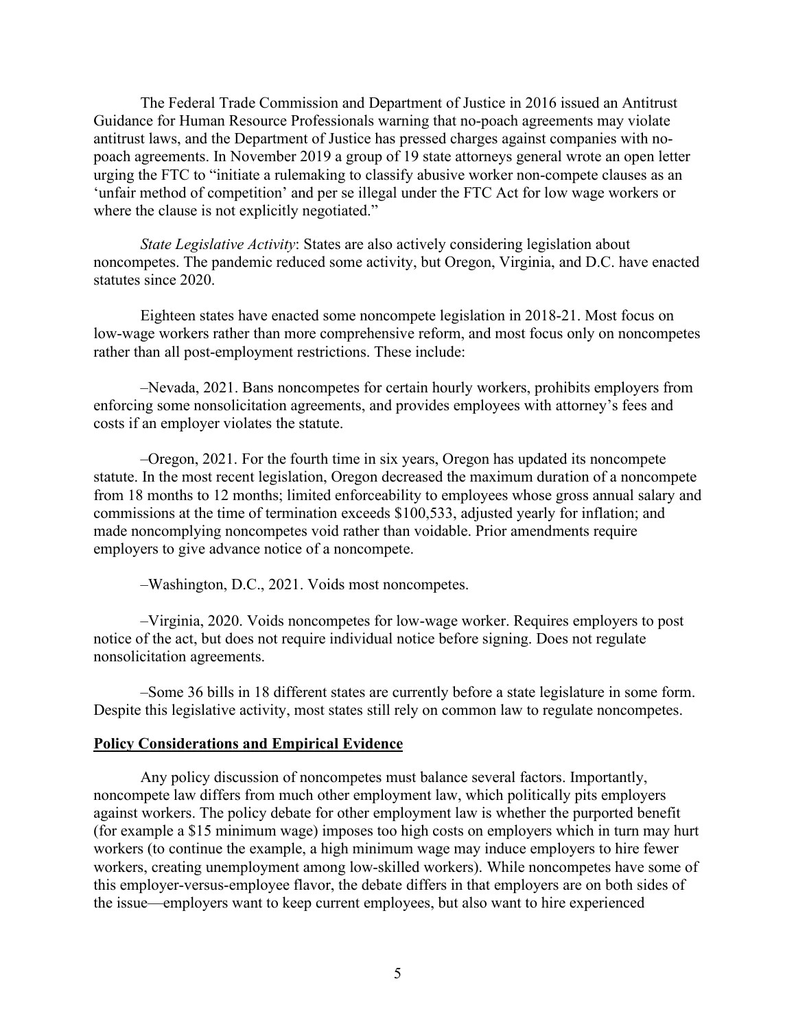The Federal Trade Commission and Department of Justice in 2016 issued an Antitrust Guidance for Human Resource Professionals warning that no-poach agreements may violate antitrust laws, and the Department of Justice has pressed charges against companies with no-poach agreements. In November 2019 a group of 19 state attorneys general wrote an open letter urging the FTC to "initiate a rulemaking to classify abusive worker non-compete clauses as an 'unfair method of competition' and per se illegal under the FTC Act for low wage workers or where the clause is not explicitly negotiated."

*State Legislative Activity*: States are also actively considering legislation about noncompetes. The pandemic reduced some activity, but Oregon, Virginia, and D.C. have enacted statutes since 2020.

Eighteen states have enacted some noncompete legislation in 2018-21. Most focus on low-wage workers rather than more comprehensive reform, and most focus only on noncompetes rather than all post-employment restrictions. These include:

–Nevada, 2021. Bans noncompetes for certain hourly workers, prohibits employers from enforcing some nonsolicitation agreements, and provides employees with attorney's fees and costs if an employer violates the statute.

–Oregon, 2021. For the fourth time in six years, Oregon has updated its noncompete statute. In the most recent legislation, Oregon decreased the maximum duration of a noncompete from 18 months to 12 months; limited enforceability to employees whose gross annual salary and commissions at the time of termination exceeds $100,533, adjusted yearly for inflation; and made noncomplying noncompetes void rather than voidable. Prior amendments require employers to give advance notice of a noncompete.

–Washington, D.C., 2021. Voids most noncompetes.

–Virginia, 2020. Voids noncompetes for low-wage worker. Requires employers to post notice of the act, but does not require individual notice before signing. Does not regulate nonsolicitation agreements.

–Some 36 bills in 18 different states are currently before a state legislature in some form. Despite this legislative activity, most states still rely on common law to regulate noncompetes.

## Policy Considerations and Empirical Evidence

Any policy discussion of noncompetes must balance several factors. Importantly, noncompete law differs from much other employment law, which politically pits employers against workers. The policy debate for other employment law is whether the purported benefit (for example a $15 minimum wage) imposes too high costs on employers which in turn may hurt workers (to continue the example, a high minimum wage may induce employers to hire fewer workers, creating unemployment among low-skilled workers). While noncompetes have some of this employer-versus-employee flavor, the debate differs in that employers are on both sides of the issue—employers want to keep current employees, but also want to hire experienced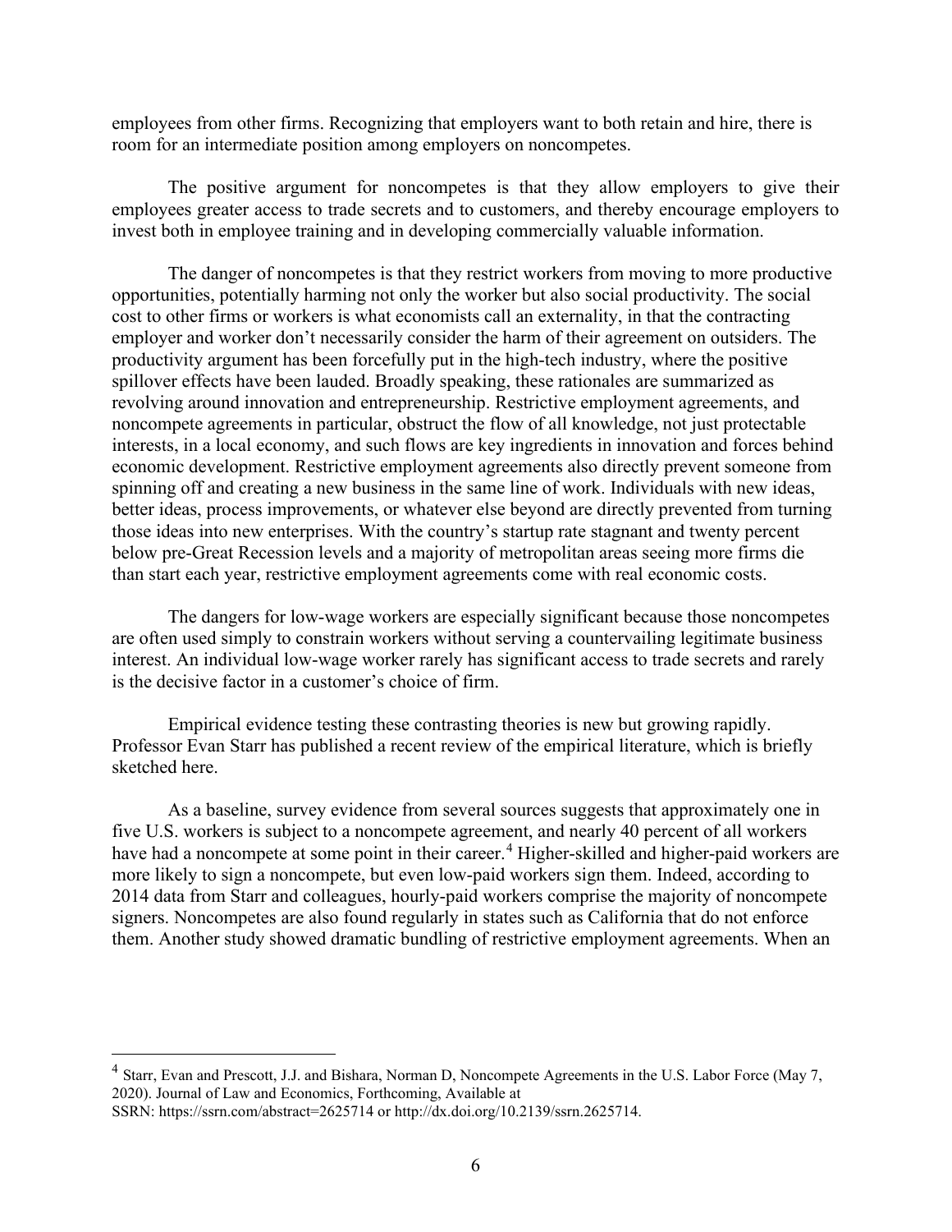employees from other firms. Recognizing that employers want to both retain and hire, there is room for an intermediate position among employers on noncompetes.

The positive argument for noncompetes is that they allow employers to give their employees greater access to trade secrets and to customers, and thereby encourage employers to invest both in employee training and in developing commercially valuable information.

The danger of noncompetes is that they restrict workers from moving to more productive opportunities, potentially harming not only the worker but also social productivity. The social cost to other firms or workers is what economists call an externality, in that the contracting employer and worker don't necessarily consider the harm of their agreement on outsiders. The productivity argument has been forcefully put in the high-tech industry, where the positive spillover effects have been lauded. Broadly speaking, these rationales are summarized as revolving around innovation and entrepreneurship. Restrictive employment agreements, and noncompete agreements in particular, obstruct the flow of all knowledge, not just protectable interests, in a local economy, and such flows are key ingredients in innovation and forces behind economic development. Restrictive employment agreements also directly prevent someone from spinning off and creating a new business in the same line of work. Individuals with new ideas, better ideas, process improvements, or whatever else beyond are directly prevented from turning those ideas into new enterprises. With the country's startup rate stagnant and twenty percent below pre-Great Recession levels and a majority of metropolitan areas seeing more firms die than start each year, restrictive employment agreements come with real economic costs.

The dangers for low-wage workers are especially significant because those noncompetes are often used simply to constrain workers without serving a countervailing legitimate business interest. An individual low-wage worker rarely has significant access to trade secrets and rarely is the decisive factor in a customer's choice of firm.

Empirical evidence testing these contrasting theories is new but growing rapidly. Professor Evan Starr has published a recent review of the empirical literature, which is briefly sketched here.

As a baseline, survey evidence from several sources suggests that approximately one in five U.S. workers is subject to a noncompete agreement, and nearly 40 percent of all workers have had a noncompete at some point in their career.[4] Higher-skilled and higher-paid workers are more likely to sign a noncompete, but even low-paid workers sign them. Indeed, according to 2014 data from Starr and colleagues, hourly-paid workers comprise the majority of noncompete signers. Noncompetes are also found regularly in states such as California that do not enforce them. Another study showed dramatic bundling of restrictive employment agreements. When an

---

[4] Starr, Evan and Prescott, J.J. and Bishara, Norman D, Noncompete Agreements in the U.S. Labor Force (May 7, 2020). Journal of Law and Economics, Forthcoming, Available at SSRN: https://ssrn.com/abstract=2625714 or http://dx.doi.org/10.2139/ssrn.2625714.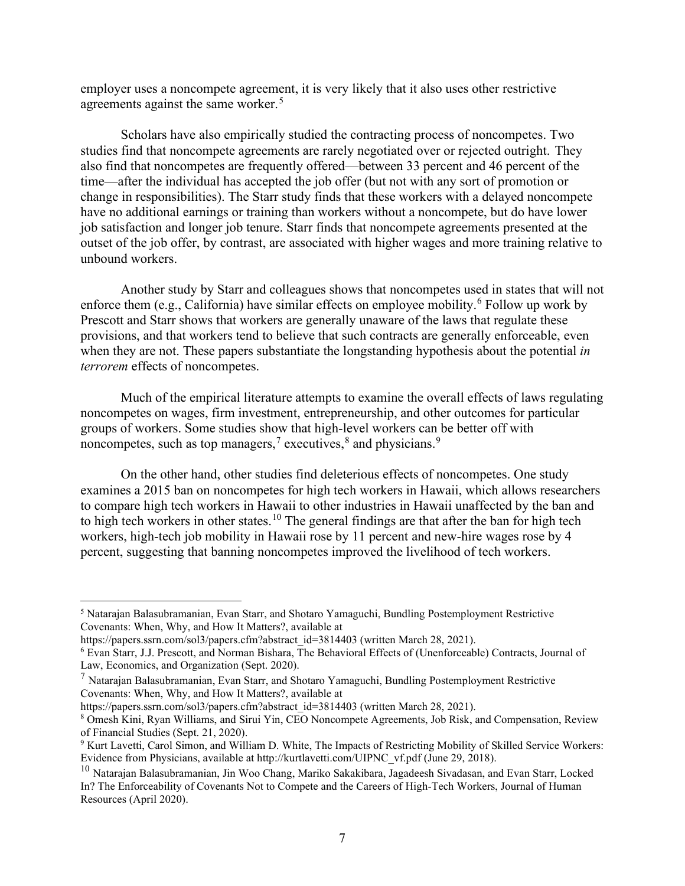employer uses a noncompete agreement, it is very likely that it also uses other restrictive agreements against the same worker.[5]

Scholars have also empirically studied the contracting process of noncompetes. Two studies find that noncompete agreements are rarely negotiated over or rejected outright. They also find that noncompetes are frequently offered—between 33 percent and 46 percent of the time—after the individual has accepted the job offer (but not with any sort of promotion or change in responsibilities). The Starr study finds that these workers with a delayed noncompete have no additional earnings or training than workers without a noncompete, but do have lower job satisfaction and longer job tenure. Starr finds that noncompete agreements presented at the outset of the job offer, by contrast, are associated with higher wages and more training relative to unbound workers.

Another study by Starr and colleagues shows that noncompetes used in states that will not enforce them (e.g., California) have similar effects on employee mobility.[6] Follow up work by Prescott and Starr shows that workers are generally unaware of the laws that regulate these provisions, and that workers tend to believe that such contracts are generally enforceable, even when they are not. These papers substantiate the longstanding hypothesis about the potential *in terrorem* effects of noncompetes.

Much of the empirical literature attempts to examine the overall effects of laws regulating noncompetes on wages, firm investment, entrepreneurship, and other outcomes for particular groups of workers. Some studies show that high-level workers can be better off with noncompetes, such as top managers,[7] executives,[8] and physicians.[9]

On the other hand, other studies find deleterious effects of noncompetes. One study examines a 2015 ban on noncompetes for high tech workers in Hawaii, which allows researchers to compare high tech workers in Hawaii to other industries in Hawaii unaffected by the ban and to high tech workers in other states.[10] The general findings are that after the ban for high tech workers, high-tech job mobility in Hawaii rose by 11 percent and new-hire wages rose by 4 percent, suggesting that banning noncompetes improved the livelihood of tech workers.

---

[5] Natarajan Balasubramanian, Evan Starr, and Shotaro Yamaguchi, Bundling Postemployment Restrictive Covenants: When, Why, and How It Matters?, available at https://papers.ssrn.com/sol3/papers.cfm?abstract_id=3814403 (written March 28, 2021).

[6] Evan Starr, J.J. Prescott, and Norman Bishara, The Behavioral Effects of (Unenforceable) Contracts, Journal of Law, Economics, and Organization (Sept. 2020).

[7] Natarajan Balasubramanian, Evan Starr, and Shotaro Yamaguchi, Bundling Postemployment Restrictive Covenants: When, Why, and How It Matters?, available at https://papers.ssrn.com/sol3/papers.cfm?abstract_id=3814403 (written March 28, 2021).

[8] Omesh Kini, Ryan Williams, and Sirui Yin, CEO Noncompete Agreements, Job Risk, and Compensation, Review of Financial Studies (Sept. 21, 2020).

[9] Kurt Lavetti, Carol Simon, and William D. White, The Impacts of Restricting Mobility of Skilled Service Workers: Evidence from Physicians, available at http://kurtlavetti.com/UIPNC_vf.pdf (June 29, 2018).

[10] Natarajan Balasubramanian, Jin Woo Chang, Mariko Sakakibara, Jagadeesh Sivadasan, and Evan Starr, Locked In? The Enforceability of Covenants Not to Compete and the Careers of High-Tech Workers, Journal of Human Resources (April 2020).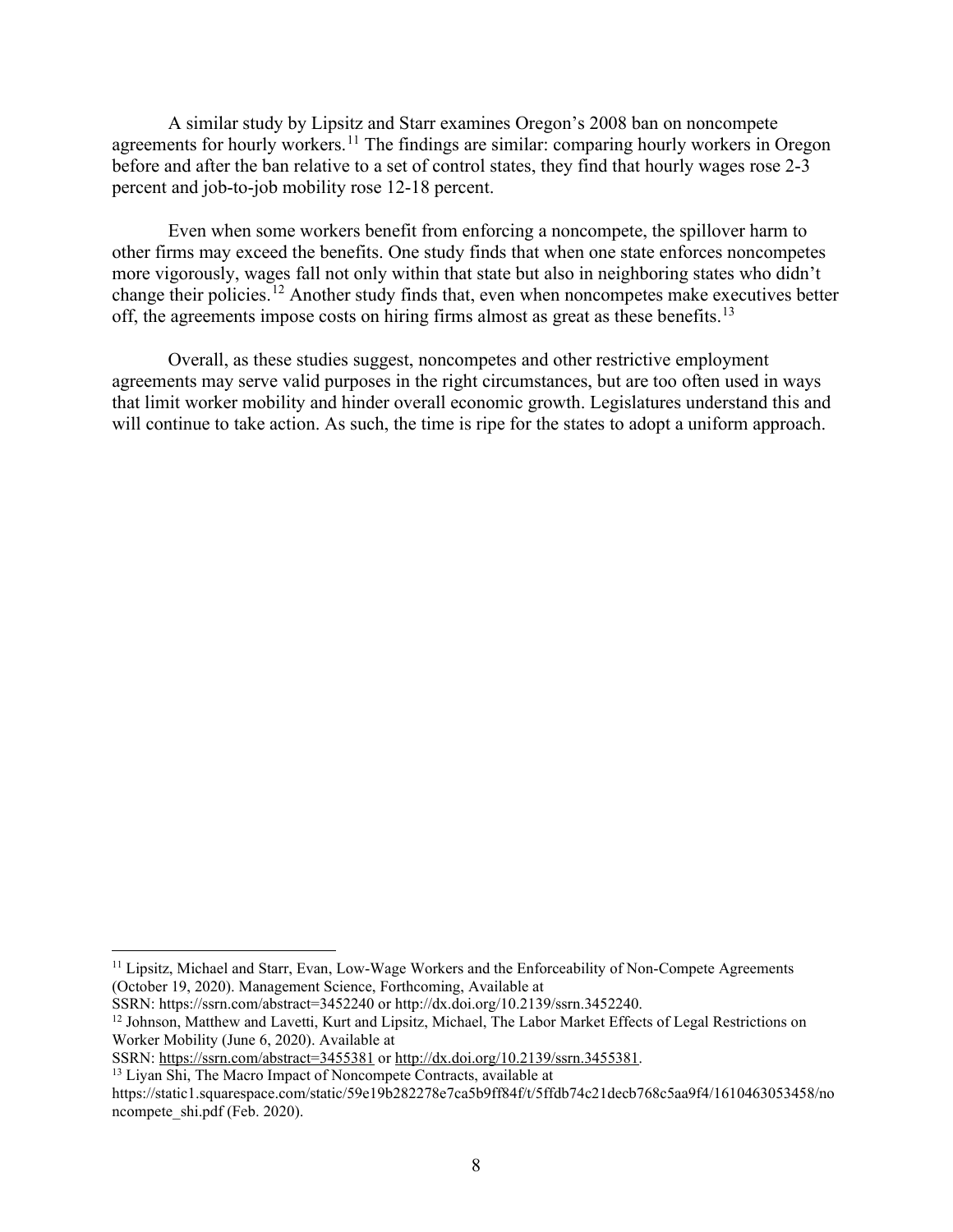A similar study by Lipsitz and Starr examines Oregon's 2008 ban on noncompete agreements for hourly workers.[11] The findings are similar: comparing hourly workers in Oregon before and after the ban relative to a set of control states, they find that hourly wages rose 2-3 percent and job-to-job mobility rose 12-18 percent.

Even when some workers benefit from enforcing a noncompete, the spillover harm to other firms may exceed the benefits. One study finds that when one state enforces noncompetes more vigorously, wages fall not only within that state but also in neighboring states who didn't change their policies.[12] Another study finds that, even when noncompetes make executives better off, the agreements impose costs on hiring firms almost as great as these benefits.[13]

Overall, as these studies suggest, noncompetes and other restrictive employment agreements may serve valid purposes in the right circumstances, but are too often used in ways that limit worker mobility and hinder overall economic growth. Legislatures understand this and will continue to take action. As such, the time is ripe for the states to adopt a uniform approach.

---

[11] Lipsitz, Michael and Starr, Evan, Low-Wage Workers and the Enforceability of Non-Compete Agreements (October 19, 2020). Management Science, Forthcoming, Available at SSRN: https://ssrn.com/abstract=3452240 or http://dx.doi.org/10.2139/ssrn.3452240.

[12] Johnson, Matthew and Lavetti, Kurt and Lipsitz, Michael, The Labor Market Effects of Legal Restrictions on Worker Mobility (June 6, 2020). Available at SSRN: https://ssrn.com/abstract=3455381 or http://dx.doi.org/10.2139/ssrn.3455381.

[13] Liyan Shi, The Macro Impact of Noncompete Contracts, available at https://static1.squarespace.com/static/59e19b282278e7ca5b9ff84f/t/5ffdb74c21decb768c5aa9f4/1610463053458/noncompete_shi.pdf (Feb. 2020).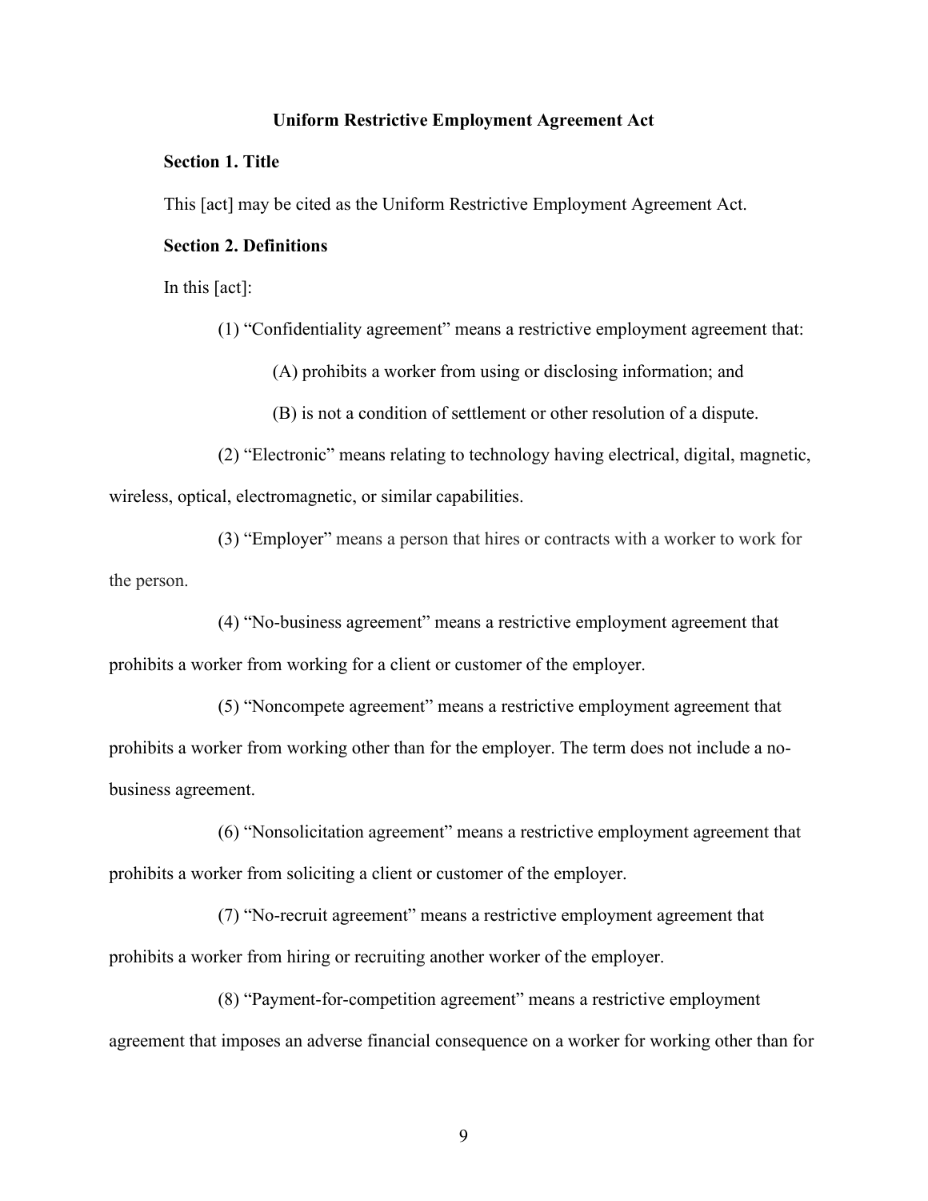# Uniform Restrictive Employment Agreement Act

## Section 1. Title

This [act] may be cited as the Uniform Restrictive Employment Agreement Act.

## Section 2. Definitions

In this [act]:

(1) "Confidentiality agreement" means a restrictive employment agreement that:

(A) prohibits a worker from using or disclosing information; and

(B) is not a condition of settlement or other resolution of a dispute.

(2) "Electronic" means relating to technology having electrical, digital, magnetic, wireless, optical, electromagnetic, or similar capabilities.

(3) "Employer" means a person that hires or contracts with a worker to work for the person.

(4) "No-business agreement" means a restrictive employment agreement that prohibits a worker from working for a client or customer of the employer.

(5) "Noncompete agreement" means a restrictive employment agreement that prohibits a worker from working other than for the employer. The term does not include a no-business agreement.

(6) "Nonsolicitation agreement" means a restrictive employment agreement that prohibits a worker from soliciting a client or customer of the employer.

(7) "No-recruit agreement" means a restrictive employment agreement that prohibits a worker from hiring or recruiting another worker of the employer.

(8) "Payment-for-competition agreement" means a restrictive employment agreement that imposes an adverse financial consequence on a worker for working other than for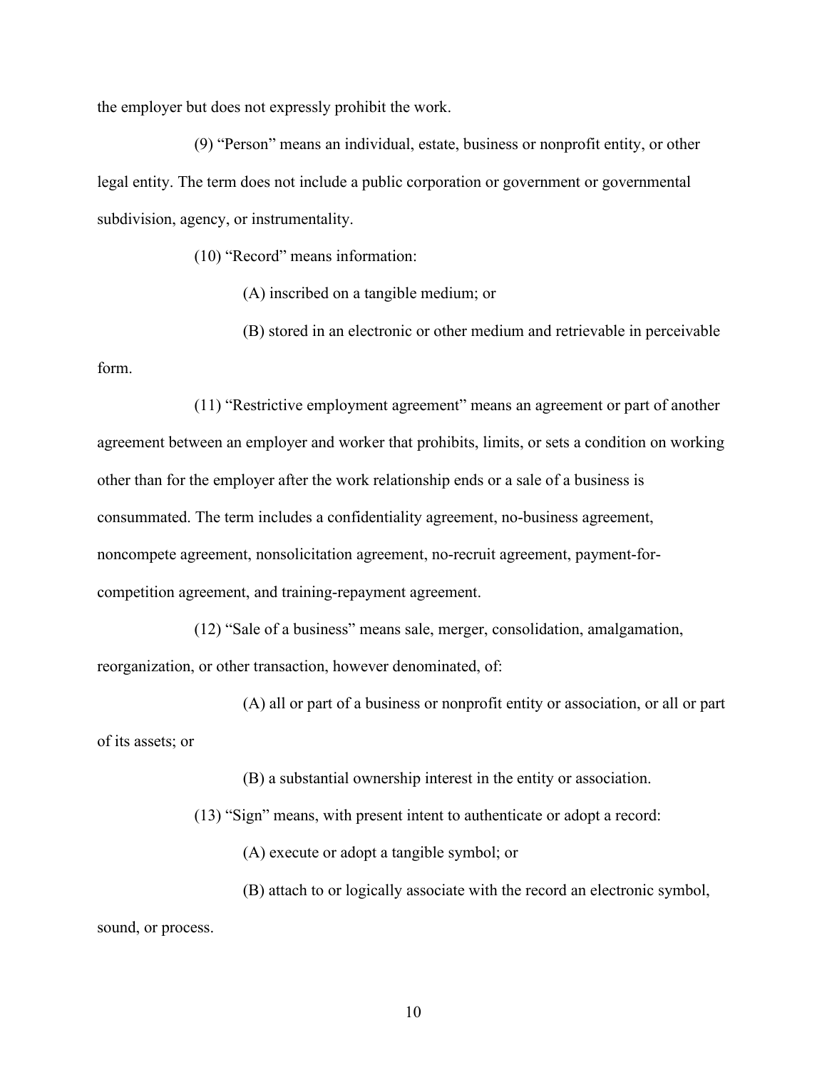the employer but does not expressly prohibit the work.

(9) "Person" means an individual, estate, business or nonprofit entity, or other legal entity. The term does not include a public corporation or government or governmental subdivision, agency, or instrumentality.

(10) "Record" means information:

(A) inscribed on a tangible medium; or

(B) stored in an electronic or other medium and retrievable in perceivable form.

(11) "Restrictive employment agreement" means an agreement or part of another agreement between an employer and worker that prohibits, limits, or sets a condition on working other than for the employer after the work relationship ends or a sale of a business is consummated. The term includes a confidentiality agreement, no-business agreement, noncompete agreement, nonsolicitation agreement, no-recruit agreement, payment-for-competition agreement, and training-repayment agreement.

(12) "Sale of a business" means sale, merger, consolidation, amalgamation, reorganization, or other transaction, however denominated, of:

(A) all or part of a business or nonprofit entity or association, or all or part of its assets; or

(B) a substantial ownership interest in the entity or association.

(13) "Sign" means, with present intent to authenticate or adopt a record:

(A) execute or adopt a tangible symbol; or

(B) attach to or logically associate with the record an electronic symbol, sound, or process.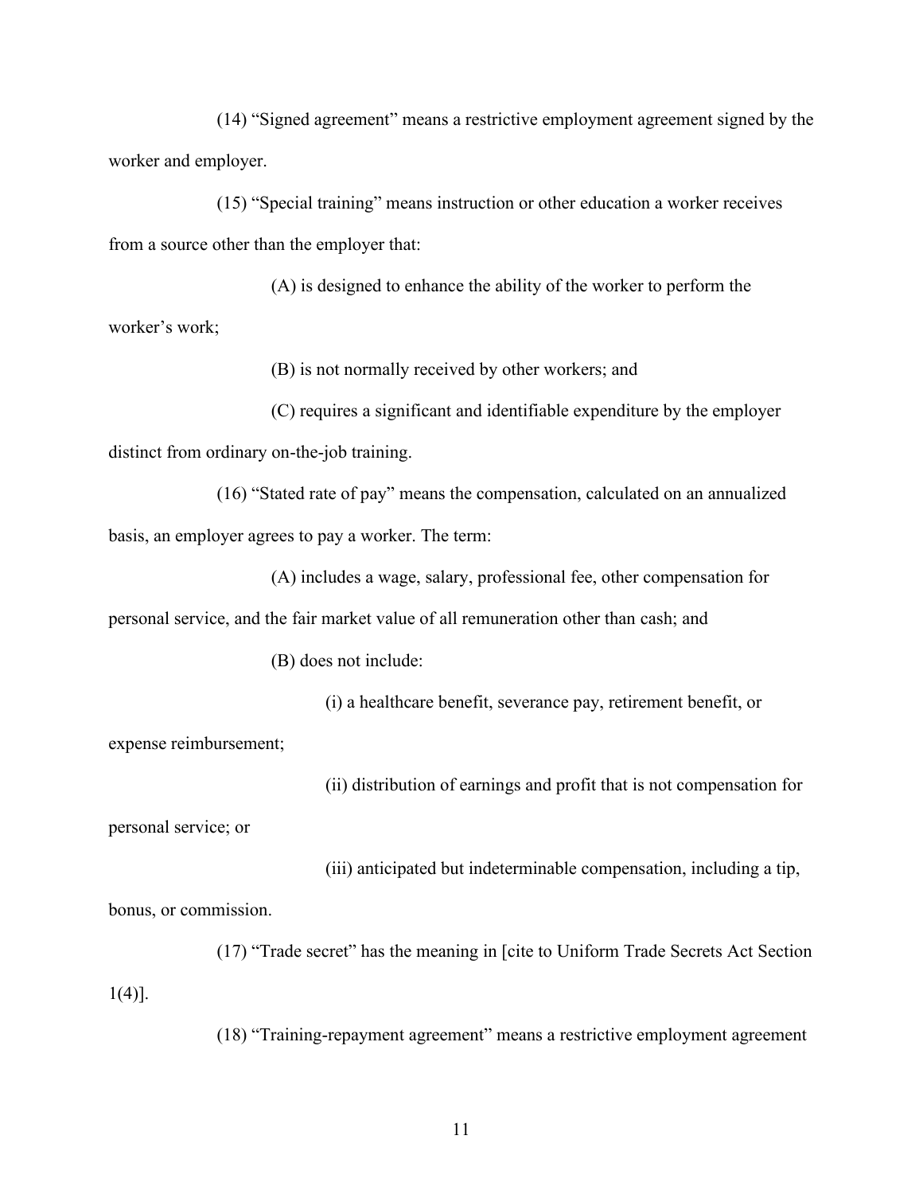(14) "Signed agreement" means a restrictive employment agreement signed by the worker and employer.

(15) "Special training" means instruction or other education a worker receives from a source other than the employer that:

(A) is designed to enhance the ability of the worker to perform the worker's work;

(B) is not normally received by other workers; and

(C) requires a significant and identifiable expenditure by the employer distinct from ordinary on-the-job training.

(16) "Stated rate of pay" means the compensation, calculated on an annualized basis, an employer agrees to pay a worker. The term:

(A) includes a wage, salary, professional fee, other compensation for personal service, and the fair market value of all remuneration other than cash; and

(B) does not include:

(i) a healthcare benefit, severance pay, retirement benefit, or expense reimbursement;

(ii) distribution of earnings and profit that is not compensation for personal service; or

(iii) anticipated but indeterminable compensation, including a tip, bonus, or commission.

(17) "Trade secret" has the meaning in [cite to Uniform Trade Secrets Act Section 1(4)].

(18) "Training-repayment agreement" means a restrictive employment agreement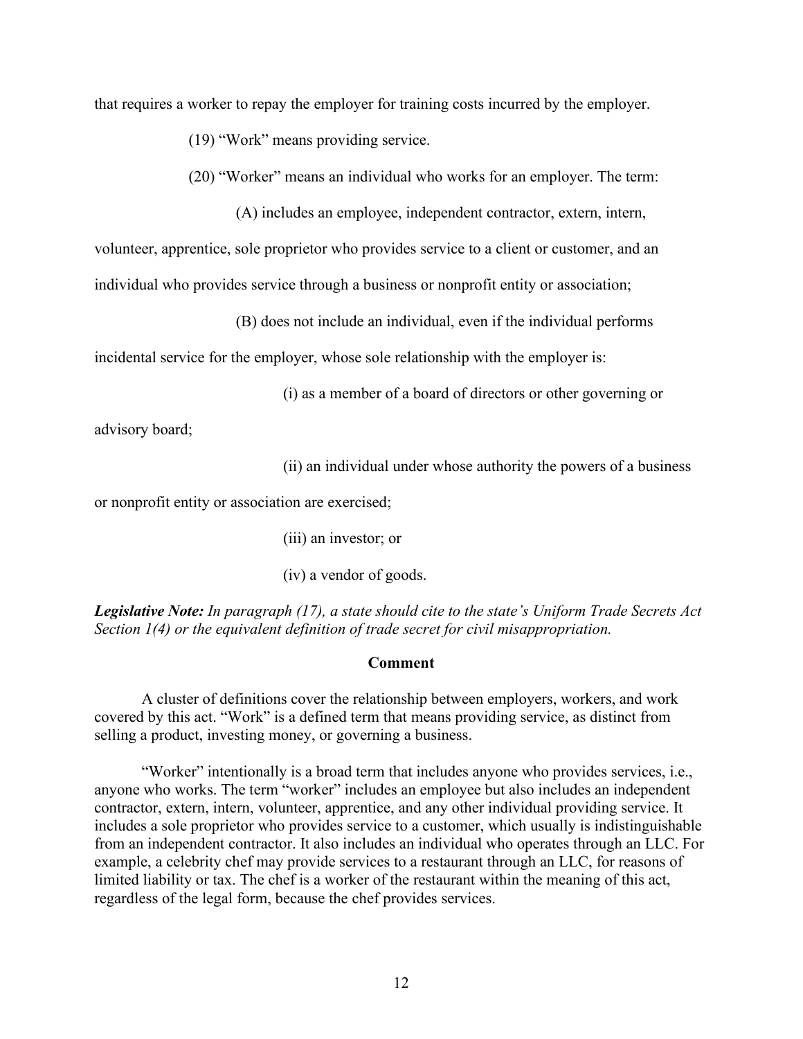that requires a worker to repay the employer for training costs incurred by the employer.

(19) "Work" means providing service.

(20) "Worker" means an individual who works for an employer. The term:

(A) includes an employee, independent contractor, extern, intern, volunteer, apprentice, sole proprietor who provides service to a client or customer, and an individual who provides service through a business or nonprofit entity or association;

(B) does not include an individual, even if the individual performs incidental service for the employer, whose sole relationship with the employer is:

(i) as a member of a board of directors or other governing or advisory board;

(ii) an individual under whose authority the powers of a business or nonprofit entity or association are exercised;

(iii) an investor; or

(iv) a vendor of goods.

***Legislative Note:*** *In paragraph (17), a state should cite to the state's Uniform Trade Secrets Act Section 1(4) or the equivalent definition of trade secret for civil misappropriation.*

**Comment**

A cluster of definitions cover the relationship between employers, workers, and work covered by this act. "Work" is a defined term that means providing service, as distinct from selling a product, investing money, or governing a business.

"Worker" intentionally is a broad term that includes anyone who provides services, i.e., anyone who works. The term "worker" includes an employee but also includes an independent contractor, extern, intern, volunteer, apprentice, and any other individual providing service. It includes a sole proprietor who provides service to a customer, which usually is indistinguishable from an independent contractor. It also includes an individual who operates through an LLC. For example, a celebrity chef may provide services to a restaurant through an LLC, for reasons of limited liability or tax. The chef is a worker of the restaurant within the meaning of this act, regardless of the legal form, because the chef provides services.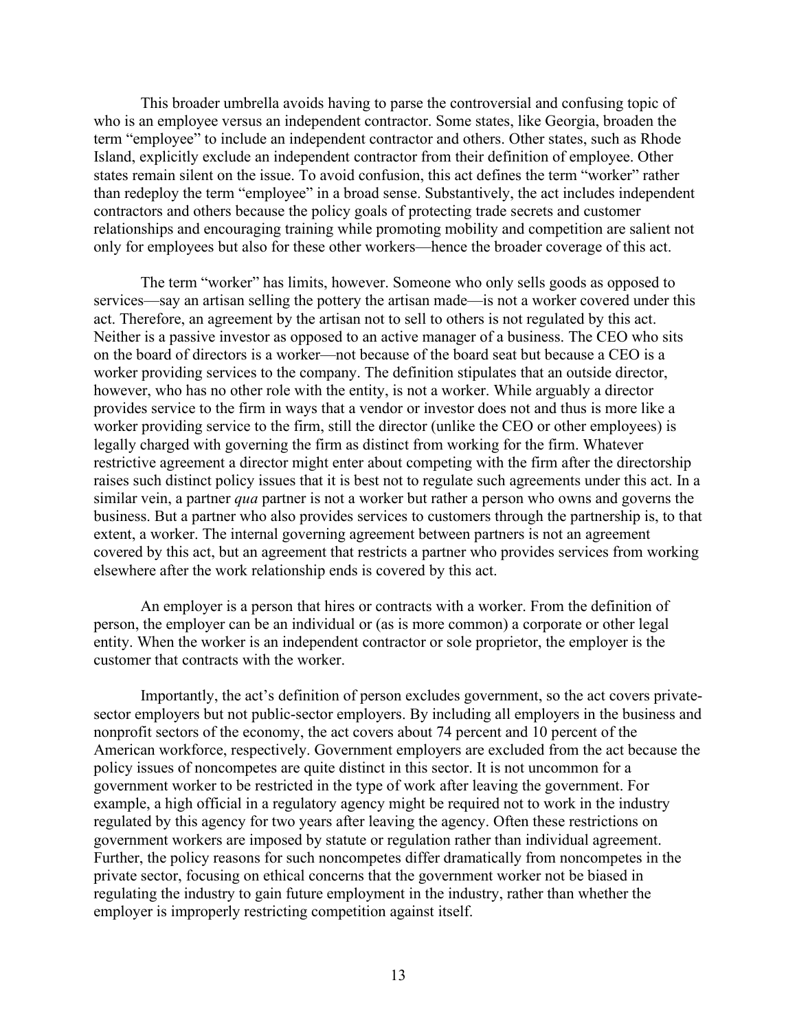This broader umbrella avoids having to parse the controversial and confusing topic of who is an employee versus an independent contractor. Some states, like Georgia, broaden the term "employee" to include an independent contractor and others. Other states, such as Rhode Island, explicitly exclude an independent contractor from their definition of employee. Other states remain silent on the issue. To avoid confusion, this act defines the term "worker" rather than redeploy the term "employee" in a broad sense. Substantively, the act includes independent contractors and others because the policy goals of protecting trade secrets and customer relationships and encouraging training while promoting mobility and competition are salient not only for employees but also for these other workers—hence the broader coverage of this act.

The term "worker" has limits, however. Someone who only sells goods as opposed to services—say an artisan selling the pottery the artisan made—is not a worker covered under this act. Therefore, an agreement by the artisan not to sell to others is not regulated by this act. Neither is a passive investor as opposed to an active manager of a business. The CEO who sits on the board of directors is a worker—not because of the board seat but because a CEO is a worker providing services to the company. The definition stipulates that an outside director, however, who has no other role with the entity, is not a worker. While arguably a director provides service to the firm in ways that a vendor or investor does not and thus is more like a worker providing service to the firm, still the director (unlike the CEO or other employees) is legally charged with governing the firm as distinct from working for the firm. Whatever restrictive agreement a director might enter about competing with the firm after the directorship raises such distinct policy issues that it is best not to regulate such agreements under this act. In a similar vein, a partner *qua* partner is not a worker but rather a person who owns and governs the business. But a partner who also provides services to customers through the partnership is, to that extent, a worker. The internal governing agreement between partners is not an agreement covered by this act, but an agreement that restricts a partner who provides services from working elsewhere after the work relationship ends is covered by this act.

An employer is a person that hires or contracts with a worker. From the definition of person, the employer can be an individual or (as is more common) a corporate or other legal entity. When the worker is an independent contractor or sole proprietor, the employer is the customer that contracts with the worker.

Importantly, the act's definition of person excludes government, so the act covers private-sector employers but not public-sector employers. By including all employers in the business and nonprofit sectors of the economy, the act covers about 74 percent and 10 percent of the American workforce, respectively. Government employers are excluded from the act because the policy issues of noncompetes are quite distinct in this sector. It is not uncommon for a government worker to be restricted in the type of work after leaving the government. For example, a high official in a regulatory agency might be required not to work in the industry regulated by this agency for two years after leaving the agency. Often these restrictions on government workers are imposed by statute or regulation rather than individual agreement. Further, the policy reasons for such noncompetes differ dramatically from noncompetes in the private sector, focusing on ethical concerns that the government worker not be biased in regulating the industry to gain future employment in the industry, rather than whether the employer is improperly restricting competition against itself.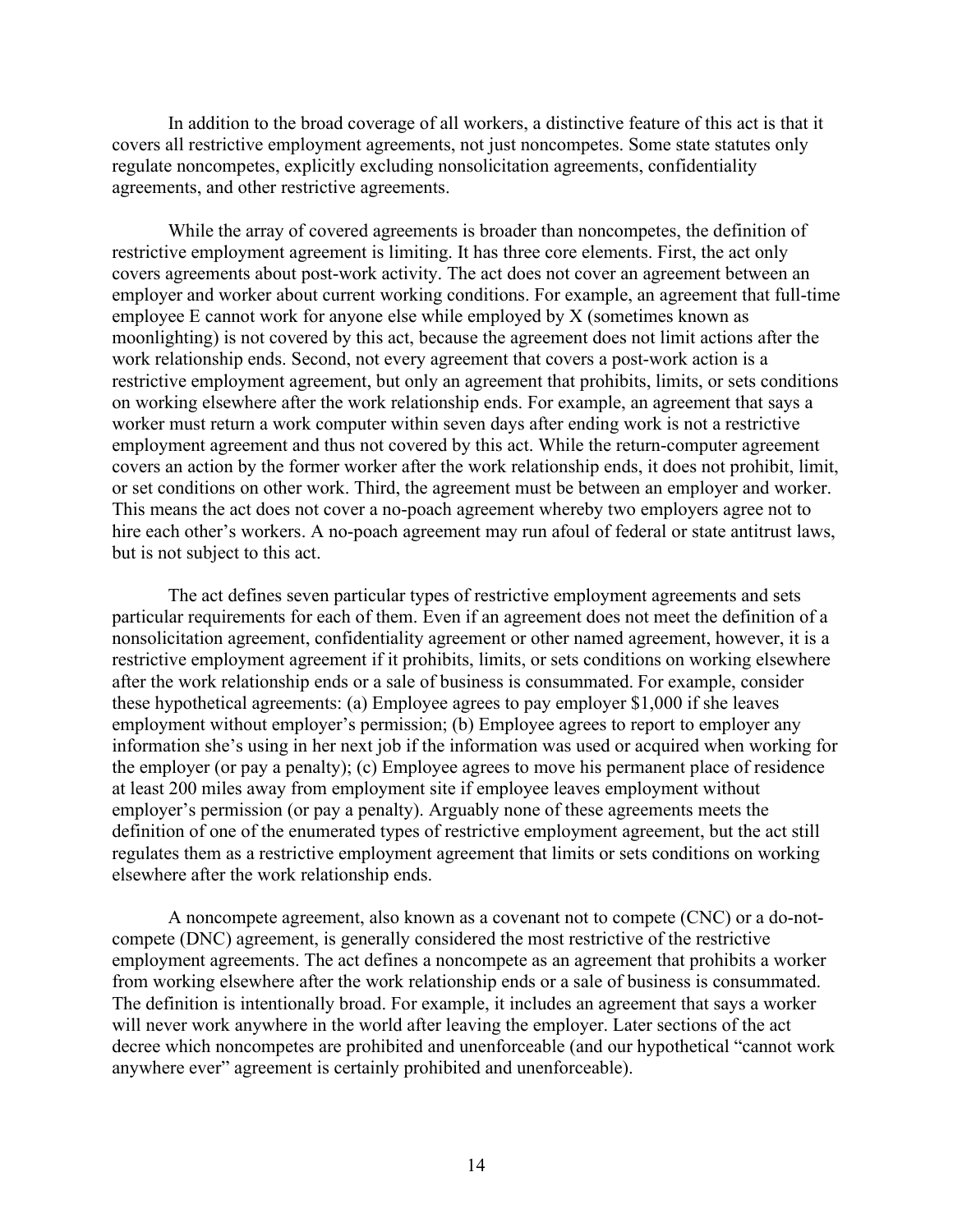In addition to the broad coverage of all workers, a distinctive feature of this act is that it covers all restrictive employment agreements, not just noncompetes. Some state statutes only regulate noncompetes, explicitly excluding nonsolicitation agreements, confidentiality agreements, and other restrictive agreements.

While the array of covered agreements is broader than noncompetes, the definition of restrictive employment agreement is limiting. It has three core elements. First, the act only covers agreements about post-work activity. The act does not cover an agreement between an employer and worker about current working conditions. For example, an agreement that full-time employee E cannot work for anyone else while employed by X (sometimes known as moonlighting) is not covered by this act, because the agreement does not limit actions after the work relationship ends. Second, not every agreement that covers a post-work action is a restrictive employment agreement, but only an agreement that prohibits, limits, or sets conditions on working elsewhere after the work relationship ends. For example, an agreement that says a worker must return a work computer within seven days after ending work is not a restrictive employment agreement and thus not covered by this act. While the return-computer agreement covers an action by the former worker after the work relationship ends, it does not prohibit, limit, or set conditions on other work. Third, the agreement must be between an employer and worker. This means the act does not cover a no-poach agreement whereby two employers agree not to hire each other's workers. A no-poach agreement may run afoul of federal or state antitrust laws, but is not subject to this act.

The act defines seven particular types of restrictive employment agreements and sets particular requirements for each of them. Even if an agreement does not meet the definition of a nonsolicitation agreement, confidentiality agreement or other named agreement, however, it is a restrictive employment agreement if it prohibits, limits, or sets conditions on working elsewhere after the work relationship ends or a sale of business is consummated. For example, consider these hypothetical agreements: (a) Employee agrees to pay employer $1,000 if she leaves employment without employer's permission; (b) Employee agrees to report to employer any information she's using in her next job if the information was used or acquired when working for the employer (or pay a penalty); (c) Employee agrees to move his permanent place of residence at least 200 miles away from employment site if employee leaves employment without employer's permission (or pay a penalty). Arguably none of these agreements meets the definition of one of the enumerated types of restrictive employment agreement, but the act still regulates them as a restrictive employment agreement that limits or sets conditions on working elsewhere after the work relationship ends.

A noncompete agreement, also known as a covenant not to compete (CNC) or a do-not-compete (DNC) agreement, is generally considered the most restrictive of the restrictive employment agreements. The act defines a noncompete as an agreement that prohibits a worker from working elsewhere after the work relationship ends or a sale of business is consummated. The definition is intentionally broad. For example, it includes an agreement that says a worker will never work anywhere in the world after leaving the employer. Later sections of the act decree which noncompetes are prohibited and unenforceable (and our hypothetical "cannot work anywhere ever" agreement is certainly prohibited and unenforceable).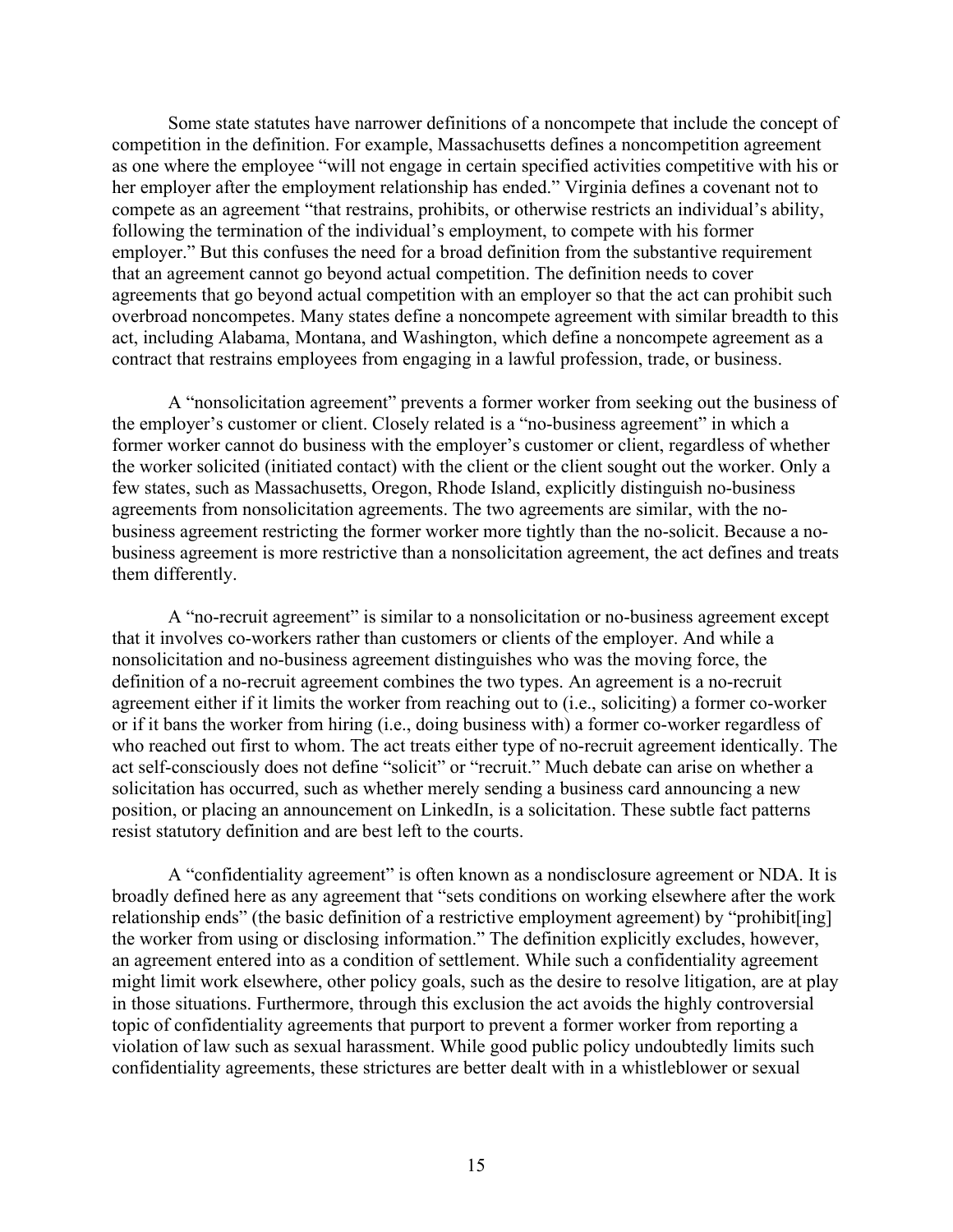Some state statutes have narrower definitions of a noncompete that include the concept of competition in the definition. For example, Massachusetts defines a noncompetition agreement as one where the employee "will not engage in certain specified activities competitive with his or her employer after the employment relationship has ended." Virginia defines a covenant not to compete as an agreement "that restrains, prohibits, or otherwise restricts an individual's ability, following the termination of the individual's employment, to compete with his former employer." But this confuses the need for a broad definition from the substantive requirement that an agreement cannot go beyond actual competition. The definition needs to cover agreements that go beyond actual competition with an employer so that the act can prohibit such overbroad noncompetes. Many states define a noncompete agreement with similar breadth to this act, including Alabama, Montana, and Washington, which define a noncompete agreement as a contract that restrains employees from engaging in a lawful profession, trade, or business.

A "nonsolicitation agreement" prevents a former worker from seeking out the business of the employer's customer or client. Closely related is a "no-business agreement" in which a former worker cannot do business with the employer's customer or client, regardless of whether the worker solicited (initiated contact) with the client or the client sought out the worker. Only a few states, such as Massachusetts, Oregon, Rhode Island, explicitly distinguish no-business agreements from nonsolicitation agreements. The two agreements are similar, with the no-business agreement restricting the former worker more tightly than the no-solicit. Because a no-business agreement is more restrictive than a nonsolicitation agreement, the act defines and treats them differently.

A "no-recruit agreement" is similar to a nonsolicitation or no-business agreement except that it involves co-workers rather than customers or clients of the employer. And while a nonsolicitation and no-business agreement distinguishes who was the moving force, the definition of a no-recruit agreement combines the two types. An agreement is a no-recruit agreement either if it limits the worker from reaching out to (i.e., soliciting) a former co-worker or if it bans the worker from hiring (i.e., doing business with) a former co-worker regardless of who reached out first to whom. The act treats either type of no-recruit agreement identically. The act self-consciously does not define "solicit" or "recruit." Much debate can arise on whether a solicitation has occurred, such as whether merely sending a business card announcing a new position, or placing an announcement on LinkedIn, is a solicitation. These subtle fact patterns resist statutory definition and are best left to the courts.

A "confidentiality agreement" is often known as a nondisclosure agreement or NDA. It is broadly defined here as any agreement that "sets conditions on working elsewhere after the work relationship ends" (the basic definition of a restrictive employment agreement) by "prohibit[ing] the worker from using or disclosing information." The definition explicitly excludes, however, an agreement entered into as a condition of settlement. While such a confidentiality agreement might limit work elsewhere, other policy goals, such as the desire to resolve litigation, are at play in those situations. Furthermore, through this exclusion the act avoids the highly controversial topic of confidentiality agreements that purport to prevent a former worker from reporting a violation of law such as sexual harassment. While good public policy undoubtedly limits such confidentiality agreements, these strictures are better dealt with in a whistleblower or sexual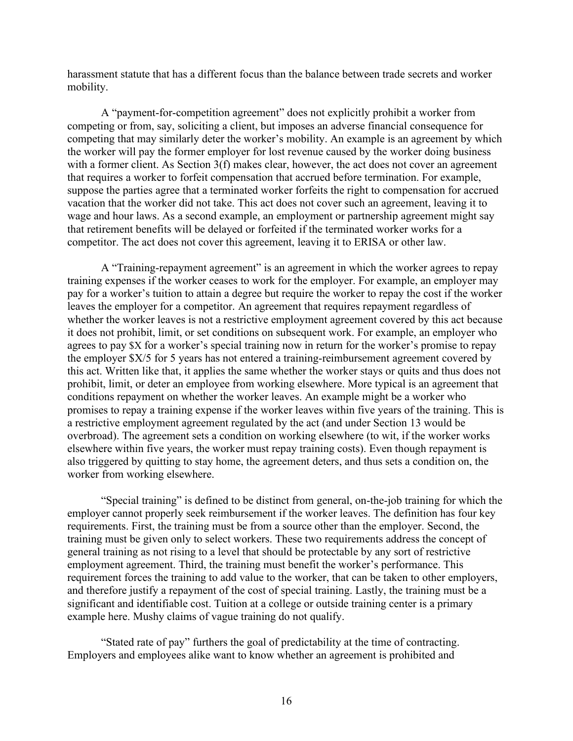harassment statute that has a different focus than the balance between trade secrets and worker mobility.

A "payment-for-competition agreement" does not explicitly prohibit a worker from competing or from, say, soliciting a client, but imposes an adverse financial consequence for competing that may similarly deter the worker's mobility. An example is an agreement by which the worker will pay the former employer for lost revenue caused by the worker doing business with a former client. As Section 3(f) makes clear, however, the act does not cover an agreement that requires a worker to forfeit compensation that accrued before termination. For example, suppose the parties agree that a terminated worker forfeits the right to compensation for accrued vacation that the worker did not take. This act does not cover such an agreement, leaving it to wage and hour laws. As a second example, an employment or partnership agreement might say that retirement benefits will be delayed or forfeited if the terminated worker works for a competitor. The act does not cover this agreement, leaving it to ERISA or other law.

A "Training-repayment agreement" is an agreement in which the worker agrees to repay training expenses if the worker ceases to work for the employer. For example, an employer may pay for a worker's tuition to attain a degree but require the worker to repay the cost if the worker leaves the employer for a competitor. An agreement that requires repayment regardless of whether the worker leaves is not a restrictive employment agreement covered by this act because it does not prohibit, limit, or set conditions on subsequent work. For example, an employer who agrees to pay $X for a worker's special training now in return for the worker's promise to repay the employer $X/5 for 5 years has not entered a training-reimbursement agreement covered by this act. Written like that, it applies the same whether the worker stays or quits and thus does not prohibit, limit, or deter an employee from working elsewhere. More typical is an agreement that conditions repayment on whether the worker leaves. An example might be a worker who promises to repay a training expense if the worker leaves within five years of the training. This is a restrictive employment agreement regulated by the act (and under Section 13 would be overbroad). The agreement sets a condition on working elsewhere (to wit, if the worker works elsewhere within five years, the worker must repay training costs). Even though repayment is also triggered by quitting to stay home, the agreement deters, and thus sets a condition on, the worker from working elsewhere.

"Special training" is defined to be distinct from general, on-the-job training for which the employer cannot properly seek reimbursement if the worker leaves. The definition has four key requirements. First, the training must be from a source other than the employer. Second, the training must be given only to select workers. These two requirements address the concept of general training as not rising to a level that should be protectable by any sort of restrictive employment agreement. Third, the training must benefit the worker's performance. This requirement forces the training to add value to the worker, that can be taken to other employers, and therefore justify a repayment of the cost of special training. Lastly, the training must be a significant and identifiable cost. Tuition at a college or outside training center is a primary example here. Mushy claims of vague training do not qualify.

"Stated rate of pay" furthers the goal of predictability at the time of contracting. Employers and employees alike want to know whether an agreement is prohibited and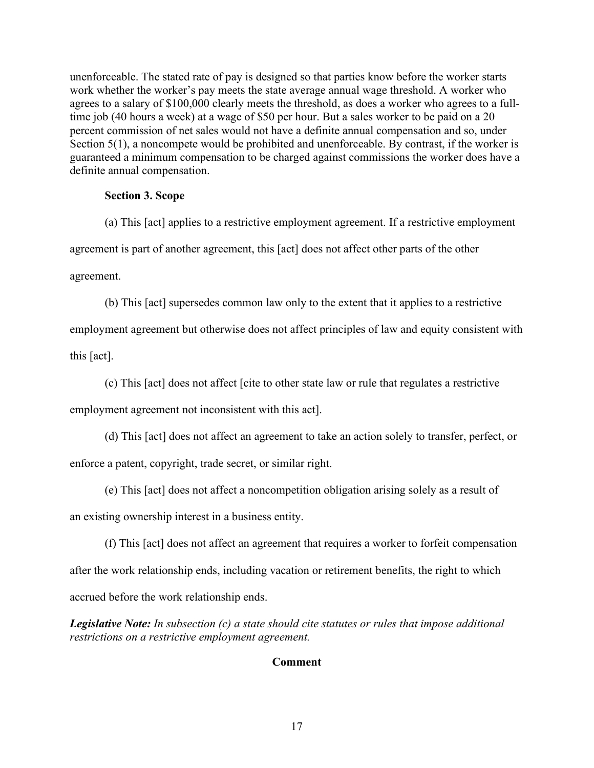unenforceable. The stated rate of pay is designed so that parties know before the worker starts work whether the worker's pay meets the state average annual wage threshold. A worker who agrees to a salary of $100,000 clearly meets the threshold, as does a worker who agrees to a full-time job (40 hours a week) at a wage of $50 per hour. But a sales worker to be paid on a 20 percent commission of net sales would not have a definite annual compensation and so, under Section 5(1), a noncompete would be prohibited and unenforceable. By contrast, if the worker is guaranteed a minimum compensation to be charged against commissions the worker does have a definite annual compensation.

### Section 3. Scope

(a) This [act] applies to a restrictive employment agreement. If a restrictive employment agreement is part of another agreement, this [act] does not affect other parts of the other agreement.

(b) This [act] supersedes common law only to the extent that it applies to a restrictive employment agreement but otherwise does not affect principles of law and equity consistent with this [act].

(c) This [act] does not affect [cite to other state law or rule that regulates a restrictive employment agreement not inconsistent with this act].

(d) This [act] does not affect an agreement to take an action solely to transfer, perfect, or enforce a patent, copyright, trade secret, or similar right.

(e) This [act] does not affect a noncompetition obligation arising solely as a result of an existing ownership interest in a business entity.

(f) This [act] does not affect an agreement that requires a worker to forfeit compensation after the work relationship ends, including vacation or retirement benefits, the right to which accrued before the work relationship ends.

***Legislative Note:*** *In subsection (c) a state should cite statutes or rules that impose additional restrictions on a restrictive employment agreement.*

**Comment**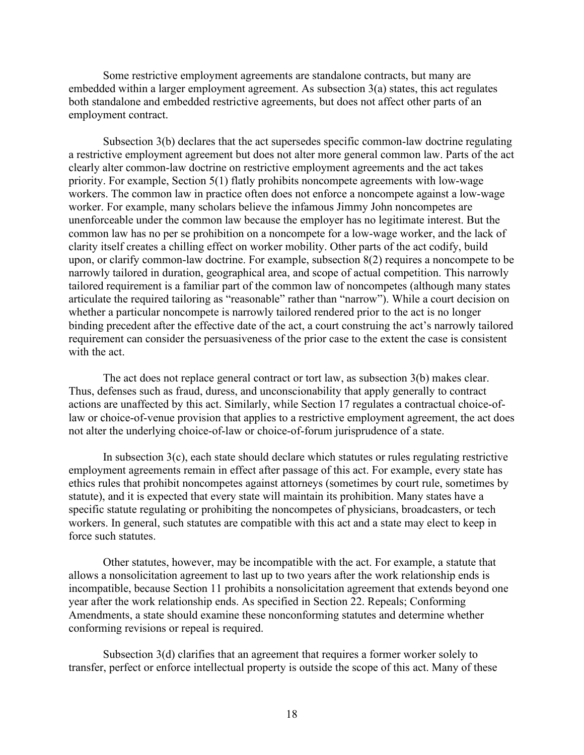Some restrictive employment agreements are standalone contracts, but many are embedded within a larger employment agreement. As subsection 3(a) states, this act regulates both standalone and embedded restrictive agreements, but does not affect other parts of an employment contract.

Subsection 3(b) declares that the act supersedes specific common-law doctrine regulating a restrictive employment agreement but does not alter more general common law. Parts of the act clearly alter common-law doctrine on restrictive employment agreements and the act takes priority. For example, Section 5(1) flatly prohibits noncompete agreements with low-wage workers. The common law in practice often does not enforce a noncompete against a low-wage worker. For example, many scholars believe the infamous Jimmy John noncompetes are unenforceable under the common law because the employer has no legitimate interest. But the common law has no per se prohibition on a noncompete for a low-wage worker, and the lack of clarity itself creates a chilling effect on worker mobility. Other parts of the act codify, build upon, or clarify common-law doctrine. For example, subsection 8(2) requires a noncompete to be narrowly tailored in duration, geographical area, and scope of actual competition. This narrowly tailored requirement is a familiar part of the common law of noncompetes (although many states articulate the required tailoring as "reasonable" rather than "narrow"). While a court decision on whether a particular noncompete is narrowly tailored rendered prior to the act is no longer binding precedent after the effective date of the act, a court construing the act's narrowly tailored requirement can consider the persuasiveness of the prior case to the extent the case is consistent with the act.

The act does not replace general contract or tort law, as subsection 3(b) makes clear. Thus, defenses such as fraud, duress, and unconscionability that apply generally to contract actions are unaffected by this act. Similarly, while Section 17 regulates a contractual choice-of-law or choice-of-venue provision that applies to a restrictive employment agreement, the act does not alter the underlying choice-of-law or choice-of-forum jurisprudence of a state.

In subsection 3(c), each state should declare which statutes or rules regulating restrictive employment agreements remain in effect after passage of this act. For example, every state has ethics rules that prohibit noncompetes against attorneys (sometimes by court rule, sometimes by statute), and it is expected that every state will maintain its prohibition. Many states have a specific statute regulating or prohibiting the noncompetes of physicians, broadcasters, or tech workers. In general, such statutes are compatible with this act and a state may elect to keep in force such statutes.

Other statutes, however, may be incompatible with the act. For example, a statute that allows a nonsolicitation agreement to last up to two years after the work relationship ends is incompatible, because Section 11 prohibits a nonsolicitation agreement that extends beyond one year after the work relationship ends. As specified in Section 22. Repeals; Conforming Amendments, a state should examine these nonconforming statutes and determine whether conforming revisions or repeal is required.

Subsection 3(d) clarifies that an agreement that requires a former worker solely to transfer, perfect or enforce intellectual property is outside the scope of this act. Many of these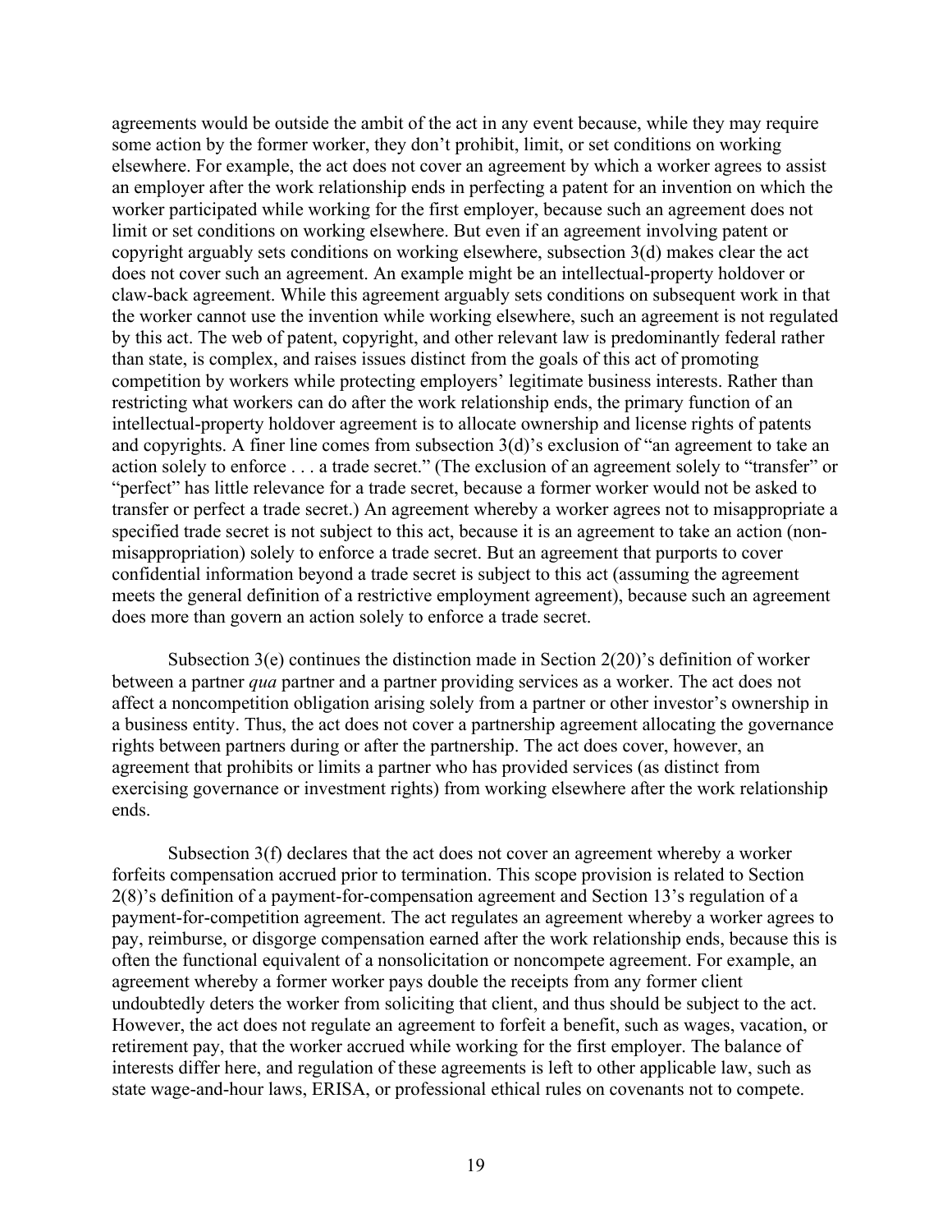agreements would be outside the ambit of the act in any event because, while they may require some action by the former worker, they don't prohibit, limit, or set conditions on working elsewhere. For example, the act does not cover an agreement by which a worker agrees to assist an employer after the work relationship ends in perfecting a patent for an invention on which the worker participated while working for the first employer, because such an agreement does not limit or set conditions on working elsewhere. But even if an agreement involving patent or copyright arguably sets conditions on working elsewhere, subsection 3(d) makes clear the act does not cover such an agreement. An example might be an intellectual-property holdover or claw-back agreement. While this agreement arguably sets conditions on subsequent work in that the worker cannot use the invention while working elsewhere, such an agreement is not regulated by this act. The web of patent, copyright, and other relevant law is predominantly federal rather than state, is complex, and raises issues distinct from the goals of this act of promoting competition by workers while protecting employers' legitimate business interests. Rather than restricting what workers can do after the work relationship ends, the primary function of an intellectual-property holdover agreement is to allocate ownership and license rights of patents and copyrights. A finer line comes from subsection 3(d)'s exclusion of "an agreement to take an action solely to enforce . . . a trade secret." (The exclusion of an agreement solely to "transfer" or "perfect" has little relevance for a trade secret, because a former worker would not be asked to transfer or perfect a trade secret.) An agreement whereby a worker agrees not to misappropriate a specified trade secret is not subject to this act, because it is an agreement to take an action (non-misappropriation) solely to enforce a trade secret. But an agreement that purports to cover confidential information beyond a trade secret is subject to this act (assuming the agreement meets the general definition of a restrictive employment agreement), because such an agreement does more than govern an action solely to enforce a trade secret.

Subsection 3(e) continues the distinction made in Section 2(20)'s definition of worker between a partner *qua* partner and a partner providing services as a worker. The act does not affect a noncompetition obligation arising solely from a partner or other investor's ownership in a business entity. Thus, the act does not cover a partnership agreement allocating the governance rights between partners during or after the partnership. The act does cover, however, an agreement that prohibits or limits a partner who has provided services (as distinct from exercising governance or investment rights) from working elsewhere after the work relationship ends.

Subsection 3(f) declares that the act does not cover an agreement whereby a worker forfeits compensation accrued prior to termination. This scope provision is related to Section 2(8)'s definition of a payment-for-compensation agreement and Section 13's regulation of a payment-for-competition agreement. The act regulates an agreement whereby a worker agrees to pay, reimburse, or disgorge compensation earned after the work relationship ends, because this is often the functional equivalent of a nonsolicitation or noncompete agreement. For example, an agreement whereby a former worker pays double the receipts from any former client undoubtedly deters the worker from soliciting that client, and thus should be subject to the act. However, the act does not regulate an agreement to forfeit a benefit, such as wages, vacation, or retirement pay, that the worker accrued while working for the first employer. The balance of interests differ here, and regulation of these agreements is left to other applicable law, such as state wage-and-hour laws, ERISA, or professional ethical rules on covenants not to compete.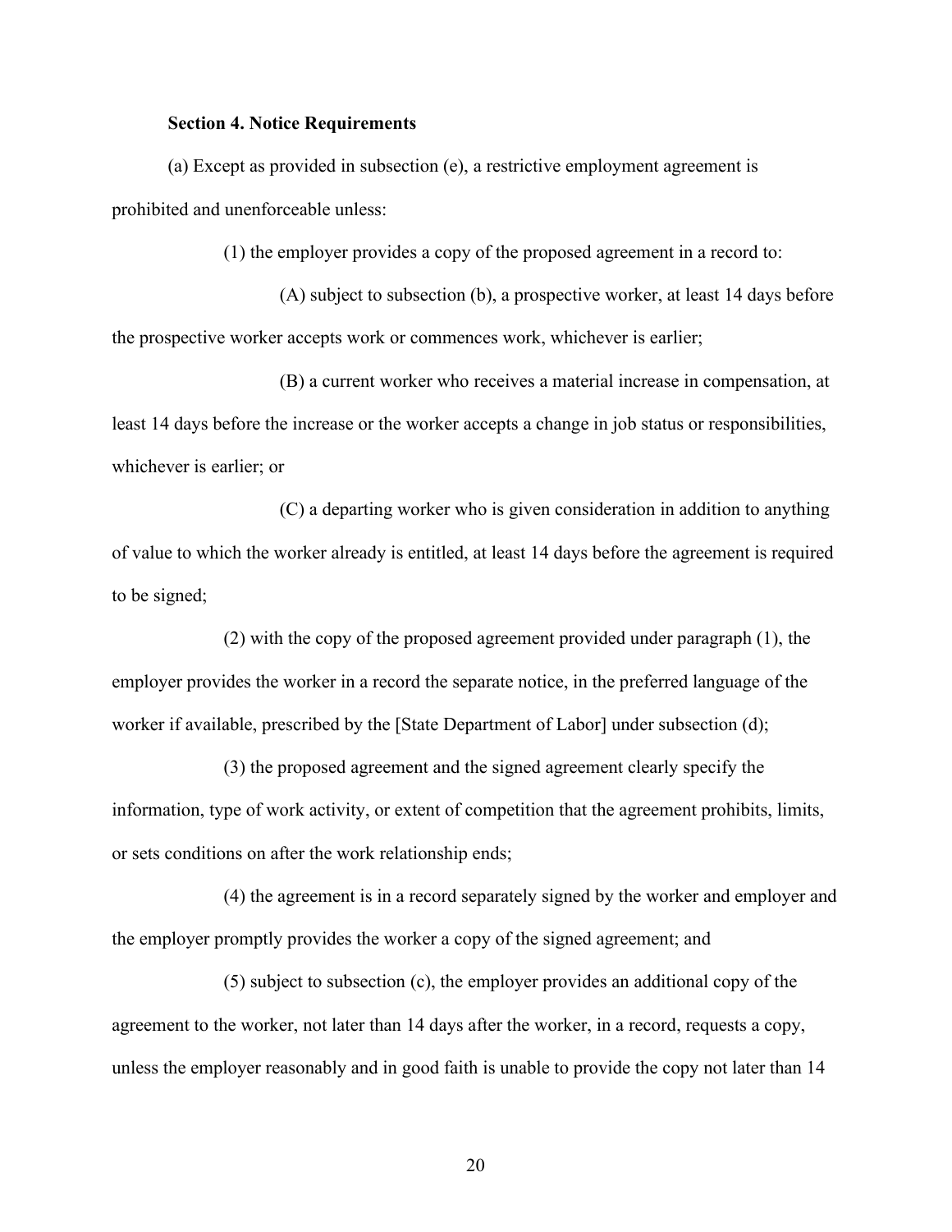**Section 4. Notice Requirements**

(a) Except as provided in subsection (e), a restrictive employment agreement is prohibited and unenforceable unless:

(1) the employer provides a copy of the proposed agreement in a record to:

(A) subject to subsection (b), a prospective worker, at least 14 days before the prospective worker accepts work or commences work, whichever is earlier;

(B) a current worker who receives a material increase in compensation, at least 14 days before the increase or the worker accepts a change in job status or responsibilities, whichever is earlier; or

(C) a departing worker who is given consideration in addition to anything of value to which the worker already is entitled, at least 14 days before the agreement is required to be signed;

(2) with the copy of the proposed agreement provided under paragraph (1), the employer provides the worker in a record the separate notice, in the preferred language of the worker if available, prescribed by the [State Department of Labor] under subsection (d);

(3) the proposed agreement and the signed agreement clearly specify the information, type of work activity, or extent of competition that the agreement prohibits, limits, or sets conditions on after the work relationship ends;

(4) the agreement is in a record separately signed by the worker and employer and the employer promptly provides the worker a copy of the signed agreement; and

(5) subject to subsection (c), the employer provides an additional copy of the agreement to the worker, not later than 14 days after the worker, in a record, requests a copy, unless the employer reasonably and in good faith is unable to provide the copy not later than 14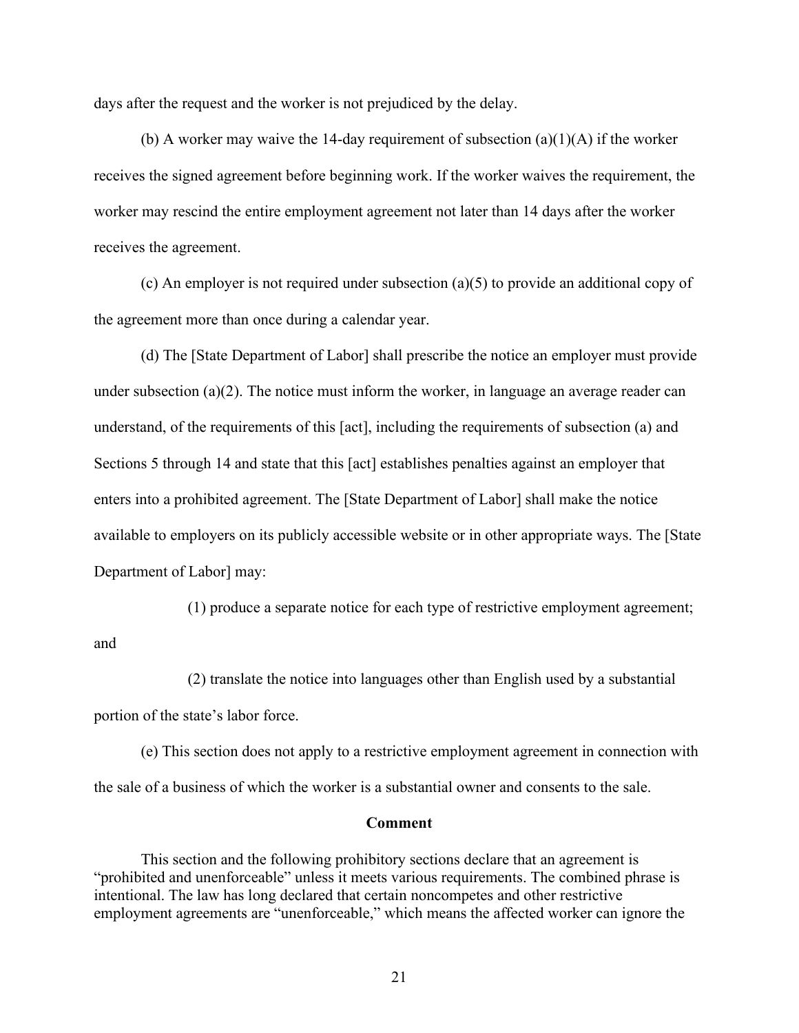days after the request and the worker is not prejudiced by the delay.

(b) A worker may waive the 14-day requirement of subsection (a)(1)(A) if the worker receives the signed agreement before beginning work. If the worker waives the requirement, the worker may rescind the entire employment agreement not later than 14 days after the worker receives the agreement.

(c) An employer is not required under subsection (a)(5) to provide an additional copy of the agreement more than once during a calendar year.

(d) The [State Department of Labor] shall prescribe the notice an employer must provide under subsection (a)(2). The notice must inform the worker, in language an average reader can understand, of the requirements of this [act], including the requirements of subsection (a) and Sections 5 through 14 and state that this [act] establishes penalties against an employer that enters into a prohibited agreement. The [State Department of Labor] shall make the notice available to employers on its publicly accessible website or in other appropriate ways. The [State Department of Labor] may:

(1) produce a separate notice for each type of restrictive employment agreement; and

(2) translate the notice into languages other than English used by a substantial portion of the state's labor force.

(e) This section does not apply to a restrictive employment agreement in connection with the sale of a business of which the worker is a substantial owner and consents to the sale.

**Comment**

This section and the following prohibitory sections declare that an agreement is "prohibited and unenforceable" unless it meets various requirements. The combined phrase is intentional. The law has long declared that certain noncompetes and other restrictive employment agreements are "unenforceable," which means the affected worker can ignore the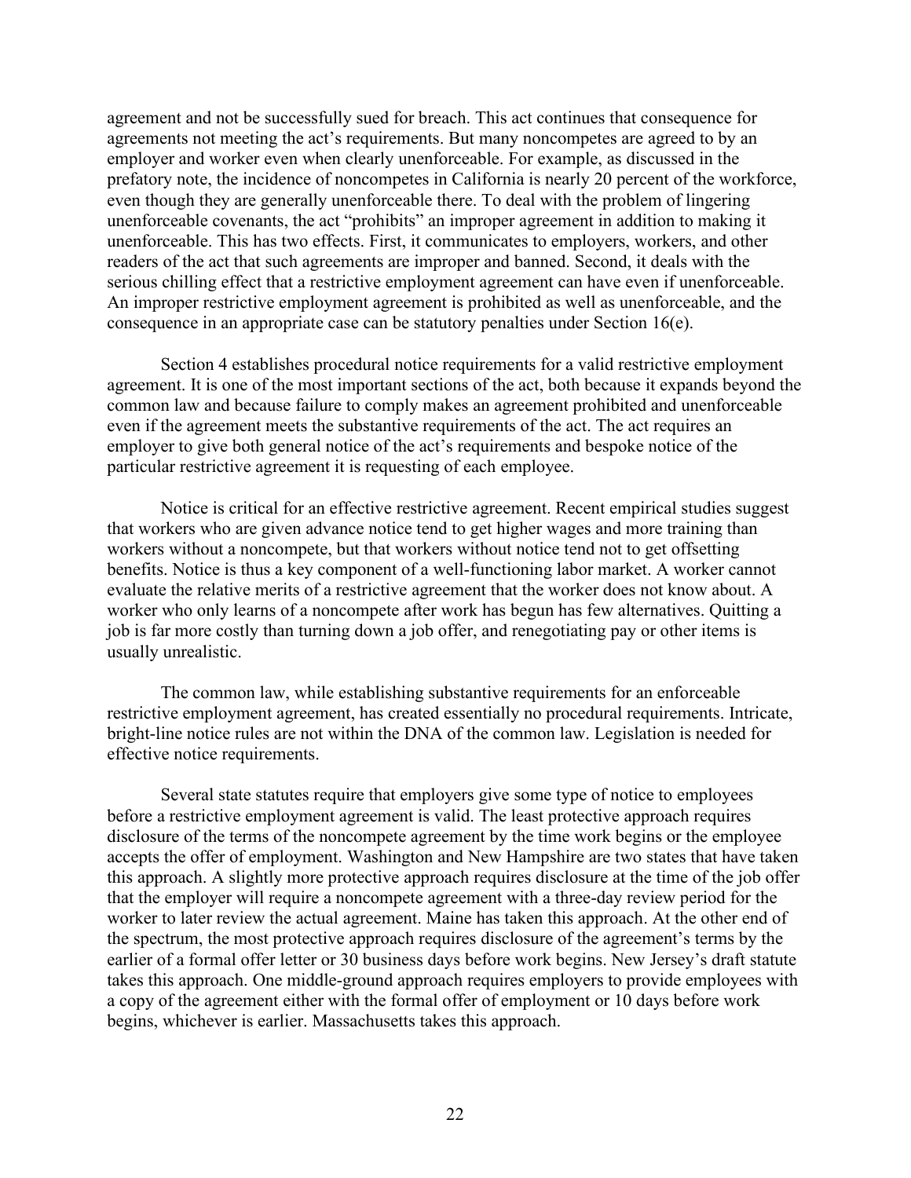agreement and not be successfully sued for breach. This act continues that consequence for agreements not meeting the act's requirements. But many noncompetes are agreed to by an employer and worker even when clearly unenforceable. For example, as discussed in the prefatory note, the incidence of noncompetes in California is nearly 20 percent of the workforce, even though they are generally unenforceable there. To deal with the problem of lingering unenforceable covenants, the act "prohibits" an improper agreement in addition to making it unenforceable. This has two effects. First, it communicates to employers, workers, and other readers of the act that such agreements are improper and banned. Second, it deals with the serious chilling effect that a restrictive employment agreement can have even if unenforceable. An improper restrictive employment agreement is prohibited as well as unenforceable, and the consequence in an appropriate case can be statutory penalties under Section 16(e).

Section 4 establishes procedural notice requirements for a valid restrictive employment agreement. It is one of the most important sections of the act, both because it expands beyond the common law and because failure to comply makes an agreement prohibited and unenforceable even if the agreement meets the substantive requirements of the act. The act requires an employer to give both general notice of the act's requirements and bespoke notice of the particular restrictive agreement it is requesting of each employee.

Notice is critical for an effective restrictive agreement. Recent empirical studies suggest that workers who are given advance notice tend to get higher wages and more training than workers without a noncompete, but that workers without notice tend not to get offsetting benefits. Notice is thus a key component of a well-functioning labor market. A worker cannot evaluate the relative merits of a restrictive agreement that the worker does not know about. A worker who only learns of a noncompete after work has begun has few alternatives. Quitting a job is far more costly than turning down a job offer, and renegotiating pay or other items is usually unrealistic.

The common law, while establishing substantive requirements for an enforceable restrictive employment agreement, has created essentially no procedural requirements. Intricate, bright-line notice rules are not within the DNA of the common law. Legislation is needed for effective notice requirements.

Several state statutes require that employers give some type of notice to employees before a restrictive employment agreement is valid. The least protective approach requires disclosure of the terms of the noncompete agreement by the time work begins or the employee accepts the offer of employment. Washington and New Hampshire are two states that have taken this approach. A slightly more protective approach requires disclosure at the time of the job offer that the employer will require a noncompete agreement with a three-day review period for the worker to later review the actual agreement. Maine has taken this approach. At the other end of the spectrum, the most protective approach requires disclosure of the agreement's terms by the earlier of a formal offer letter or 30 business days before work begins. New Jersey's draft statute takes this approach. One middle-ground approach requires employers to provide employees with a copy of the agreement either with the formal offer of employment or 10 days before work begins, whichever is earlier. Massachusetts takes this approach.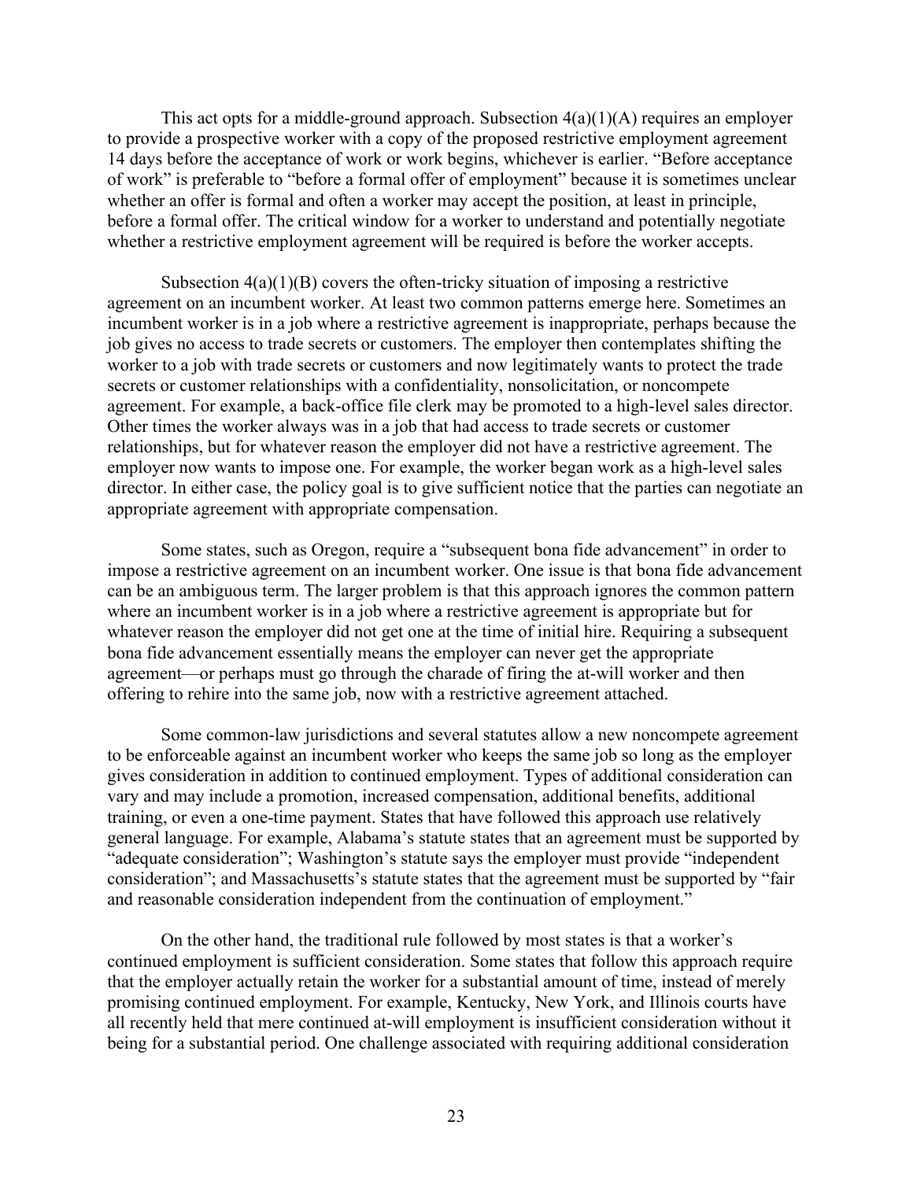This act opts for a middle-ground approach. Subsection 4(a)(1)(A) requires an employer to provide a prospective worker with a copy of the proposed restrictive employment agreement 14 days before the acceptance of work or work begins, whichever is earlier. "Before acceptance of work" is preferable to "before a formal offer of employment" because it is sometimes unclear whether an offer is formal and often a worker may accept the position, at least in principle, before a formal offer. The critical window for a worker to understand and potentially negotiate whether a restrictive employment agreement will be required is before the worker accepts.

Subsection 4(a)(1)(B) covers the often-tricky situation of imposing a restrictive agreement on an incumbent worker. At least two common patterns emerge here. Sometimes an incumbent worker is in a job where a restrictive agreement is inappropriate, perhaps because the job gives no access to trade secrets or customers. The employer then contemplates shifting the worker to a job with trade secrets or customers and now legitimately wants to protect the trade secrets or customer relationships with a confidentiality, nonsolicitation, or noncompete agreement. For example, a back-office file clerk may be promoted to a high-level sales director. Other times the worker always was in a job that had access to trade secrets or customer relationships, but for whatever reason the employer did not have a restrictive agreement. The employer now wants to impose one. For example, the worker began work as a high-level sales director. In either case, the policy goal is to give sufficient notice that the parties can negotiate an appropriate agreement with appropriate compensation.

Some states, such as Oregon, require a "subsequent bona fide advancement" in order to impose a restrictive agreement on an incumbent worker. One issue is that bona fide advancement can be an ambiguous term. The larger problem is that this approach ignores the common pattern where an incumbent worker is in a job where a restrictive agreement is appropriate but for whatever reason the employer did not get one at the time of initial hire. Requiring a subsequent bona fide advancement essentially means the employer can never get the appropriate agreement—or perhaps must go through the charade of firing the at-will worker and then offering to rehire into the same job, now with a restrictive agreement attached.

Some common-law jurisdictions and several statutes allow a new noncompete agreement to be enforceable against an incumbent worker who keeps the same job so long as the employer gives consideration in addition to continued employment. Types of additional consideration can vary and may include a promotion, increased compensation, additional benefits, additional training, or even a one-time payment. States that have followed this approach use relatively general language. For example, Alabama's statute states that an agreement must be supported by "adequate consideration"; Washington's statute says the employer must provide "independent consideration"; and Massachusetts's statute states that the agreement must be supported by "fair and reasonable consideration independent from the continuation of employment."

On the other hand, the traditional rule followed by most states is that a worker's continued employment is sufficient consideration. Some states that follow this approach require that the employer actually retain the worker for a substantial amount of time, instead of merely promising continued employment. For example, Kentucky, New York, and Illinois courts have all recently held that mere continued at-will employment is insufficient consideration without it being for a substantial period. One challenge associated with requiring additional consideration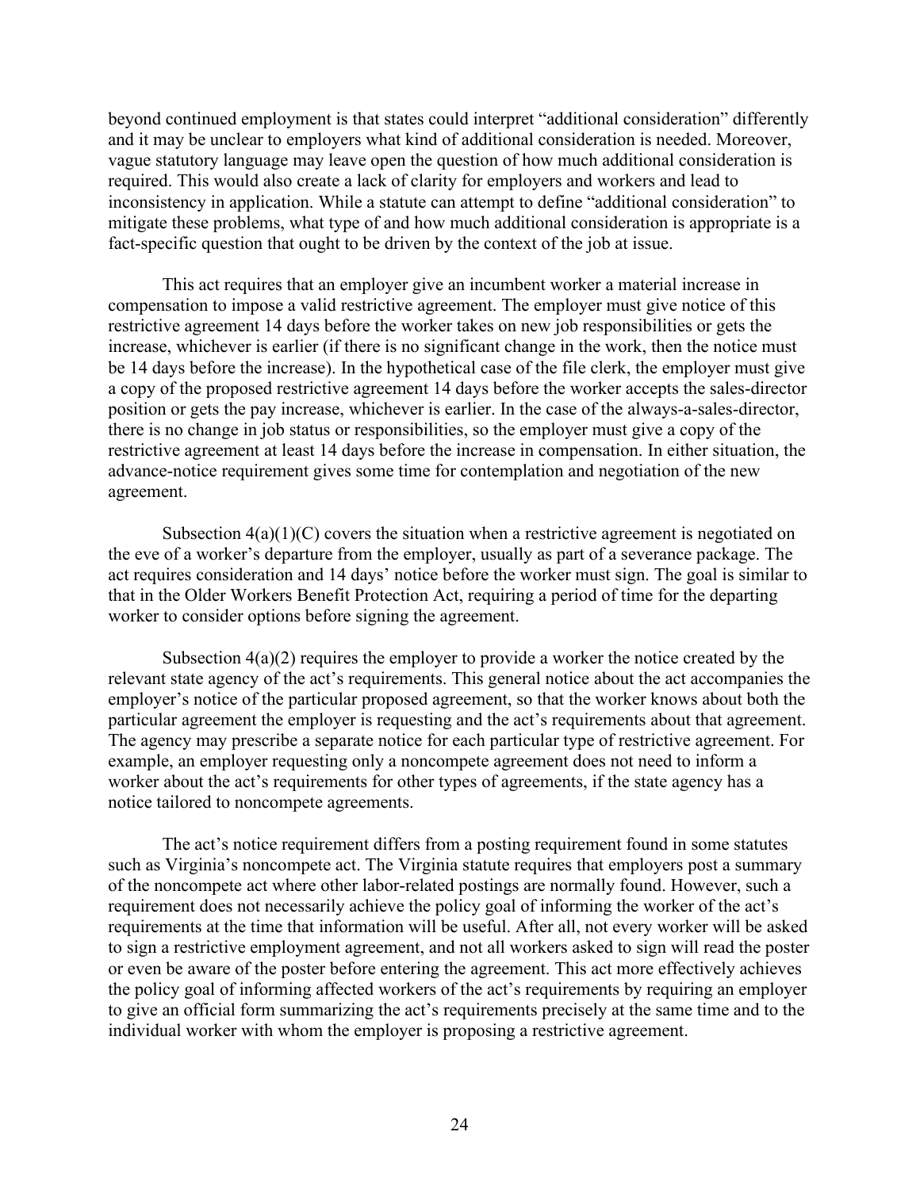beyond continued employment is that states could interpret "additional consideration" differently and it may be unclear to employers what kind of additional consideration is needed. Moreover, vague statutory language may leave open the question of how much additional consideration is required. This would also create a lack of clarity for employers and workers and lead to inconsistency in application. While a statute can attempt to define "additional consideration" to mitigate these problems, what type of and how much additional consideration is appropriate is a fact-specific question that ought to be driven by the context of the job at issue.

This act requires that an employer give an incumbent worker a material increase in compensation to impose a valid restrictive agreement. The employer must give notice of this restrictive agreement 14 days before the worker takes on new job responsibilities or gets the increase, whichever is earlier (if there is no significant change in the work, then the notice must be 14 days before the increase). In the hypothetical case of the file clerk, the employer must give a copy of the proposed restrictive agreement 14 days before the worker accepts the sales-director position or gets the pay increase, whichever is earlier. In the case of the always-a-sales-director, there is no change in job status or responsibilities, so the employer must give a copy of the restrictive agreement at least 14 days before the increase in compensation. In either situation, the advance-notice requirement gives some time for contemplation and negotiation of the new agreement.

Subsection 4(a)(1)(C) covers the situation when a restrictive agreement is negotiated on the eve of a worker's departure from the employer, usually as part of a severance package. The act requires consideration and 14 days' notice before the worker must sign. The goal is similar to that in the Older Workers Benefit Protection Act, requiring a period of time for the departing worker to consider options before signing the agreement.

Subsection 4(a)(2) requires the employer to provide a worker the notice created by the relevant state agency of the act's requirements. This general notice about the act accompanies the employer's notice of the particular proposed agreement, so that the worker knows about both the particular agreement the employer is requesting and the act's requirements about that agreement. The agency may prescribe a separate notice for each particular type of restrictive agreement. For example, an employer requesting only a noncompete agreement does not need to inform a worker about the act's requirements for other types of agreements, if the state agency has a notice tailored to noncompete agreements.

The act's notice requirement differs from a posting requirement found in some statutes such as Virginia's noncompete act. The Virginia statute requires that employers post a summary of the noncompete act where other labor-related postings are normally found. However, such a requirement does not necessarily achieve the policy goal of informing the worker of the act's requirements at the time that information will be useful. After all, not every worker will be asked to sign a restrictive employment agreement, and not all workers asked to sign will read the poster or even be aware of the poster before entering the agreement. This act more effectively achieves the policy goal of informing affected workers of the act's requirements by requiring an employer to give an official form summarizing the act's requirements precisely at the same time and to the individual worker with whom the employer is proposing a restrictive agreement.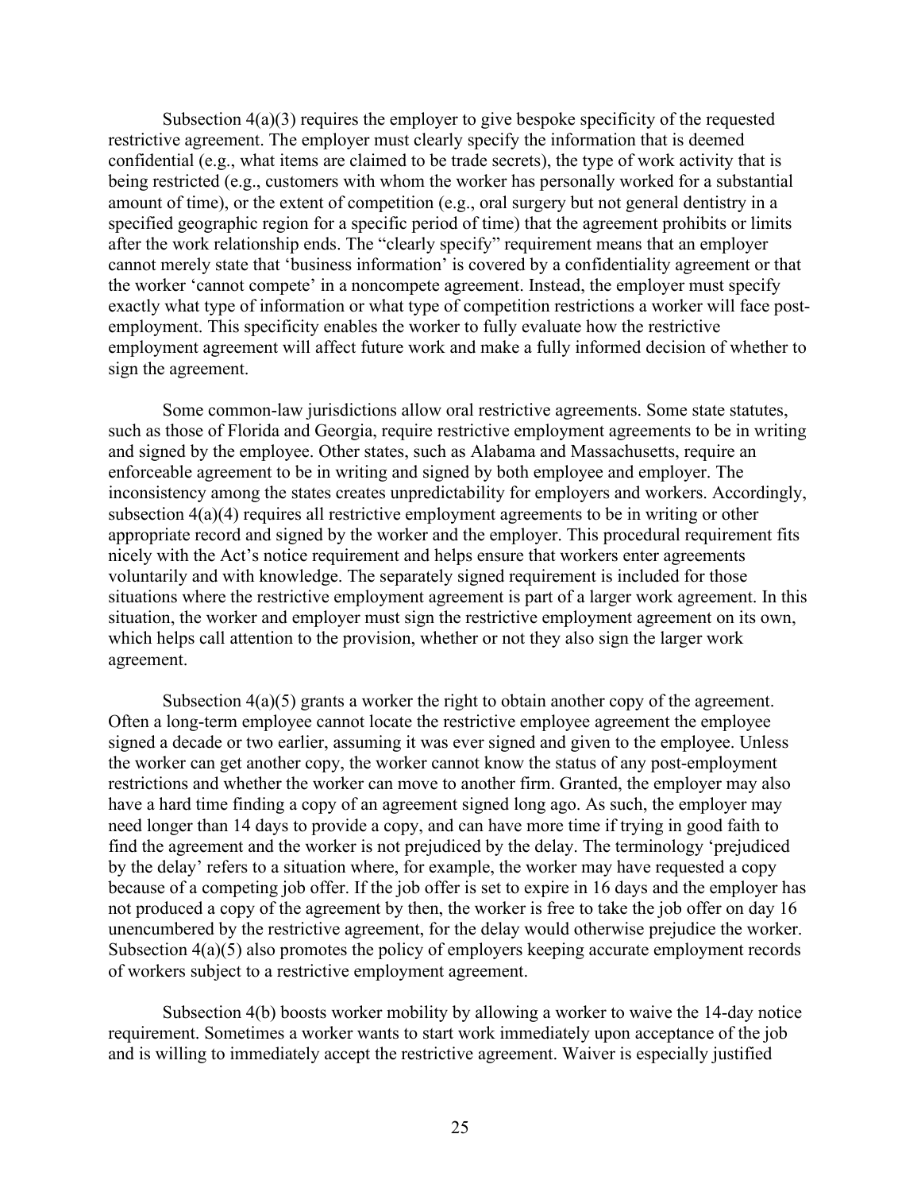Subsection 4(a)(3) requires the employer to give bespoke specificity of the requested restrictive agreement. The employer must clearly specify the information that is deemed confidential (e.g., what items are claimed to be trade secrets), the type of work activity that is being restricted (e.g., customers with whom the worker has personally worked for a substantial amount of time), or the extent of competition (e.g., oral surgery but not general dentistry in a specified geographic region for a specific period of time) that the agreement prohibits or limits after the work relationship ends. The "clearly specify" requirement means that an employer cannot merely state that 'business information' is covered by a confidentiality agreement or that the worker 'cannot compete' in a noncompete agreement. Instead, the employer must specify exactly what type of information or what type of competition restrictions a worker will face post-employment. This specificity enables the worker to fully evaluate how the restrictive employment agreement will affect future work and make a fully informed decision of whether to sign the agreement.

Some common-law jurisdictions allow oral restrictive agreements. Some state statutes, such as those of Florida and Georgia, require restrictive employment agreements to be in writing and signed by the employee. Other states, such as Alabama and Massachusetts, require an enforceable agreement to be in writing and signed by both employee and employer. The inconsistency among the states creates unpredictability for employers and workers. Accordingly, subsection 4(a)(4) requires all restrictive employment agreements to be in writing or other appropriate record and signed by the worker and the employer. This procedural requirement fits nicely with the Act's notice requirement and helps ensure that workers enter agreements voluntarily and with knowledge. The separately signed requirement is included for those situations where the restrictive employment agreement is part of a larger work agreement. In this situation, the worker and employer must sign the restrictive employment agreement on its own, which helps call attention to the provision, whether or not they also sign the larger work agreement.

Subsection 4(a)(5) grants a worker the right to obtain another copy of the agreement. Often a long-term employee cannot locate the restrictive employee agreement the employee signed a decade or two earlier, assuming it was ever signed and given to the employee. Unless the worker can get another copy, the worker cannot know the status of any post-employment restrictions and whether the worker can move to another firm. Granted, the employer may also have a hard time finding a copy of an agreement signed long ago. As such, the employer may need longer than 14 days to provide a copy, and can have more time if trying in good faith to find the agreement and the worker is not prejudiced by the delay. The terminology 'prejudiced by the delay' refers to a situation where, for example, the worker may have requested a copy because of a competing job offer. If the job offer is set to expire in 16 days and the employer has not produced a copy of the agreement by then, the worker is free to take the job offer on day 16 unencumbered by the restrictive agreement, for the delay would otherwise prejudice the worker. Subsection 4(a)(5) also promotes the policy of employers keeping accurate employment records of workers subject to a restrictive employment agreement.

Subsection 4(b) boosts worker mobility by allowing a worker to waive the 14-day notice requirement. Sometimes a worker wants to start work immediately upon acceptance of the job and is willing to immediately accept the restrictive agreement. Waiver is especially justified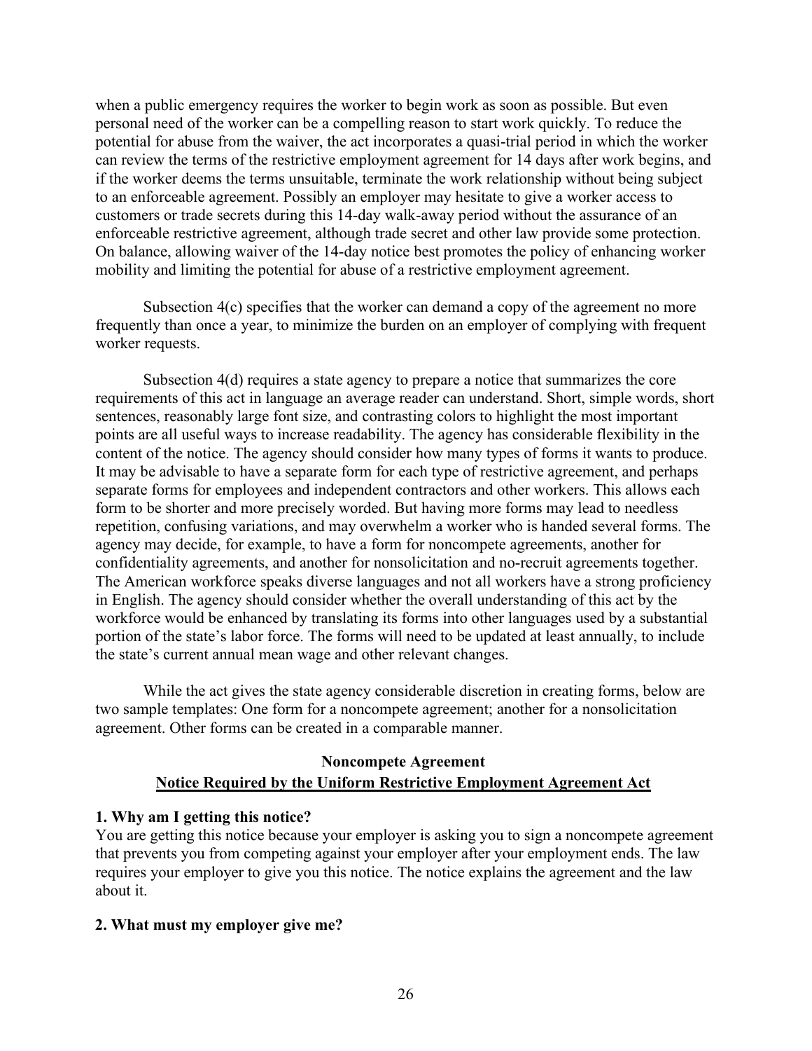when a public emergency requires the worker to begin work as soon as possible. But even personal need of the worker can be a compelling reason to start work quickly. To reduce the potential for abuse from the waiver, the act incorporates a quasi-trial period in which the worker can review the terms of the restrictive employment agreement for 14 days after work begins, and if the worker deems the terms unsuitable, terminate the work relationship without being subject to an enforceable agreement. Possibly an employer may hesitate to give a worker access to customers or trade secrets during this 14-day walk-away period without the assurance of an enforceable restrictive agreement, although trade secret and other law provide some protection. On balance, allowing waiver of the 14-day notice best promotes the policy of enhancing worker mobility and limiting the potential for abuse of a restrictive employment agreement.

Subsection 4(c) specifies that the worker can demand a copy of the agreement no more frequently than once a year, to minimize the burden on an employer of complying with frequent worker requests.

Subsection 4(d) requires a state agency to prepare a notice that summarizes the core requirements of this act in language an average reader can understand. Short, simple words, short sentences, reasonably large font size, and contrasting colors to highlight the most important points are all useful ways to increase readability. The agency has considerable flexibility in the content of the notice. The agency should consider how many types of forms it wants to produce. It may be advisable to have a separate form for each type of restrictive agreement, and perhaps separate forms for employees and independent contractors and other workers. This allows each form to be shorter and more precisely worded. But having more forms may lead to needless repetition, confusing variations, and may overwhelm a worker who is handed several forms. The agency may decide, for example, to have a form for noncompete agreements, another for confidentiality agreements, and another for nonsolicitation and no-recruit agreements together. The American workforce speaks diverse languages and not all workers have a strong proficiency in English. The agency should consider whether the overall understanding of this act by the workforce would be enhanced by translating its forms into other languages used by a substantial portion of the state's labor force. The forms will need to be updated at least annually, to include the state's current annual mean wage and other relevant changes.

While the act gives the state agency considerable discretion in creating forms, below are two sample templates: One form for a noncompete agreement; another for a nonsolicitation agreement. Other forms can be created in a comparable manner.

**Noncompete Agreement**

**<u>Notice Required by the Uniform Restrictive Employment Agreement Act</u>**

**1. Why am I getting this notice?**

You are getting this notice because your employer is asking you to sign a noncompete agreement that prevents you from competing against your employer after your employment ends. The law requires your employer to give you this notice. The notice explains the agreement and the law about it.

**2. What must my employer give me?**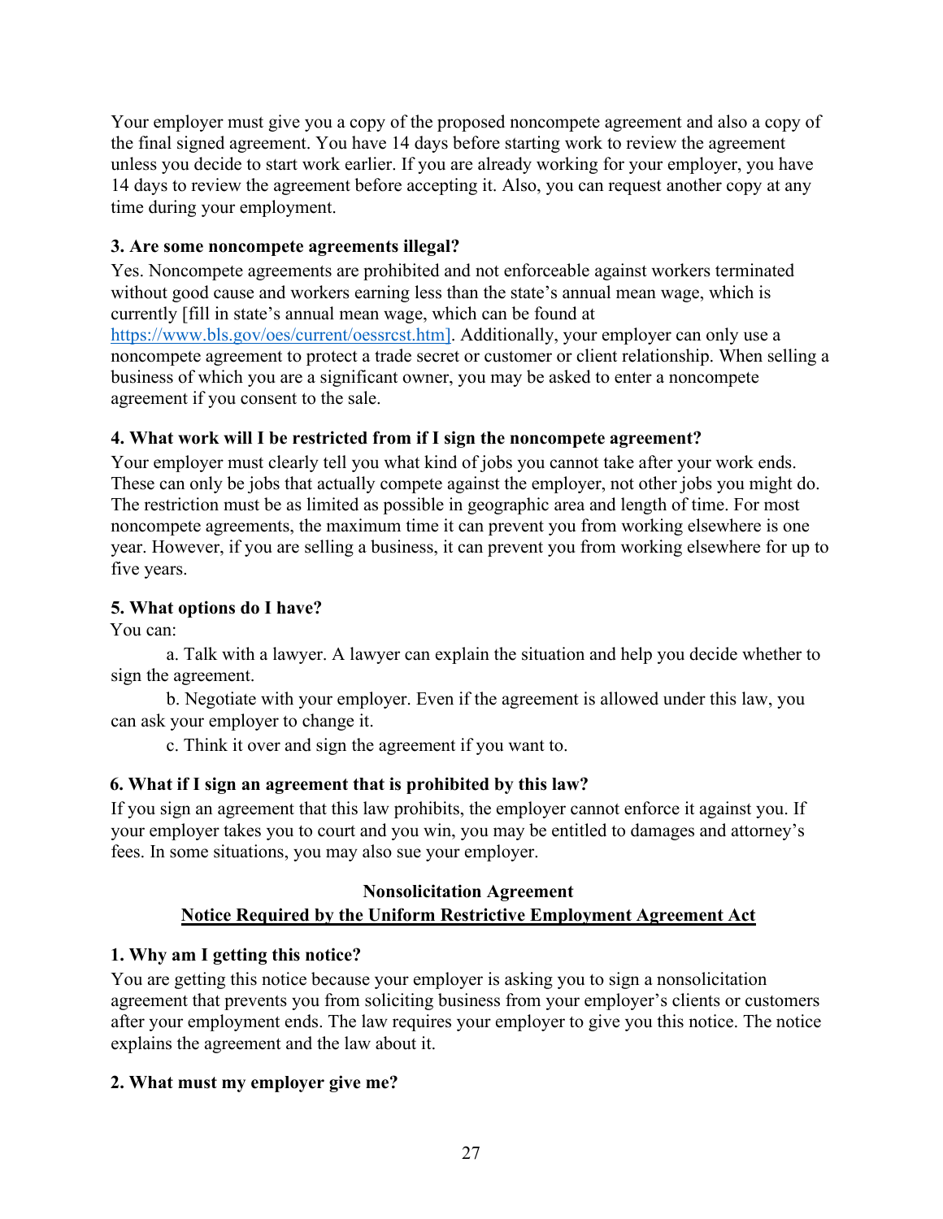Your employer must give you a copy of the proposed noncompete agreement and also a copy of the final signed agreement. You have 14 days before starting work to review the agreement unless you decide to start work earlier. If you are already working for your employer, you have 14 days to review the agreement before accepting it. Also, you can request another copy at any time during your employment.

**3. Are some noncompete agreements illegal?**

Yes. Noncompete agreements are prohibited and not enforceable against workers terminated without good cause and workers earning less than the state's annual mean wage, which is currently [fill in state's annual mean wage, which can be found at https://www.bls.gov/oes/current/oessrcst.htm]. Additionally, your employer can only use a noncompete agreement to protect a trade secret or customer or client relationship. When selling a business of which you are a significant owner, you may be asked to enter a noncompete agreement if you consent to the sale.

**4. What work will I be restricted from if I sign the noncompete agreement?**

Your employer must clearly tell you what kind of jobs you cannot take after your work ends. These can only be jobs that actually compete against the employer, not other jobs you might do. The restriction must be as limited as possible in geographic area and length of time. For most noncompete agreements, the maximum time it can prevent you from working elsewhere is one year. However, if you are selling a business, it can prevent you from working elsewhere for up to five years.

**5. What options do I have?**

You can:

a. Talk with a lawyer. A lawyer can explain the situation and help you decide whether to sign the agreement.

b. Negotiate with your employer. Even if the agreement is allowed under this law, you can ask your employer to change it.

c. Think it over and sign the agreement if you want to.

**6. What if I sign an agreement that is prohibited by this law?**

If you sign an agreement that this law prohibits, the employer cannot enforce it against you. If your employer takes you to court and you win, you may be entitled to damages and attorney's fees. In some situations, you may also sue your employer.

**Nonsolicitation Agreement**
**<u>Notice Required by the Uniform Restrictive Employment Agreement Act</u>**

**1. Why am I getting this notice?**

You are getting this notice because your employer is asking you to sign a nonsolicitation agreement that prevents you from soliciting business from your employer's clients or customers after your employment ends. The law requires your employer to give you this notice. The notice explains the agreement and the law about it.

**2. What must my employer give me?**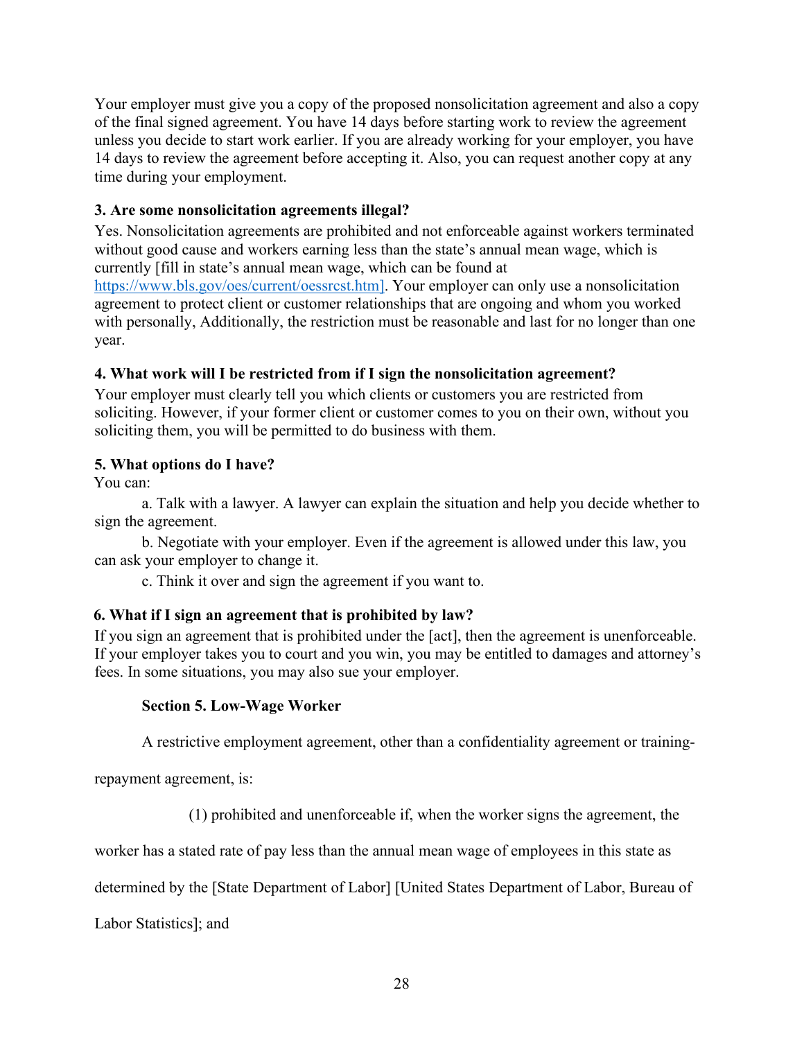Your employer must give you a copy of the proposed nonsolicitation agreement and also a copy of the final signed agreement. You have 14 days before starting work to review the agreement unless you decide to start work earlier. If you are already working for your employer, you have 14 days to review the agreement before accepting it. Also, you can request another copy at any time during your employment.

**3. Are some nonsolicitation agreements illegal?**

Yes. Nonsolicitation agreements are prohibited and not enforceable against workers terminated without good cause and workers earning less than the state's annual mean wage, which is currently [fill in state's annual mean wage, which can be found at https://www.bls.gov/oes/current/oessrcst.htm]. Your employer can only use a nonsolicitation agreement to protect client or customer relationships that are ongoing and whom you worked with personally, Additionally, the restriction must be reasonable and last for no longer than one year.

**4. What work will I be restricted from if I sign the nonsolicitation agreement?**

Your employer must clearly tell you which clients or customers you are restricted from soliciting. However, if your former client or customer comes to you on their own, without you soliciting them, you will be permitted to do business with them.

**5. What options do I have?**

You can:

a. Talk with a lawyer. A lawyer can explain the situation and help you decide whether to sign the agreement.

b. Negotiate with your employer. Even if the agreement is allowed under this law, you can ask your employer to change it.

c. Think it over and sign the agreement if you want to.

**6. What if I sign an agreement that is prohibited by law?**

If you sign an agreement that is prohibited under the [act], then the agreement is unenforceable. If your employer takes you to court and you win, you may be entitled to damages and attorney's fees. In some situations, you may also sue your employer.

**Section 5. Low-Wage Worker**

A restrictive employment agreement, other than a confidentiality agreement or training-repayment agreement, is:

(1) prohibited and unenforceable if, when the worker signs the agreement, the worker has a stated rate of pay less than the annual mean wage of employees in this state as determined by the [State Department of Labor] [United States Department of Labor, Bureau of Labor Statistics]; and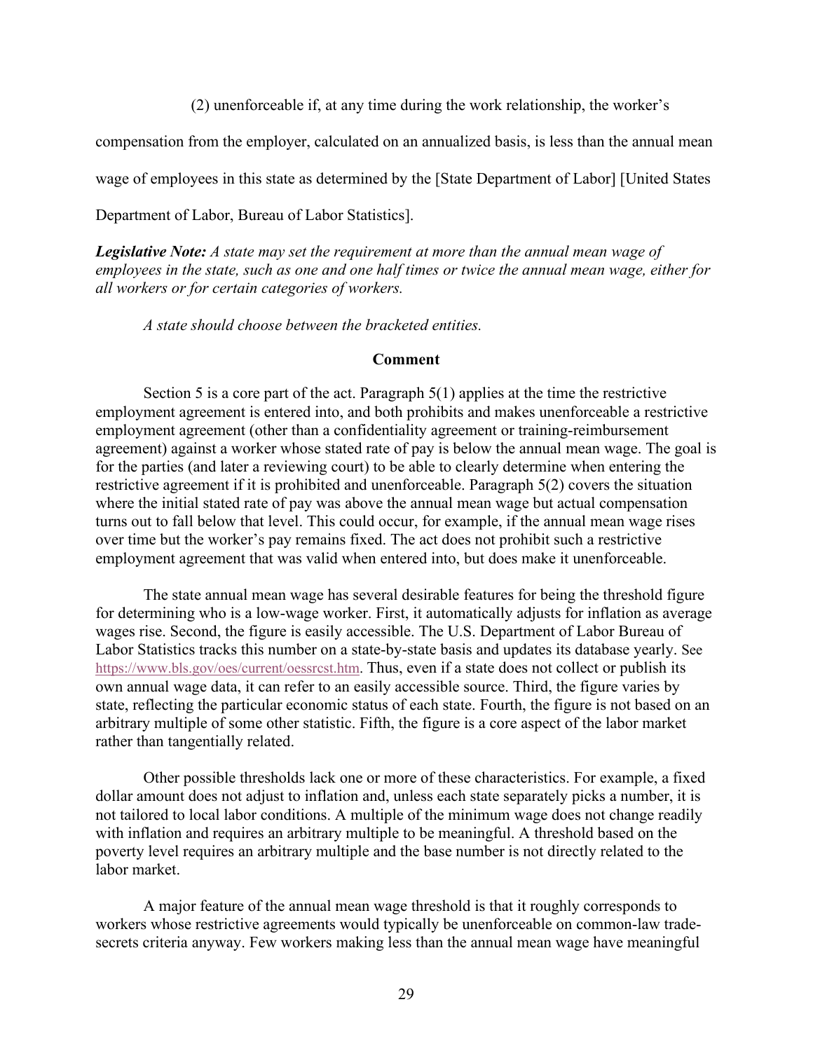(2) unenforceable if, at any time during the work relationship, the worker's compensation from the employer, calculated on an annualized basis, is less than the annual mean wage of employees in this state as determined by the [State Department of Labor] [United States Department of Labor, Bureau of Labor Statistics].

***Legislative Note:*** *A state may set the requirement at more than the annual mean wage of employees in the state, such as one and one half times or twice the annual mean wage, either for all workers or for certain categories of workers.*

*A state should choose between the bracketed entities.*

**Comment**

Section 5 is a core part of the act. Paragraph 5(1) applies at the time the restrictive employment agreement is entered into, and both prohibits and makes unenforceable a restrictive employment agreement (other than a confidentiality agreement or training-reimbursement agreement) against a worker whose stated rate of pay is below the annual mean wage. The goal is for the parties (and later a reviewing court) to be able to clearly determine when entering the restrictive agreement if it is prohibited and unenforceable. Paragraph 5(2) covers the situation where the initial stated rate of pay was above the annual mean wage but actual compensation turns out to fall below that level. This could occur, for example, if the annual mean wage rises over time but the worker's pay remains fixed. The act does not prohibit such a restrictive employment agreement that was valid when entered into, but does make it unenforceable.

The state annual mean wage has several desirable features for being the threshold figure for determining who is a low-wage worker. First, it automatically adjusts for inflation as average wages rise. Second, the figure is easily accessible. The U.S. Department of Labor Bureau of Labor Statistics tracks this number on a state-by-state basis and updates its database yearly. See https://www.bls.gov/oes/current/oessrcst.htm. Thus, even if a state does not collect or publish its own annual wage data, it can refer to an easily accessible source. Third, the figure varies by state, reflecting the particular economic status of each state. Fourth, the figure is not based on an arbitrary multiple of some other statistic. Fifth, the figure is a core aspect of the labor market rather than tangentially related.

Other possible thresholds lack one or more of these characteristics. For example, a fixed dollar amount does not adjust to inflation and, unless each state separately picks a number, it is not tailored to local labor conditions. A multiple of the minimum wage does not change readily with inflation and requires an arbitrary multiple to be meaningful. A threshold based on the poverty level requires an arbitrary multiple and the base number is not directly related to the labor market.

A major feature of the annual mean wage threshold is that it roughly corresponds to workers whose restrictive agreements would typically be unenforceable on common-law trade-secrets criteria anyway. Few workers making less than the annual mean wage have meaningful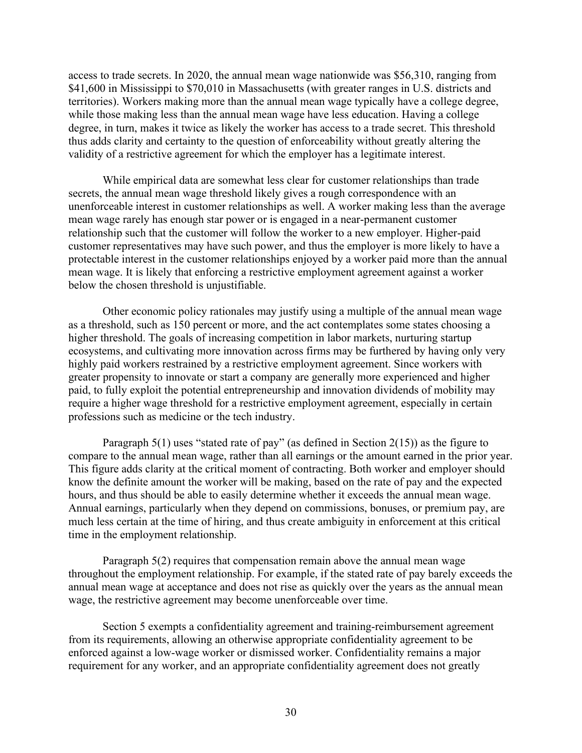access to trade secrets. In 2020, the annual mean wage nationwide was $56,310, ranging from $41,600 in Mississippi to $70,010 in Massachusetts (with greater ranges in U.S. districts and territories). Workers making more than the annual mean wage typically have a college degree, while those making less than the annual mean wage have less education. Having a college degree, in turn, makes it twice as likely the worker has access to a trade secret. This threshold thus adds clarity and certainty to the question of enforceability without greatly altering the validity of a restrictive agreement for which the employer has a legitimate interest.

While empirical data are somewhat less clear for customer relationships than trade secrets, the annual mean wage threshold likely gives a rough correspondence with an unenforceable interest in customer relationships as well. A worker making less than the average mean wage rarely has enough star power or is engaged in a near-permanent customer relationship such that the customer will follow the worker to a new employer. Higher-paid customer representatives may have such power, and thus the employer is more likely to have a protectable interest in the customer relationships enjoyed by a worker paid more than the annual mean wage. It is likely that enforcing a restrictive employment agreement against a worker below the chosen threshold is unjustifiable.

Other economic policy rationales may justify using a multiple of the annual mean wage as a threshold, such as 150 percent or more, and the act contemplates some states choosing a higher threshold. The goals of increasing competition in labor markets, nurturing startup ecosystems, and cultivating more innovation across firms may be furthered by having only very highly paid workers restrained by a restrictive employment agreement. Since workers with greater propensity to innovate or start a company are generally more experienced and higher paid, to fully exploit the potential entrepreneurship and innovation dividends of mobility may require a higher wage threshold for a restrictive employment agreement, especially in certain professions such as medicine or the tech industry.

Paragraph 5(1) uses "stated rate of pay" (as defined in Section 2(15)) as the figure to compare to the annual mean wage, rather than all earnings or the amount earned in the prior year. This figure adds clarity at the critical moment of contracting. Both worker and employer should know the definite amount the worker will be making, based on the rate of pay and the expected hours, and thus should be able to easily determine whether it exceeds the annual mean wage. Annual earnings, particularly when they depend on commissions, bonuses, or premium pay, are much less certain at the time of hiring, and thus create ambiguity in enforcement at this critical time in the employment relationship.

Paragraph 5(2) requires that compensation remain above the annual mean wage throughout the employment relationship. For example, if the stated rate of pay barely exceeds the annual mean wage at acceptance and does not rise as quickly over the years as the annual mean wage, the restrictive agreement may become unenforceable over time.

Section 5 exempts a confidentiality agreement and training-reimbursement agreement from its requirements, allowing an otherwise appropriate confidentiality agreement to be enforced against a low-wage worker or dismissed worker. Confidentiality remains a major requirement for any worker, and an appropriate confidentiality agreement does not greatly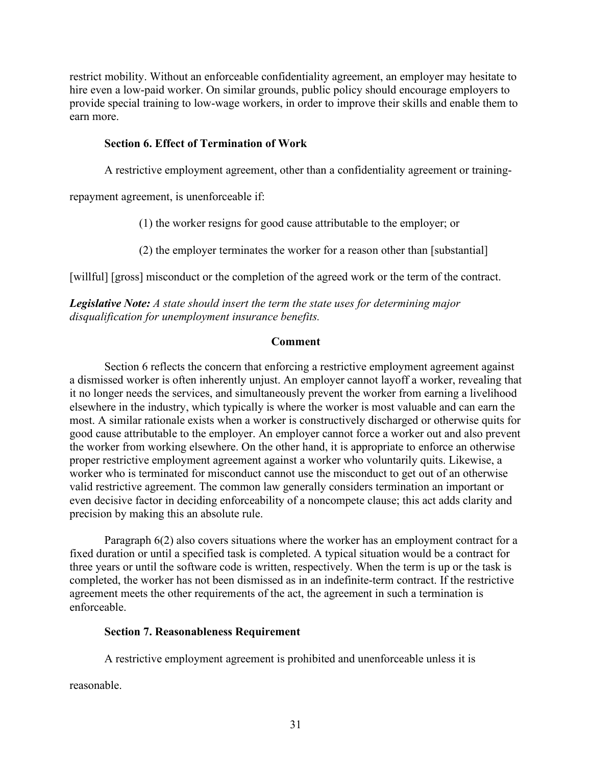restrict mobility. Without an enforceable confidentiality agreement, an employer may hesitate to hire even a low-paid worker. On similar grounds, public policy should encourage employers to provide special training to low-wage workers, in order to improve their skills and enable them to earn more.

### Section 6. Effect of Termination of Work

A restrictive employment agreement, other than a confidentiality agreement or training-repayment agreement, is unenforceable if:

(1) the worker resigns for good cause attributable to the employer; or

(2) the employer terminates the worker for a reason other than [substantial] [willful] [gross] misconduct or the completion of the agreed work or the term of the contract.

***Legislative Note:*** *A state should insert the term the state uses for determining major disqualification for unemployment insurance benefits.*

#### Comment

Section 6 reflects the concern that enforcing a restrictive employment agreement against a dismissed worker is often inherently unjust. An employer cannot layoff a worker, revealing that it no longer needs the services, and simultaneously prevent the worker from earning a livelihood elsewhere in the industry, which typically is where the worker is most valuable and can earn the most. A similar rationale exists when a worker is constructively discharged or otherwise quits for good cause attributable to the employer. An employer cannot force a worker out and also prevent the worker from working elsewhere. On the other hand, it is appropriate to enforce an otherwise proper restrictive employment agreement against a worker who voluntarily quits. Likewise, a worker who is terminated for misconduct cannot use the misconduct to get out of an otherwise valid restrictive agreement. The common law generally considers termination an important or even decisive factor in deciding enforceability of a noncompete clause; this act adds clarity and precision by making this an absolute rule.

Paragraph 6(2) also covers situations where the worker has an employment contract for a fixed duration or until a specified task is completed. A typical situation would be a contract for three years or until the software code is written, respectively. When the term is up or the task is completed, the worker has not been dismissed as in an indefinite-term contract. If the restrictive agreement meets the other requirements of the act, the agreement in such a termination is enforceable.

### Section 7. Reasonableness Requirement

A restrictive employment agreement is prohibited and unenforceable unless it is reasonable.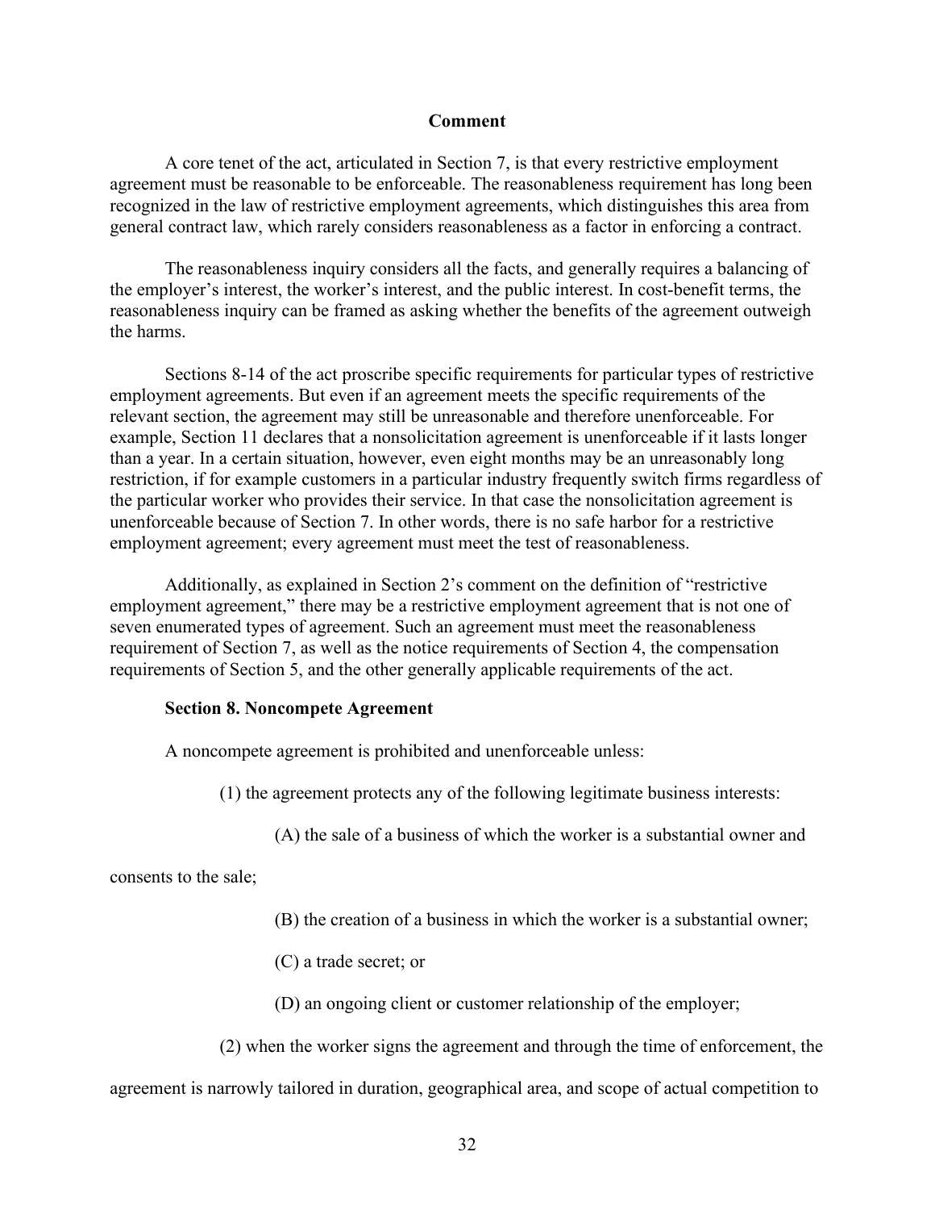**Comment**

A core tenet of the act, articulated in Section 7, is that every restrictive employment agreement must be reasonable to be enforceable. The reasonableness requirement has long been recognized in the law of restrictive employment agreements, which distinguishes this area from general contract law, which rarely considers reasonableness as a factor in enforcing a contract.

The reasonableness inquiry considers all the facts, and generally requires a balancing of the employer's interest, the worker's interest, and the public interest. In cost-benefit terms, the reasonableness inquiry can be framed as asking whether the benefits of the agreement outweigh the harms.

Sections 8-14 of the act proscribe specific requirements for particular types of restrictive employment agreements. But even if an agreement meets the specific requirements of the relevant section, the agreement may still be unreasonable and therefore unenforceable. For example, Section 11 declares that a nonsolicitation agreement is unenforceable if it lasts longer than a year. In a certain situation, however, even eight months may be an unreasonably long restriction, if for example customers in a particular industry frequently switch firms regardless of the particular worker who provides their service. In that case the nonsolicitation agreement is unenforceable because of Section 7. In other words, there is no safe harbor for a restrictive employment agreement; every agreement must meet the test of reasonableness.

Additionally, as explained in Section 2's comment on the definition of "restrictive employment agreement," there may be a restrictive employment agreement that is not one of seven enumerated types of agreement. Such an agreement must meet the reasonableness requirement of Section 7, as well as the notice requirements of Section 4, the compensation requirements of Section 5, and the other generally applicable requirements of the act.

**Section 8. Noncompete Agreement**

A noncompete agreement is prohibited and unenforceable unless:

(1) the agreement protects any of the following legitimate business interests:

(A) the sale of a business of which the worker is a substantial owner and consents to the sale;

(B) the creation of a business in which the worker is a substantial owner;

(C) a trade secret; or

(D) an ongoing client or customer relationship of the employer;

(2) when the worker signs the agreement and through the time of enforcement, the agreement is narrowly tailored in duration, geographical area, and scope of actual competition to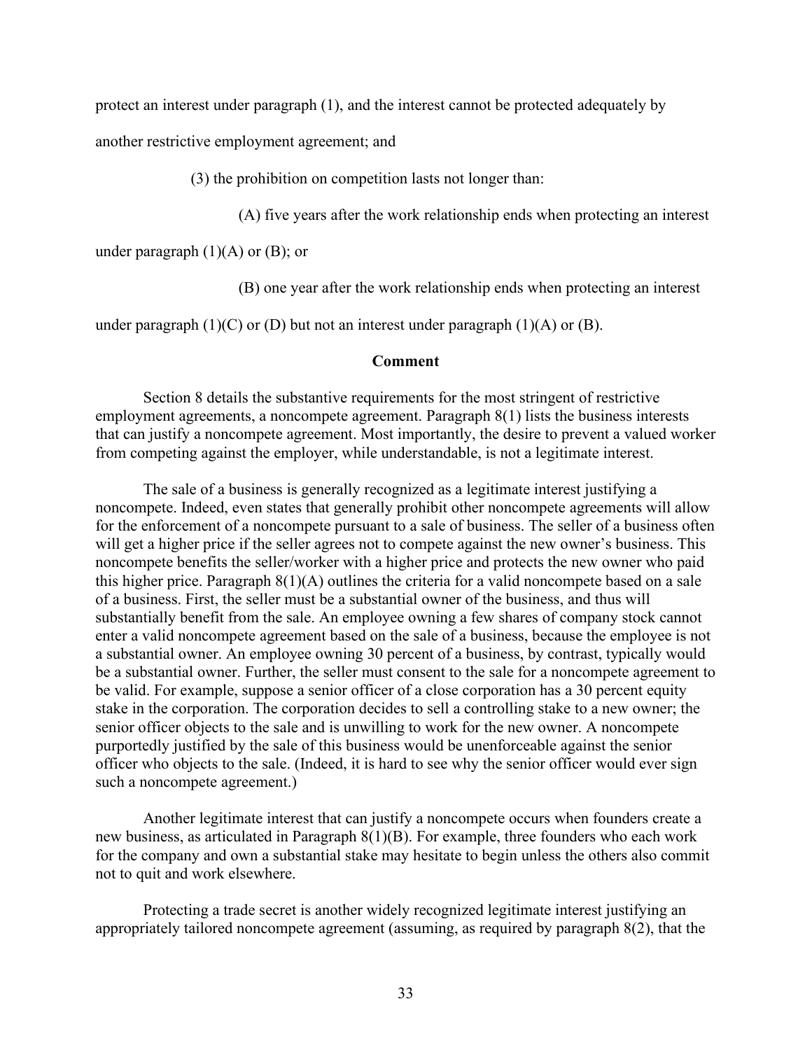protect an interest under paragraph (1), and the interest cannot be protected adequately by another restrictive employment agreement; and

(3) the prohibition on competition lasts not longer than:

(A) five years after the work relationship ends when protecting an interest under paragraph (1)(A) or (B); or

(B) one year after the work relationship ends when protecting an interest under paragraph (1)(C) or (D) but not an interest under paragraph (1)(A) or (B).

**Comment**

Section 8 details the substantive requirements for the most stringent of restrictive employment agreements, a noncompete agreement. Paragraph 8(1) lists the business interests that can justify a noncompete agreement. Most importantly, the desire to prevent a valued worker from competing against the employer, while understandable, is not a legitimate interest.

The sale of a business is generally recognized as a legitimate interest justifying a noncompete. Indeed, even states that generally prohibit other noncompete agreements will allow for the enforcement of a noncompete pursuant to a sale of business. The seller of a business often will get a higher price if the seller agrees not to compete against the new owner's business. This noncompete benefits the seller/worker with a higher price and protects the new owner who paid this higher price. Paragraph 8(1)(A) outlines the criteria for a valid noncompete based on a sale of a business. First, the seller must be a substantial owner of the business, and thus will substantially benefit from the sale. An employee owning a few shares of company stock cannot enter a valid noncompete agreement based on the sale of a business, because the employee is not a substantial owner. An employee owning 30 percent of a business, by contrast, typically would be a substantial owner. Further, the seller must consent to the sale for a noncompete agreement to be valid. For example, suppose a senior officer of a close corporation has a 30 percent equity stake in the corporation. The corporation decides to sell a controlling stake to a new owner; the senior officer objects to the sale and is unwilling to work for the new owner. A noncompete purportedly justified by the sale of this business would be unenforceable against the senior officer who objects to the sale. (Indeed, it is hard to see why the senior officer would ever sign such a noncompete agreement.)

Another legitimate interest that can justify a noncompete occurs when founders create a new business, as articulated in Paragraph 8(1)(B). For example, three founders who each work for the company and own a substantial stake may hesitate to begin unless the others also commit not to quit and work elsewhere.

Protecting a trade secret is another widely recognized legitimate interest justifying an appropriately tailored noncompete agreement (assuming, as required by paragraph 8(2), that the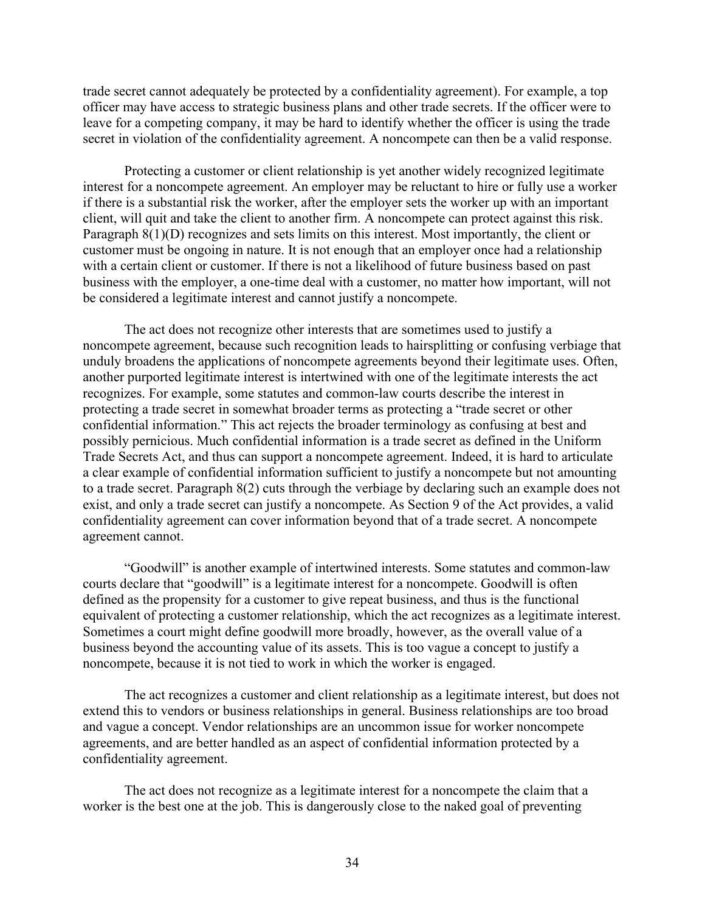trade secret cannot adequately be protected by a confidentiality agreement). For example, a top officer may have access to strategic business plans and other trade secrets. If the officer were to leave for a competing company, it may be hard to identify whether the officer is using the trade secret in violation of the confidentiality agreement. A noncompete can then be a valid response.

Protecting a customer or client relationship is yet another widely recognized legitimate interest for a noncompete agreement. An employer may be reluctant to hire or fully use a worker if there is a substantial risk the worker, after the employer sets the worker up with an important client, will quit and take the client to another firm. A noncompete can protect against this risk. Paragraph 8(1)(D) recognizes and sets limits on this interest. Most importantly, the client or customer must be ongoing in nature. It is not enough that an employer once had a relationship with a certain client or customer. If there is not a likelihood of future business based on past business with the employer, a one-time deal with a customer, no matter how important, will not be considered a legitimate interest and cannot justify a noncompete.

The act does not recognize other interests that are sometimes used to justify a noncompete agreement, because such recognition leads to hairsplitting or confusing verbiage that unduly broadens the applications of noncompete agreements beyond their legitimate uses. Often, another purported legitimate interest is intertwined with one of the legitimate interests the act recognizes. For example, some statutes and common-law courts describe the interest in protecting a trade secret in somewhat broader terms as protecting a "trade secret or other confidential information." This act rejects the broader terminology as confusing at best and possibly pernicious. Much confidential information is a trade secret as defined in the Uniform Trade Secrets Act, and thus can support a noncompete agreement. Indeed, it is hard to articulate a clear example of confidential information sufficient to justify a noncompete but not amounting to a trade secret. Paragraph 8(2) cuts through the verbiage by declaring such an example does not exist, and only a trade secret can justify a noncompete. As Section 9 of the Act provides, a valid confidentiality agreement can cover information beyond that of a trade secret. A noncompete agreement cannot.

"Goodwill" is another example of intertwined interests. Some statutes and common-law courts declare that "goodwill" is a legitimate interest for a noncompete. Goodwill is often defined as the propensity for a customer to give repeat business, and thus is the functional equivalent of protecting a customer relationship, which the act recognizes as a legitimate interest. Sometimes a court might define goodwill more broadly, however, as the overall value of a business beyond the accounting value of its assets. This is too vague a concept to justify a noncompete, because it is not tied to work in which the worker is engaged.

The act recognizes a customer and client relationship as a legitimate interest, but does not extend this to vendors or business relationships in general. Business relationships are too broad and vague a concept. Vendor relationships are an uncommon issue for worker noncompete agreements, and are better handled as an aspect of confidential information protected by a confidentiality agreement.

The act does not recognize as a legitimate interest for a noncompete the claim that a worker is the best one at the job. This is dangerously close to the naked goal of preventing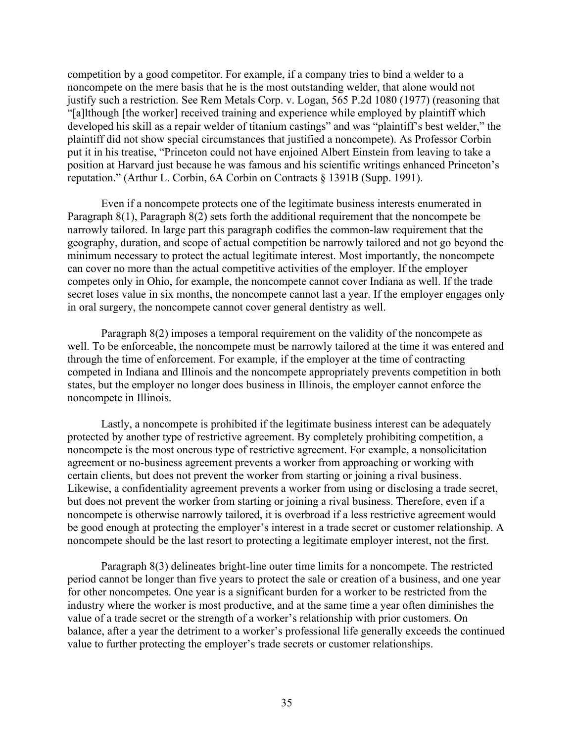competition by a good competitor. For example, if a company tries to bind a welder to a noncompete on the mere basis that he is the most outstanding welder, that alone would not justify such a restriction. See Rem Metals Corp. v. Logan, 565 P.2d 1080 (1977) (reasoning that "[a]lthough [the worker] received training and experience while employed by plaintiff which developed his skill as a repair welder of titanium castings" and was "plaintiff's best welder," the plaintiff did not show special circumstances that justified a noncompete). As Professor Corbin put it in his treatise, "Princeton could not have enjoined Albert Einstein from leaving to take a position at Harvard just because he was famous and his scientific writings enhanced Princeton's reputation." (Arthur L. Corbin, 6A Corbin on Contracts § 1391B (Supp. 1991).

Even if a noncompete protects one of the legitimate business interests enumerated in Paragraph 8(1), Paragraph 8(2) sets forth the additional requirement that the noncompete be narrowly tailored. In large part this paragraph codifies the common-law requirement that the geography, duration, and scope of actual competition be narrowly tailored and not go beyond the minimum necessary to protect the actual legitimate interest. Most importantly, the noncompete can cover no more than the actual competitive activities of the employer. If the employer competes only in Ohio, for example, the noncompete cannot cover Indiana as well. If the trade secret loses value in six months, the noncompete cannot last a year. If the employer engages only in oral surgery, the noncompete cannot cover general dentistry as well.

Paragraph 8(2) imposes a temporal requirement on the validity of the noncompete as well. To be enforceable, the noncompete must be narrowly tailored at the time it was entered and through the time of enforcement. For example, if the employer at the time of contracting competed in Indiana and Illinois and the noncompete appropriately prevents competition in both states, but the employer no longer does business in Illinois, the employer cannot enforce the noncompete in Illinois.

Lastly, a noncompete is prohibited if the legitimate business interest can be adequately protected by another type of restrictive agreement. By completely prohibiting competition, a noncompete is the most onerous type of restrictive agreement. For example, a nonsolicitation agreement or no-business agreement prevents a worker from approaching or working with certain clients, but does not prevent the worker from starting or joining a rival business. Likewise, a confidentiality agreement prevents a worker from using or disclosing a trade secret, but does not prevent the worker from starting or joining a rival business. Therefore, even if a noncompete is otherwise narrowly tailored, it is overbroad if a less restrictive agreement would be good enough at protecting the employer's interest in a trade secret or customer relationship. A noncompete should be the last resort to protecting a legitimate employer interest, not the first.

Paragraph 8(3) delineates bright-line outer time limits for a noncompete. The restricted period cannot be longer than five years to protect the sale or creation of a business, and one year for other noncompetes. One year is a significant burden for a worker to be restricted from the industry where the worker is most productive, and at the same time a year often diminishes the value of a trade secret or the strength of a worker's relationship with prior customers. On balance, after a year the detriment to a worker's professional life generally exceeds the continued value to further protecting the employer's trade secrets or customer relationships.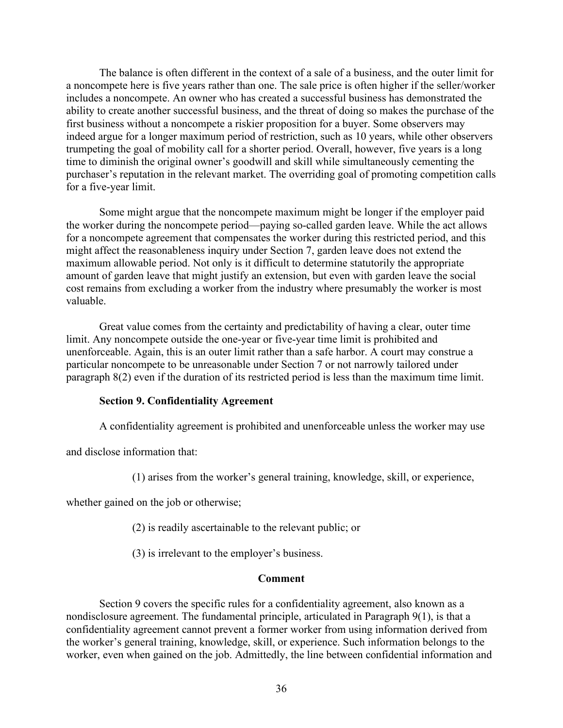The balance is often different in the context of a sale of a business, and the outer limit for a noncompete here is five years rather than one. The sale price is often higher if the seller/worker includes a noncompete. An owner who has created a successful business has demonstrated the ability to create another successful business, and the threat of doing so makes the purchase of the first business without a noncompete a riskier proposition for a buyer. Some observers may indeed argue for a longer maximum period of restriction, such as 10 years, while other observers trumpeting the goal of mobility call for a shorter period. Overall, however, five years is a long time to diminish the original owner's goodwill and skill while simultaneously cementing the purchaser's reputation in the relevant market. The overriding goal of promoting competition calls for a five-year limit.

Some might argue that the noncompete maximum might be longer if the employer paid the worker during the noncompete period—paying so-called garden leave. While the act allows for a noncompete agreement that compensates the worker during this restricted period, and this might affect the reasonableness inquiry under Section 7, garden leave does not extend the maximum allowable period. Not only is it difficult to determine statutorily the appropriate amount of garden leave that might justify an extension, but even with garden leave the social cost remains from excluding a worker from the industry where presumably the worker is most valuable.

Great value comes from the certainty and predictability of having a clear, outer time limit. Any noncompete outside the one-year or five-year time limit is prohibited and unenforceable. Again, this is an outer limit rather than a safe harbor. A court may construe a particular noncompete to be unreasonable under Section 7 or not narrowly tailored under paragraph 8(2) even if the duration of its restricted period is less than the maximum time limit.

### Section 9. Confidentiality Agreement

A confidentiality agreement is prohibited and unenforceable unless the worker may use and disclose information that:

(1) arises from the worker's general training, knowledge, skill, or experience, whether gained on the job or otherwise;

(2) is readily ascertainable to the relevant public; or

(3) is irrelevant to the employer's business.

**Comment**

Section 9 covers the specific rules for a confidentiality agreement, also known as a nondisclosure agreement. The fundamental principle, articulated in Paragraph 9(1), is that a confidentiality agreement cannot prevent a former worker from using information derived from the worker's general training, knowledge, skill, or experience. Such information belongs to the worker, even when gained on the job. Admittedly, the line between confidential information and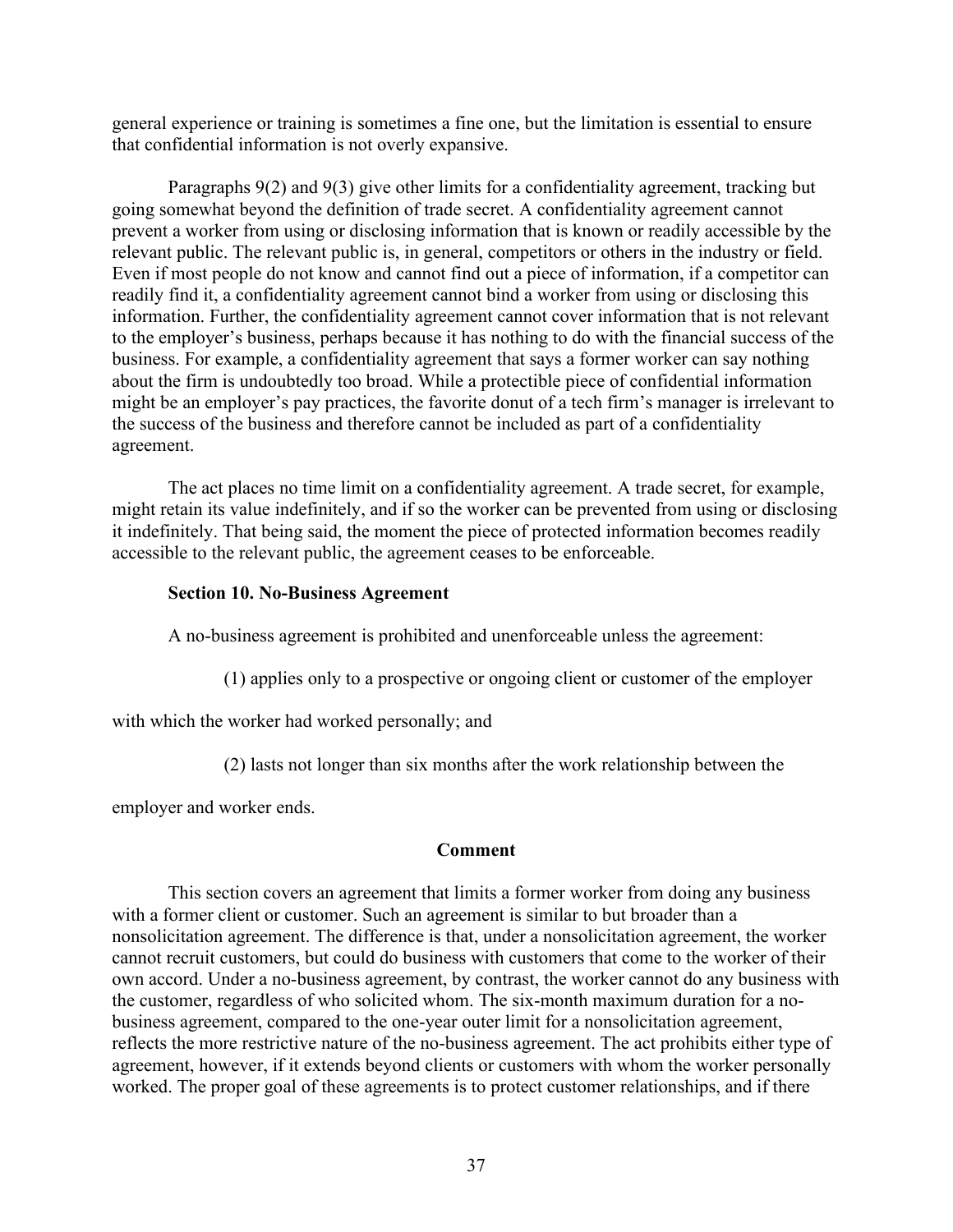general experience or training is sometimes a fine one, but the limitation is essential to ensure that confidential information is not overly expansive.

Paragraphs 9(2) and 9(3) give other limits for a confidentiality agreement, tracking but going somewhat beyond the definition of trade secret. A confidentiality agreement cannot prevent a worker from using or disclosing information that is known or readily accessible by the relevant public. The relevant public is, in general, competitors or others in the industry or field. Even if most people do not know and cannot find out a piece of information, if a competitor can readily find it, a confidentiality agreement cannot bind a worker from using or disclosing this information. Further, the confidentiality agreement cannot cover information that is not relevant to the employer's business, perhaps because it has nothing to do with the financial success of the business. For example, a confidentiality agreement that says a former worker can say nothing about the firm is undoubtedly too broad. While a protectible piece of confidential information might be an employer's pay practices, the favorite donut of a tech firm's manager is irrelevant to the success of the business and therefore cannot be included as part of a confidentiality agreement.

The act places no time limit on a confidentiality agreement. A trade secret, for example, might retain its value indefinitely, and if so the worker can be prevented from using or disclosing it indefinitely. That being said, the moment the piece of protected information becomes readily accessible to the relevant public, the agreement ceases to be enforceable.

### Section 10. No-Business Agreement

A no-business agreement is prohibited and unenforceable unless the agreement:

(1) applies only to a prospective or ongoing client or customer of the employer with which the worker had worked personally; and

(2) lasts not longer than six months after the work relationship between the employer and worker ends.

**Comment**

This section covers an agreement that limits a former worker from doing any business with a former client or customer. Such an agreement is similar to but broader than a nonsolicitation agreement. The difference is that, under a nonsolicitation agreement, the worker cannot recruit customers, but could do business with customers that come to the worker of their own accord. Under a no-business agreement, by contrast, the worker cannot do any business with the customer, regardless of who solicited whom. The six-month maximum duration for a no-business agreement, compared to the one-year outer limit for a nonsolicitation agreement, reflects the more restrictive nature of the no-business agreement. The act prohibits either type of agreement, however, if it extends beyond clients or customers with whom the worker personally worked. The proper goal of these agreements is to protect customer relationships, and if there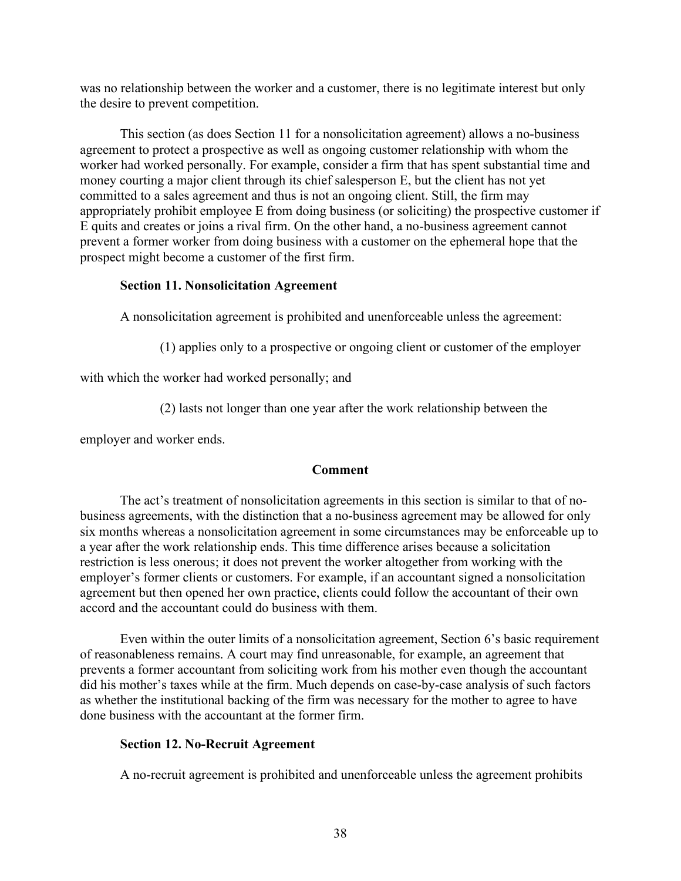was no relationship between the worker and a customer, there is no legitimate interest but only the desire to prevent competition.

This section (as does Section 11 for a nonsolicitation agreement) allows a no-business agreement to protect a prospective as well as ongoing customer relationship with whom the worker had worked personally. For example, consider a firm that has spent substantial time and money courting a major client through its chief salesperson E, but the client has not yet committed to a sales agreement and thus is not an ongoing client. Still, the firm may appropriately prohibit employee E from doing business (or soliciting) the prospective customer if E quits and creates or joins a rival firm. On the other hand, a no-business agreement cannot prevent a former worker from doing business with a customer on the ephemeral hope that the prospect might become a customer of the first firm.

**Section 11. Nonsolicitation Agreement**

A nonsolicitation agreement is prohibited and unenforceable unless the agreement:

(1) applies only to a prospective or ongoing client or customer of the employer with which the worker had worked personally; and

(2) lasts not longer than one year after the work relationship between the employer and worker ends.

**Comment**

The act's treatment of nonsolicitation agreements in this section is similar to that of no-business agreements, with the distinction that a no-business agreement may be allowed for only six months whereas a nonsolicitation agreement in some circumstances may be enforceable up to a year after the work relationship ends. This time difference arises because a solicitation restriction is less onerous; it does not prevent the worker altogether from working with the employer's former clients or customers. For example, if an accountant signed a nonsolicitation agreement but then opened her own practice, clients could follow the accountant of their own accord and the accountant could do business with them.

Even within the outer limits of a nonsolicitation agreement, Section 6's basic requirement of reasonableness remains. A court may find unreasonable, for example, an agreement that prevents a former accountant from soliciting work from his mother even though the accountant did his mother's taxes while at the firm. Much depends on case-by-case analysis of such factors as whether the institutional backing of the firm was necessary for the mother to agree to have done business with the accountant at the former firm.

**Section 12. No-Recruit Agreement**

A no-recruit agreement is prohibited and unenforceable unless the agreement prohibits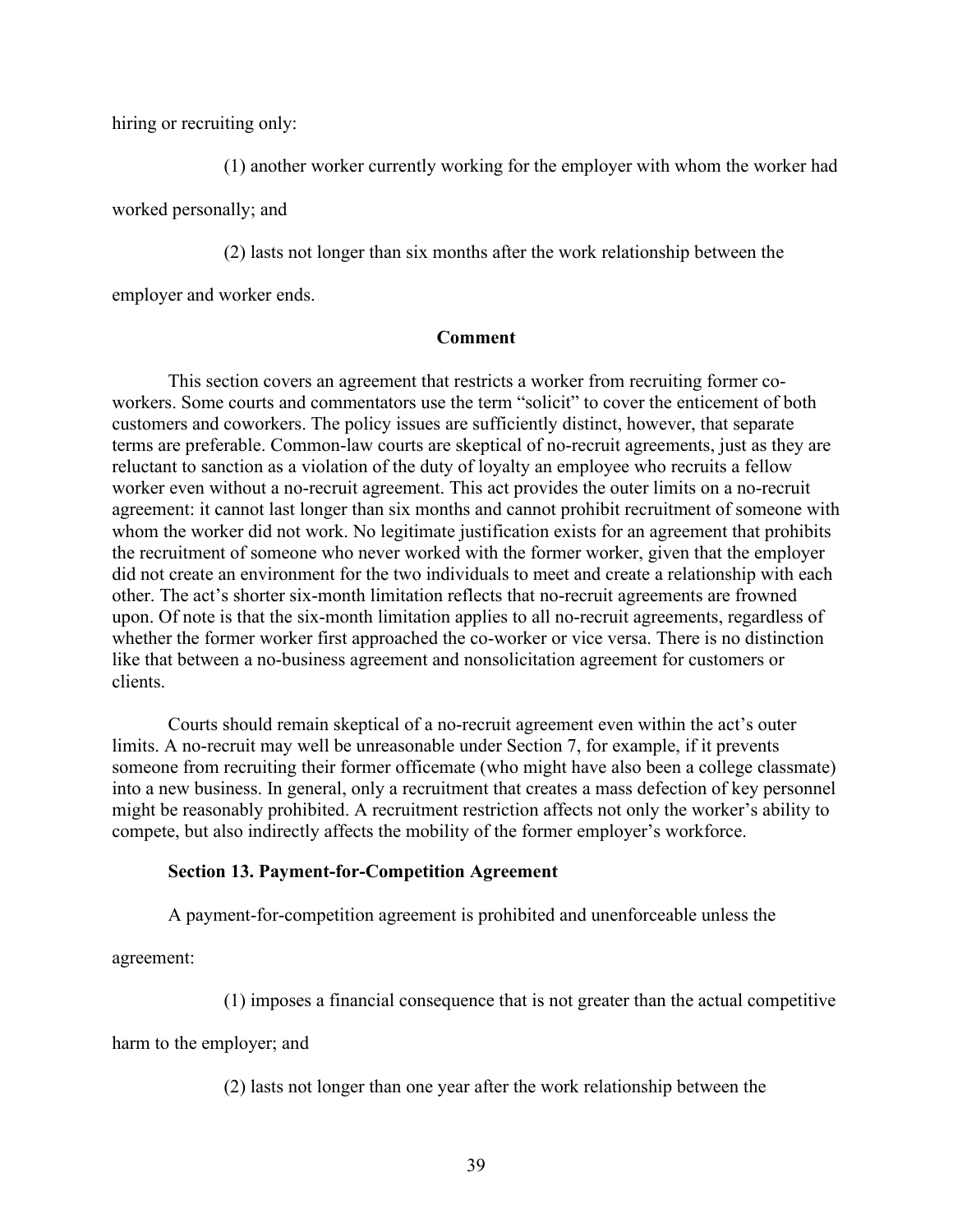hiring or recruiting only:

(1) another worker currently working for the employer with whom the worker had worked personally; and

(2) lasts not longer than six months after the work relationship between the employer and worker ends.

**Comment**

This section covers an agreement that restricts a worker from recruiting former co-workers. Some courts and commentators use the term "solicit" to cover the enticement of both customers and coworkers. The policy issues are sufficiently distinct, however, that separate terms are preferable. Common-law courts are skeptical of no-recruit agreements, just as they are reluctant to sanction as a violation of the duty of loyalty an employee who recruits a fellow worker even without a no-recruit agreement. This act provides the outer limits on a no-recruit agreement: it cannot last longer than six months and cannot prohibit recruitment of someone with whom the worker did not work. No legitimate justification exists for an agreement that prohibits the recruitment of someone who never worked with the former worker, given that the employer did not create an environment for the two individuals to meet and create a relationship with each other. The act's shorter six-month limitation reflects that no-recruit agreements are frowned upon. Of note is that the six-month limitation applies to all no-recruit agreements, regardless of whether the former worker first approached the co-worker or vice versa. There is no distinction like that between a no-business agreement and nonsolicitation agreement for customers or clients.

Courts should remain skeptical of a no-recruit agreement even within the act's outer limits. A no-recruit may well be unreasonable under Section 7, for example, if it prevents someone from recruiting their former officemate (who might have also been a college classmate) into a new business. In general, only a recruitment that creates a mass defection of key personnel might be reasonably prohibited. A recruitment restriction affects not only the worker's ability to compete, but also indirectly affects the mobility of the former employer's workforce.

**Section 13. Payment-for-Competition Agreement**

A payment-for-competition agreement is prohibited and unenforceable unless the agreement:

(1) imposes a financial consequence that is not greater than the actual competitive harm to the employer; and

(2) lasts not longer than one year after the work relationship between the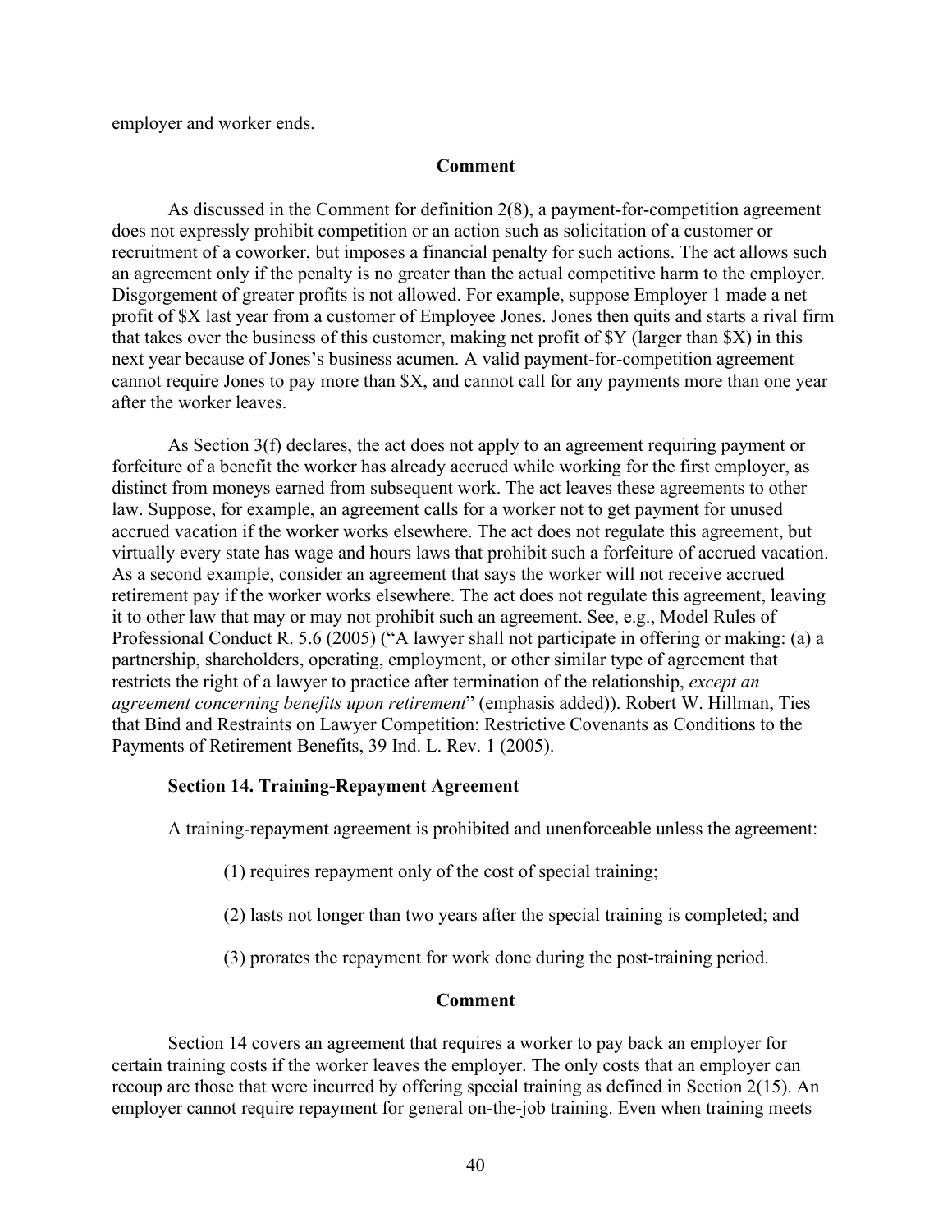employer and worker ends.

**Comment**

As discussed in the Comment for definition 2(8), a payment-for-competition agreement does not expressly prohibit competition or an action such as solicitation of a customer or recruitment of a coworker, but imposes a financial penalty for such actions. The act allows such an agreement only if the penalty is no greater than the actual competitive harm to the employer. Disgorgement of greater profits is not allowed. For example, suppose Employer 1 made a net profit of $X last year from a customer of Employee Jones. Jones then quits and starts a rival firm that takes over the business of this customer, making net profit of $Y (larger than $X) in this next year because of Jones's business acumen. A valid payment-for-competition agreement cannot require Jones to pay more than $X, and cannot call for any payments more than one year after the worker leaves.

As Section 3(f) declares, the act does not apply to an agreement requiring payment or forfeiture of a benefit the worker has already accrued while working for the first employer, as distinct from moneys earned from subsequent work. The act leaves these agreements to other law. Suppose, for example, an agreement calls for a worker not to get payment for unused accrued vacation if the worker works elsewhere. The act does not regulate this agreement, but virtually every state has wage and hours laws that prohibit such a forfeiture of accrued vacation. As a second example, consider an agreement that says the worker will not receive accrued retirement pay if the worker works elsewhere. The act does not regulate this agreement, leaving it to other law that may or may not prohibit such an agreement. See, e.g., Model Rules of Professional Conduct R. 5.6 (2005) ("A lawyer shall not participate in offering or making: (a) a partnership, shareholders, operating, employment, or other similar type of agreement that restricts the right of a lawyer to practice after termination of the relationship, *except an agreement concerning benefits upon retirement*" (emphasis added)). Robert W. Hillman, Ties that Bind and Restraints on Lawyer Competition: Restrictive Covenants as Conditions to the Payments of Retirement Benefits, 39 Ind. L. Rev. 1 (2005).

### Section 14. Training-Repayment Agreement

A training-repayment agreement is prohibited and unenforceable unless the agreement:

(1) requires repayment only of the cost of special training;

(2) lasts not longer than two years after the special training is completed; and

(3) prorates the repayment for work done during the post-training period.

**Comment**

Section 14 covers an agreement that requires a worker to pay back an employer for certain training costs if the worker leaves the employer. The only costs that an employer can recoup are those that were incurred by offering special training as defined in Section 2(15). An employer cannot require repayment for general on-the-job training. Even when training meets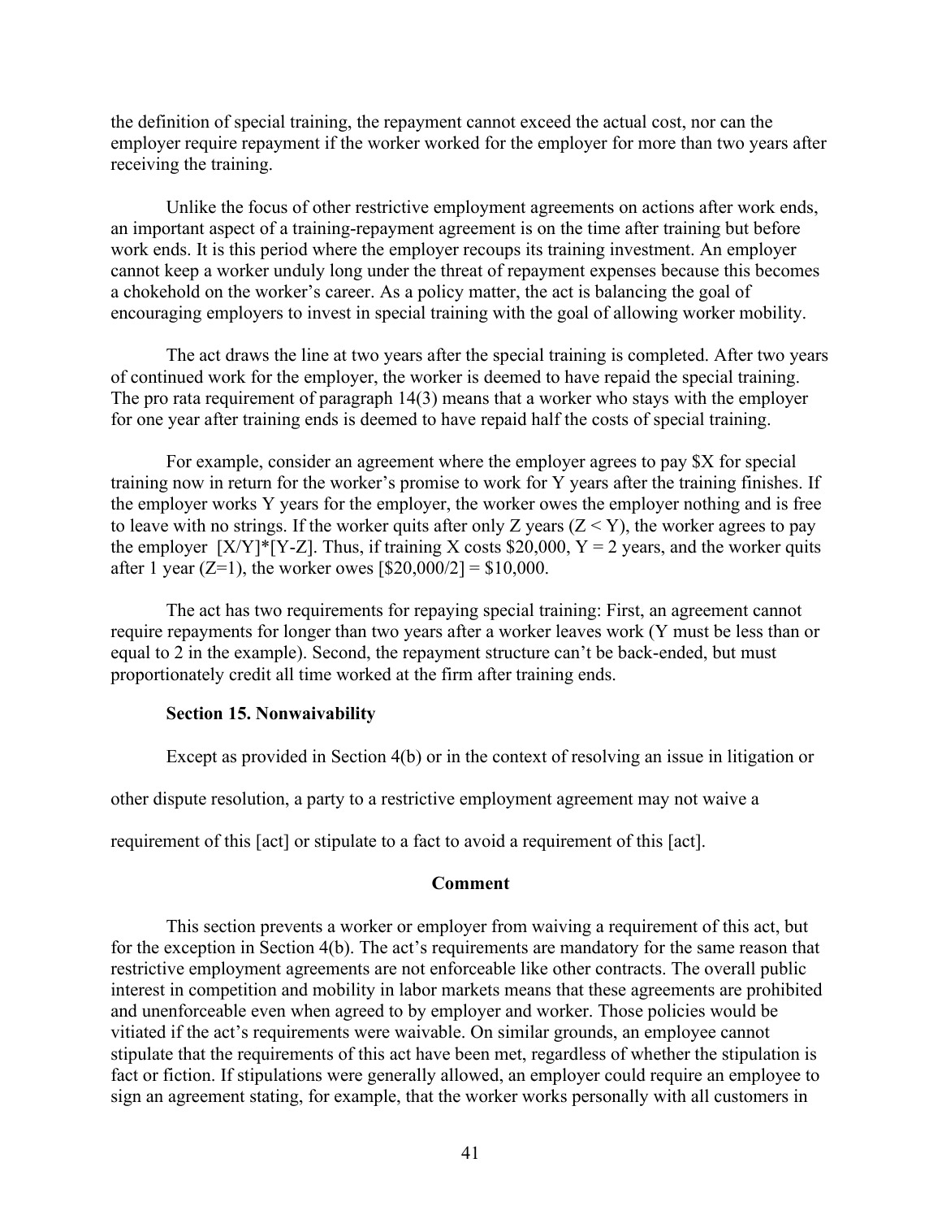the definition of special training, the repayment cannot exceed the actual cost, nor can the employer require repayment if the worker worked for the employer for more than two years after receiving the training.

Unlike the focus of other restrictive employment agreements on actions after work ends, an important aspect of a training-repayment agreement is on the time after training but before work ends. It is this period where the employer recoups its training investment. An employer cannot keep a worker unduly long under the threat of repayment expenses because this becomes a chokehold on the worker's career. As a policy matter, the act is balancing the goal of encouraging employers to invest in special training with the goal of allowing worker mobility.

The act draws the line at two years after the special training is completed. After two years of continued work for the employer, the worker is deemed to have repaid the special training. The pro rata requirement of paragraph 14(3) means that a worker who stays with the employer for one year after training ends is deemed to have repaid half the costs of special training.

For example, consider an agreement where the employer agrees to pay \$X for special training now in return for the worker's promise to work for Y years after the training finishes. If the employer works Y years for the employer, the worker owes the employer nothing and is free to leave with no strings. If the worker quits after only Z years ($Z < Y$), the worker agrees to pay the employer $[X/Y]*[Y-Z]$. Thus, if training X costs \$20,000, $Y = 2$ years, and the worker quits after 1 year ($Z=1$), the worker owes [\$20,000/2] = \$10,000.

The act has two requirements for repaying special training: First, an agreement cannot require repayments for longer than two years after a worker leaves work (Y must be less than or equal to 2 in the example). Second, the repayment structure can't be back-ended, but must proportionately credit all time worked at the firm after training ends.

**Section 15. Nonwaivability**

Except as provided in Section 4(b) or in the context of resolving an issue in litigation or other dispute resolution, a party to a restrictive employment agreement may not waive a requirement of this [act] or stipulate to a fact to avoid a requirement of this [act].

**Comment**

This section prevents a worker or employer from waiving a requirement of this act, but for the exception in Section 4(b). The act's requirements are mandatory for the same reason that restrictive employment agreements are not enforceable like other contracts. The overall public interest in competition and mobility in labor markets means that these agreements are prohibited and unenforceable even when agreed to by employer and worker. Those policies would be vitiated if the act's requirements were waivable. On similar grounds, an employee cannot stipulate that the requirements of this act have been met, regardless of whether the stipulation is fact or fiction. If stipulations were generally allowed, an employer could require an employee to sign an agreement stating, for example, that the worker works personally with all customers in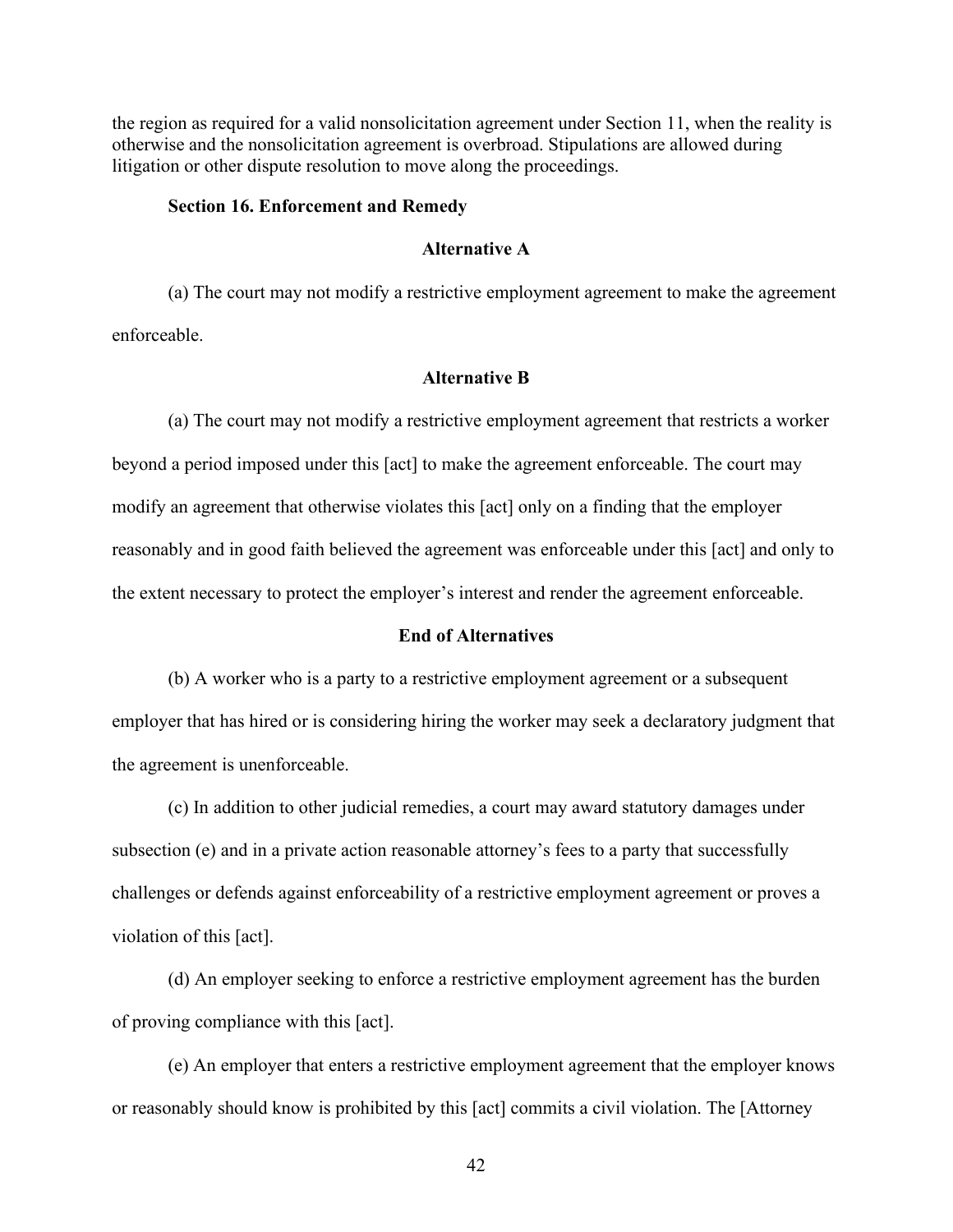the region as required for a valid nonsolicitation agreement under Section 11, when the reality is otherwise and the nonsolicitation agreement is overbroad. Stipulations are allowed during litigation or other dispute resolution to move along the proceedings.

### Section 16. Enforcement and Remedy

**Alternative A**

(a) The court may not modify a restrictive employment agreement to make the agreement enforceable.

**Alternative B**

(a) The court may not modify a restrictive employment agreement that restricts a worker beyond a period imposed under this [act] to make the agreement enforceable. The court may modify an agreement that otherwise violates this [act] only on a finding that the employer reasonably and in good faith believed the agreement was enforceable under this [act] and only to the extent necessary to protect the employer's interest and render the agreement enforceable.

**End of Alternatives**

(b) A worker who is a party to a restrictive employment agreement or a subsequent employer that has hired or is considering hiring the worker may seek a declaratory judgment that the agreement is unenforceable.

(c) In addition to other judicial remedies, a court may award statutory damages under subsection (e) and in a private action reasonable attorney's fees to a party that successfully challenges or defends against enforceability of a restrictive employment agreement or proves a violation of this [act].

(d) An employer seeking to enforce a restrictive employment agreement has the burden of proving compliance with this [act].

(e) An employer that enters a restrictive employment agreement that the employer knows or reasonably should know is prohibited by this [act] commits a civil violation. The [Attorney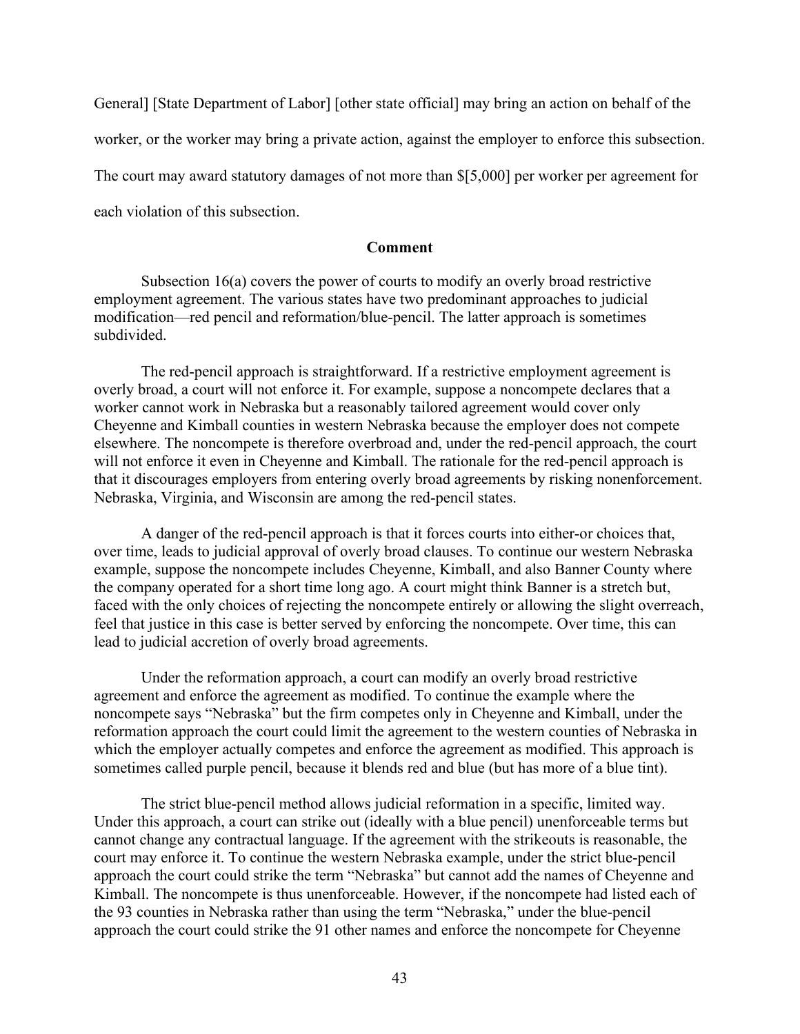General] [State Department of Labor] [other state official] may bring an action on behalf of the worker, or the worker may bring a private action, against the employer to enforce this subsection. The court may award statutory damages of not more than $[5,000] per worker per agreement for each violation of this subsection.

**Comment**

Subsection 16(a) covers the power of courts to modify an overly broad restrictive employment agreement. The various states have two predominant approaches to judicial modification—red pencil and reformation/blue-pencil. The latter approach is sometimes subdivided.

The red-pencil approach is straightforward. If a restrictive employment agreement is overly broad, a court will not enforce it. For example, suppose a noncompete declares that a worker cannot work in Nebraska but a reasonably tailored agreement would cover only Cheyenne and Kimball counties in western Nebraska because the employer does not compete elsewhere. The noncompete is therefore overbroad and, under the red-pencil approach, the court will not enforce it even in Cheyenne and Kimball. The rationale for the red-pencil approach is that it discourages employers from entering overly broad agreements by risking nonenforcement. Nebraska, Virginia, and Wisconsin are among the red-pencil states.

A danger of the red-pencil approach is that it forces courts into either-or choices that, over time, leads to judicial approval of overly broad clauses. To continue our western Nebraska example, suppose the noncompete includes Cheyenne, Kimball, and also Banner County where the company operated for a short time long ago. A court might think Banner is a stretch but, faced with the only choices of rejecting the noncompete entirely or allowing the slight overreach, feel that justice in this case is better served by enforcing the noncompete. Over time, this can lead to judicial accretion of overly broad agreements.

Under the reformation approach, a court can modify an overly broad restrictive agreement and enforce the agreement as modified. To continue the example where the noncompete says "Nebraska" but the firm competes only in Cheyenne and Kimball, under the reformation approach the court could limit the agreement to the western counties of Nebraska in which the employer actually competes and enforce the agreement as modified. This approach is sometimes called purple pencil, because it blends red and blue (but has more of a blue tint).

The strict blue-pencil method allows judicial reformation in a specific, limited way. Under this approach, a court can strike out (ideally with a blue pencil) unenforceable terms but cannot change any contractual language. If the agreement with the strikeouts is reasonable, the court may enforce it. To continue the western Nebraska example, under the strict blue-pencil approach the court could strike the term "Nebraska" but cannot add the names of Cheyenne and Kimball. The noncompete is thus unenforceable. However, if the noncompete had listed each of the 93 counties in Nebraska rather than using the term "Nebraska," under the blue-pencil approach the court could strike the 91 other names and enforce the noncompete for Cheyenne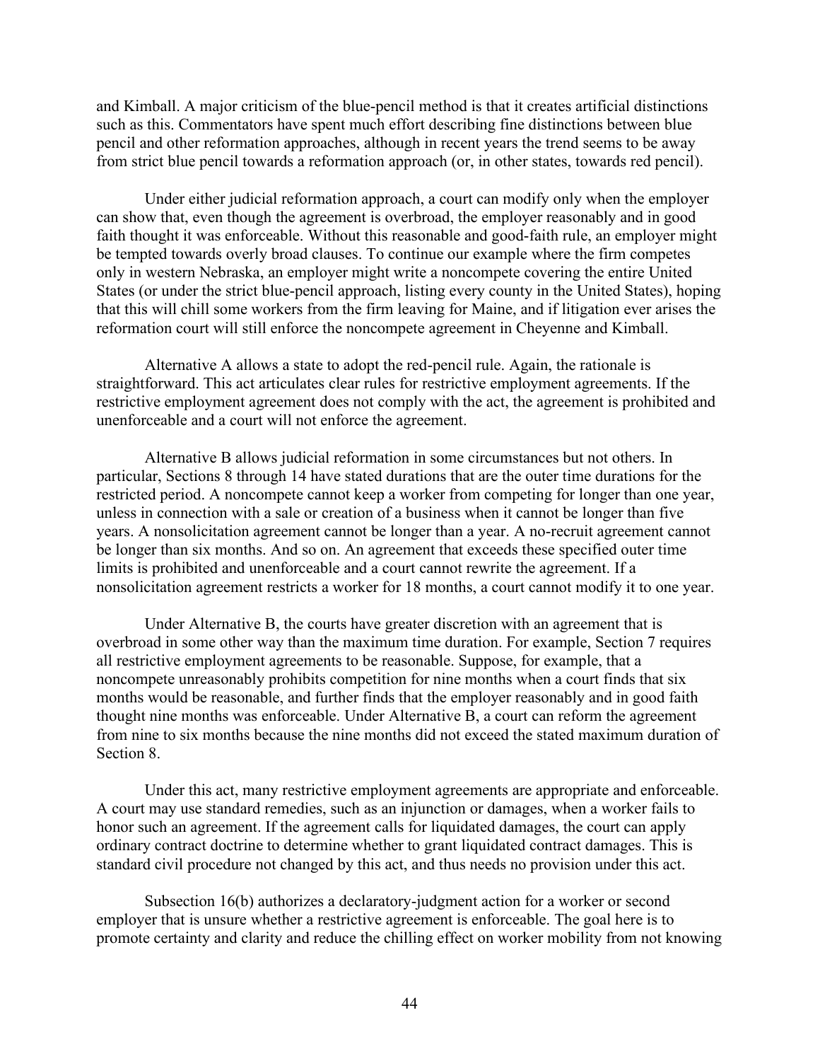and Kimball. A major criticism of the blue-pencil method is that it creates artificial distinctions such as this. Commentators have spent much effort describing fine distinctions between blue pencil and other reformation approaches, although in recent years the trend seems to be away from strict blue pencil towards a reformation approach (or, in other states, towards red pencil).

Under either judicial reformation approach, a court can modify only when the employer can show that, even though the agreement is overbroad, the employer reasonably and in good faith thought it was enforceable. Without this reasonable and good-faith rule, an employer might be tempted towards overly broad clauses. To continue our example where the firm competes only in western Nebraska, an employer might write a noncompete covering the entire United States (or under the strict blue-pencil approach, listing every county in the United States), hoping that this will chill some workers from the firm leaving for Maine, and if litigation ever arises the reformation court will still enforce the noncompete agreement in Cheyenne and Kimball.

Alternative A allows a state to adopt the red-pencil rule. Again, the rationale is straightforward. This act articulates clear rules for restrictive employment agreements. If the restrictive employment agreement does not comply with the act, the agreement is prohibited and unenforceable and a court will not enforce the agreement.

Alternative B allows judicial reformation in some circumstances but not others. In particular, Sections 8 through 14 have stated durations that are the outer time durations for the restricted period. A noncompete cannot keep a worker from competing for longer than one year, unless in connection with a sale or creation of a business when it cannot be longer than five years. A nonsolicitation agreement cannot be longer than a year. A no-recruit agreement cannot be longer than six months. And so on. An agreement that exceeds these specified outer time limits is prohibited and unenforceable and a court cannot rewrite the agreement. If a nonsolicitation agreement restricts a worker for 18 months, a court cannot modify it to one year.

Under Alternative B, the courts have greater discretion with an agreement that is overbroad in some other way than the maximum time duration. For example, Section 7 requires all restrictive employment agreements to be reasonable. Suppose, for example, that a noncompete unreasonably prohibits competition for nine months when a court finds that six months would be reasonable, and further finds that the employer reasonably and in good faith thought nine months was enforceable. Under Alternative B, a court can reform the agreement from nine to six months because the nine months did not exceed the stated maximum duration of Section 8.

Under this act, many restrictive employment agreements are appropriate and enforceable. A court may use standard remedies, such as an injunction or damages, when a worker fails to honor such an agreement. If the agreement calls for liquidated damages, the court can apply ordinary contract doctrine to determine whether to grant liquidated contract damages. This is standard civil procedure not changed by this act, and thus needs no provision under this act.

Subsection 16(b) authorizes a declaratory-judgment action for a worker or second employer that is unsure whether a restrictive agreement is enforceable. The goal here is to promote certainty and clarity and reduce the chilling effect on worker mobility from not knowing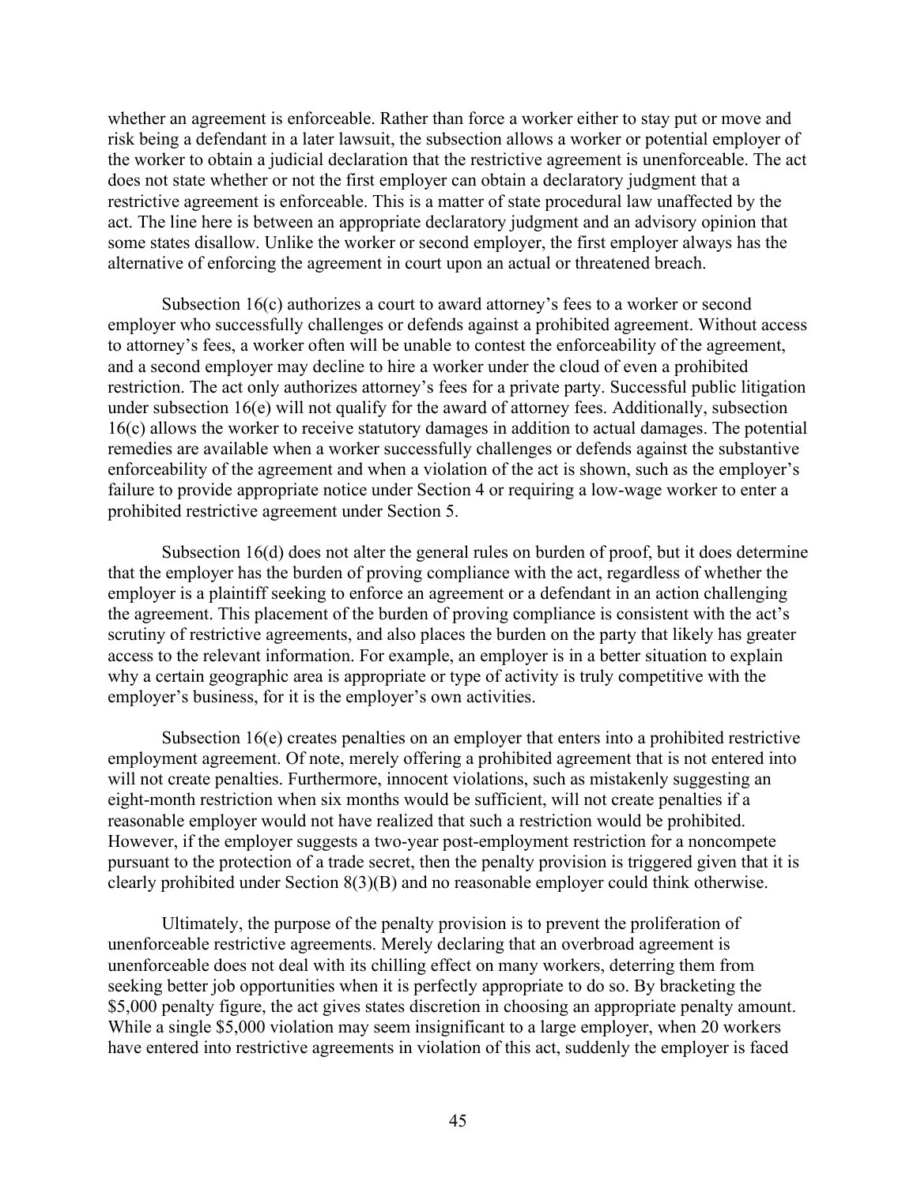whether an agreement is enforceable. Rather than force a worker either to stay put or move and risk being a defendant in a later lawsuit, the subsection allows a worker or potential employer of the worker to obtain a judicial declaration that the restrictive agreement is unenforceable. The act does not state whether or not the first employer can obtain a declaratory judgment that a restrictive agreement is enforceable. This is a matter of state procedural law unaffected by the act. The line here is between an appropriate declaratory judgment and an advisory opinion that some states disallow. Unlike the worker or second employer, the first employer always has the alternative of enforcing the agreement in court upon an actual or threatened breach.

Subsection 16(c) authorizes a court to award attorney's fees to a worker or second employer who successfully challenges or defends against a prohibited agreement. Without access to attorney's fees, a worker often will be unable to contest the enforceability of the agreement, and a second employer may decline to hire a worker under the cloud of even a prohibited restriction. The act only authorizes attorney's fees for a private party. Successful public litigation under subsection 16(e) will not qualify for the award of attorney fees. Additionally, subsection 16(c) allows the worker to receive statutory damages in addition to actual damages. The potential remedies are available when a worker successfully challenges or defends against the substantive enforceability of the agreement and when a violation of the act is shown, such as the employer's failure to provide appropriate notice under Section 4 or requiring a low-wage worker to enter a prohibited restrictive agreement under Section 5.

Subsection 16(d) does not alter the general rules on burden of proof, but it does determine that the employer has the burden of proving compliance with the act, regardless of whether the employer is a plaintiff seeking to enforce an agreement or a defendant in an action challenging the agreement. This placement of the burden of proving compliance is consistent with the act's scrutiny of restrictive agreements, and also places the burden on the party that likely has greater access to the relevant information. For example, an employer is in a better situation to explain why a certain geographic area is appropriate or type of activity is truly competitive with the employer's business, for it is the employer's own activities.

Subsection 16(e) creates penalties on an employer that enters into a prohibited restrictive employment agreement. Of note, merely offering a prohibited agreement that is not entered into will not create penalties. Furthermore, innocent violations, such as mistakenly suggesting an eight-month restriction when six months would be sufficient, will not create penalties if a reasonable employer would not have realized that such a restriction would be prohibited. However, if the employer suggests a two-year post-employment restriction for a noncompete pursuant to the protection of a trade secret, then the penalty provision is triggered given that it is clearly prohibited under Section 8(3)(B) and no reasonable employer could think otherwise.

Ultimately, the purpose of the penalty provision is to prevent the proliferation of unenforceable restrictive agreements. Merely declaring that an overbroad agreement is unenforceable does not deal with its chilling effect on many workers, deterring them from seeking better job opportunities when it is perfectly appropriate to do so. By bracketing the $5,000 penalty figure, the act gives states discretion in choosing an appropriate penalty amount. While a single $5,000 violation may seem insignificant to a large employer, when 20 workers have entered into restrictive agreements in violation of this act, suddenly the employer is faced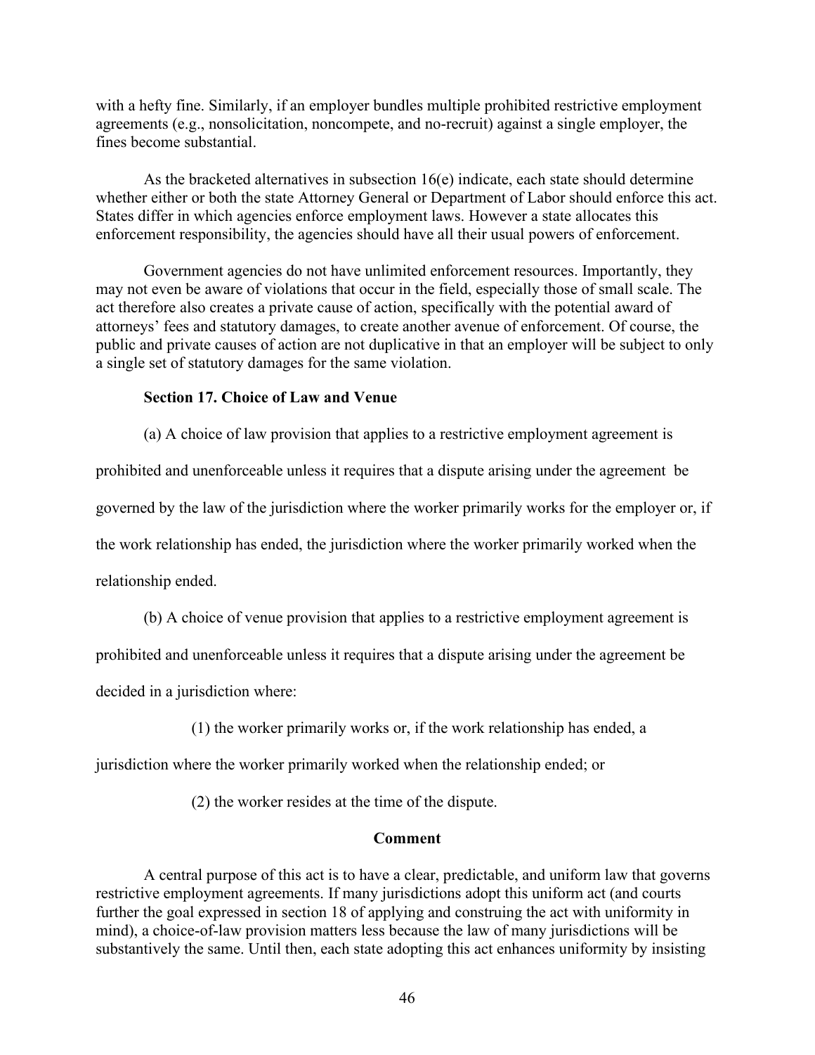with a hefty fine. Similarly, if an employer bundles multiple prohibited restrictive employment agreements (e.g., nonsolicitation, noncompete, and no-recruit) against a single employer, the fines become substantial.

As the bracketed alternatives in subsection 16(e) indicate, each state should determine whether either or both the state Attorney General or Department of Labor should enforce this act. States differ in which agencies enforce employment laws. However a state allocates this enforcement responsibility, the agencies should have all their usual powers of enforcement.

Government agencies do not have unlimited enforcement resources. Importantly, they may not even be aware of violations that occur in the field, especially those of small scale. The act therefore also creates a private cause of action, specifically with the potential award of attorneys' fees and statutory damages, to create another avenue of enforcement. Of course, the public and private causes of action are not duplicative in that an employer will be subject to only a single set of statutory damages for the same violation.

### Section 17. Choice of Law and Venue

(a) A choice of law provision that applies to a restrictive employment agreement is prohibited and unenforceable unless it requires that a dispute arising under the agreement be governed by the law of the jurisdiction where the worker primarily works for the employer or, if the work relationship has ended, the jurisdiction where the worker primarily worked when the relationship ended.

(b) A choice of venue provision that applies to a restrictive employment agreement is prohibited and unenforceable unless it requires that a dispute arising under the agreement be decided in a jurisdiction where:

(1) the worker primarily works or, if the work relationship has ended, a jurisdiction where the worker primarily worked when the relationship ended; or

(2) the worker resides at the time of the dispute.

**Comment**

A central purpose of this act is to have a clear, predictable, and uniform law that governs restrictive employment agreements. If many jurisdictions adopt this uniform act (and courts further the goal expressed in section 18 of applying and construing the act with uniformity in mind), a choice-of-law provision matters less because the law of many jurisdictions will be substantively the same. Until then, each state adopting this act enhances uniformity by insisting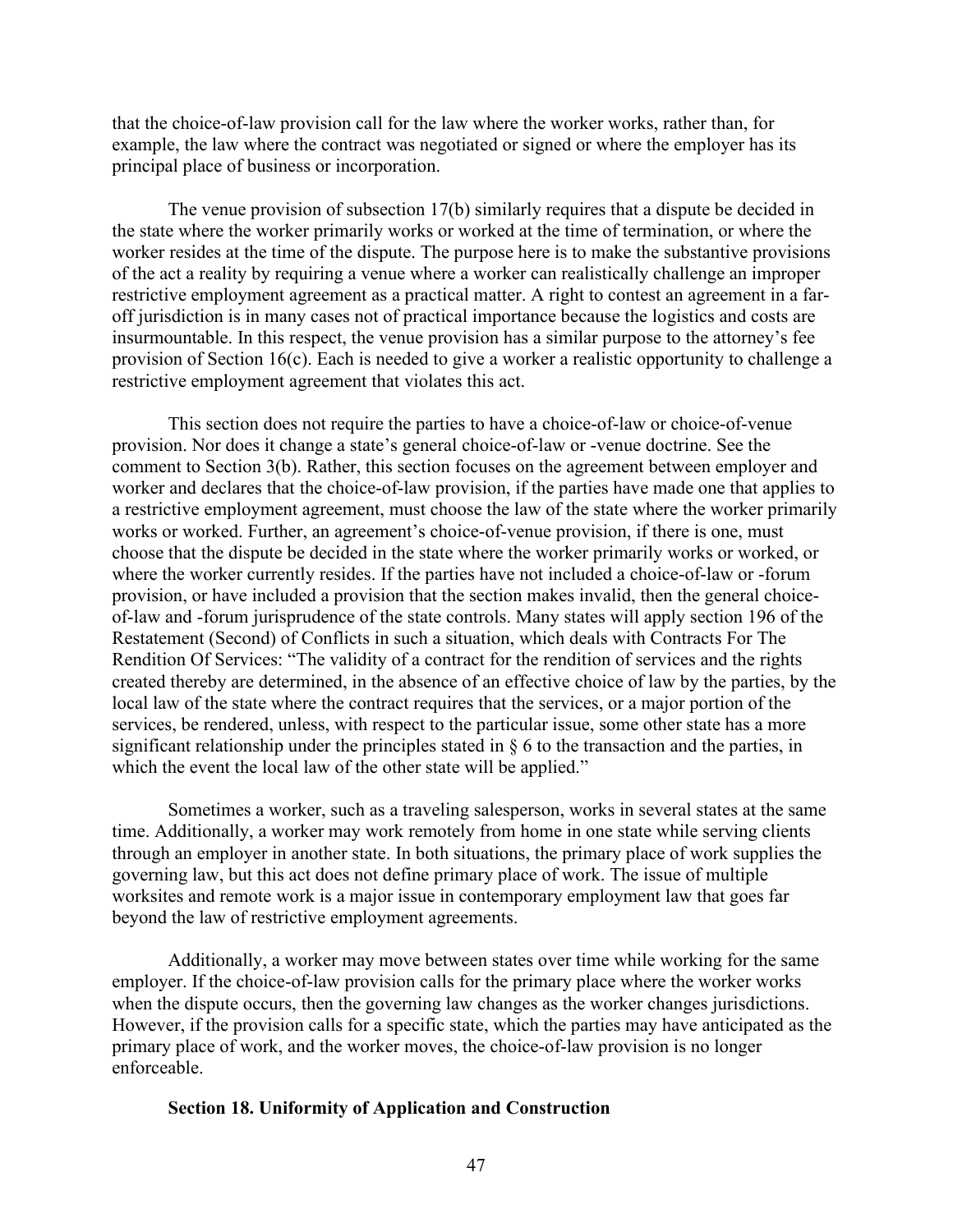that the choice-of-law provision call for the law where the worker works, rather than, for example, the law where the contract was negotiated or signed or where the employer has its principal place of business or incorporation.

The venue provision of subsection 17(b) similarly requires that a dispute be decided in the state where the worker primarily works or worked at the time of termination, or where the worker resides at the time of the dispute. The purpose here is to make the substantive provisions of the act a reality by requiring a venue where a worker can realistically challenge an improper restrictive employment agreement as a practical matter. A right to contest an agreement in a far-off jurisdiction is in many cases not of practical importance because the logistics and costs are insurmountable. In this respect, the venue provision has a similar purpose to the attorney's fee provision of Section 16(c). Each is needed to give a worker a realistic opportunity to challenge a restrictive employment agreement that violates this act.

This section does not require the parties to have a choice-of-law or choice-of-venue provision. Nor does it change a state's general choice-of-law or -venue doctrine. See the comment to Section 3(b). Rather, this section focuses on the agreement between employer and worker and declares that the choice-of-law provision, if the parties have made one that applies to a restrictive employment agreement, must choose the law of the state where the worker primarily works or worked. Further, an agreement's choice-of-venue provision, if there is one, must choose that the dispute be decided in the state where the worker primarily works or worked, or where the worker currently resides. If the parties have not included a choice-of-law or -forum provision, or have included a provision that the section makes invalid, then the general choice-of-law and -forum jurisprudence of the state controls. Many states will apply section 196 of the Restatement (Second) of Conflicts in such a situation, which deals with Contracts For The Rendition Of Services: "The validity of a contract for the rendition of services and the rights created thereby are determined, in the absence of an effective choice of law by the parties, by the local law of the state where the contract requires that the services, or a major portion of the services, be rendered, unless, with respect to the particular issue, some other state has a more significant relationship under the principles stated in § 6 to the transaction and the parties, in which the event the local law of the other state will be applied."

Sometimes a worker, such as a traveling salesperson, works in several states at the same time. Additionally, a worker may work remotely from home in one state while serving clients through an employer in another state. In both situations, the primary place of work supplies the governing law, but this act does not define primary place of work. The issue of multiple worksites and remote work is a major issue in contemporary employment law that goes far beyond the law of restrictive employment agreements.

Additionally, a worker may move between states over time while working for the same employer. If the choice-of-law provision calls for the primary place where the worker works when the dispute occurs, then the governing law changes as the worker changes jurisdictions. However, if the provision calls for a specific state, which the parties may have anticipated as the primary place of work, and the worker moves, the choice-of-law provision is no longer enforceable.

**Section 18. Uniformity of Application and Construction**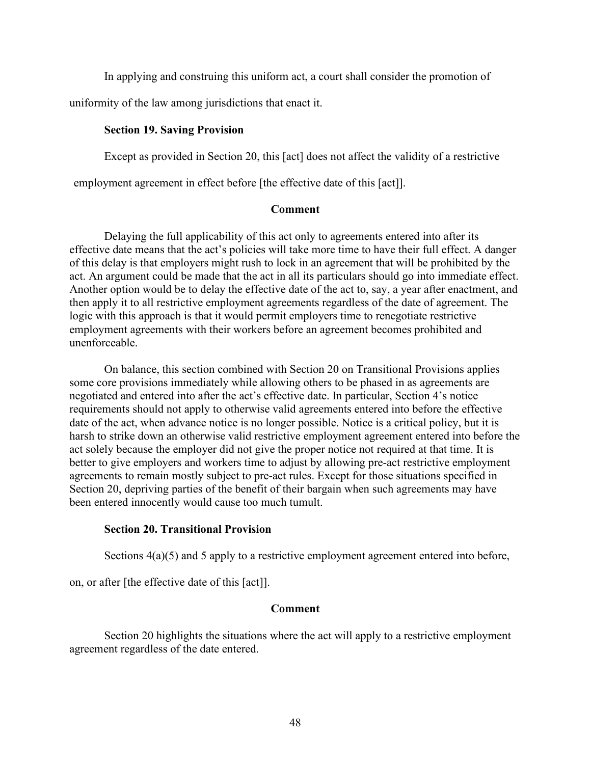In applying and construing this uniform act, a court shall consider the promotion of uniformity of the law among jurisdictions that enact it.

### Section 19. Saving Provision

Except as provided in Section 20, this [act] does not affect the validity of a restrictive employment agreement in effect before [the effective date of this [act]].

#### Comment

Delaying the full applicability of this act only to agreements entered into after its effective date means that the act's policies will take more time to have their full effect. A danger of this delay is that employers might rush to lock in an agreement that will be prohibited by the act. An argument could be made that the act in all its particulars should go into immediate effect. Another option would be to delay the effective date of the act to, say, a year after enactment, and then apply it to all restrictive employment agreements regardless of the date of agreement. The logic with this approach is that it would permit employers time to renegotiate restrictive employment agreements with their workers before an agreement becomes prohibited and unenforceable.

On balance, this section combined with Section 20 on Transitional Provisions applies some core provisions immediately while allowing others to be phased in as agreements are negotiated and entered into after the act's effective date. In particular, Section 4's notice requirements should not apply to otherwise valid agreements entered into before the effective date of the act, when advance notice is no longer possible. Notice is a critical policy, but it is harsh to strike down an otherwise valid restrictive employment agreement entered into before the act solely because the employer did not give the proper notice not required at that time. It is better to give employers and workers time to adjust by allowing pre-act restrictive employment agreements to remain mostly subject to pre-act rules. Except for those situations specified in Section 20, depriving parties of the benefit of their bargain when such agreements may have been entered innocently would cause too much tumult.

### Section 20. Transitional Provision

Sections 4(a)(5) and 5 apply to a restrictive employment agreement entered into before, on, or after [the effective date of this [act]].

#### Comment

Section 20 highlights the situations where the act will apply to a restrictive employment agreement regardless of the date entered.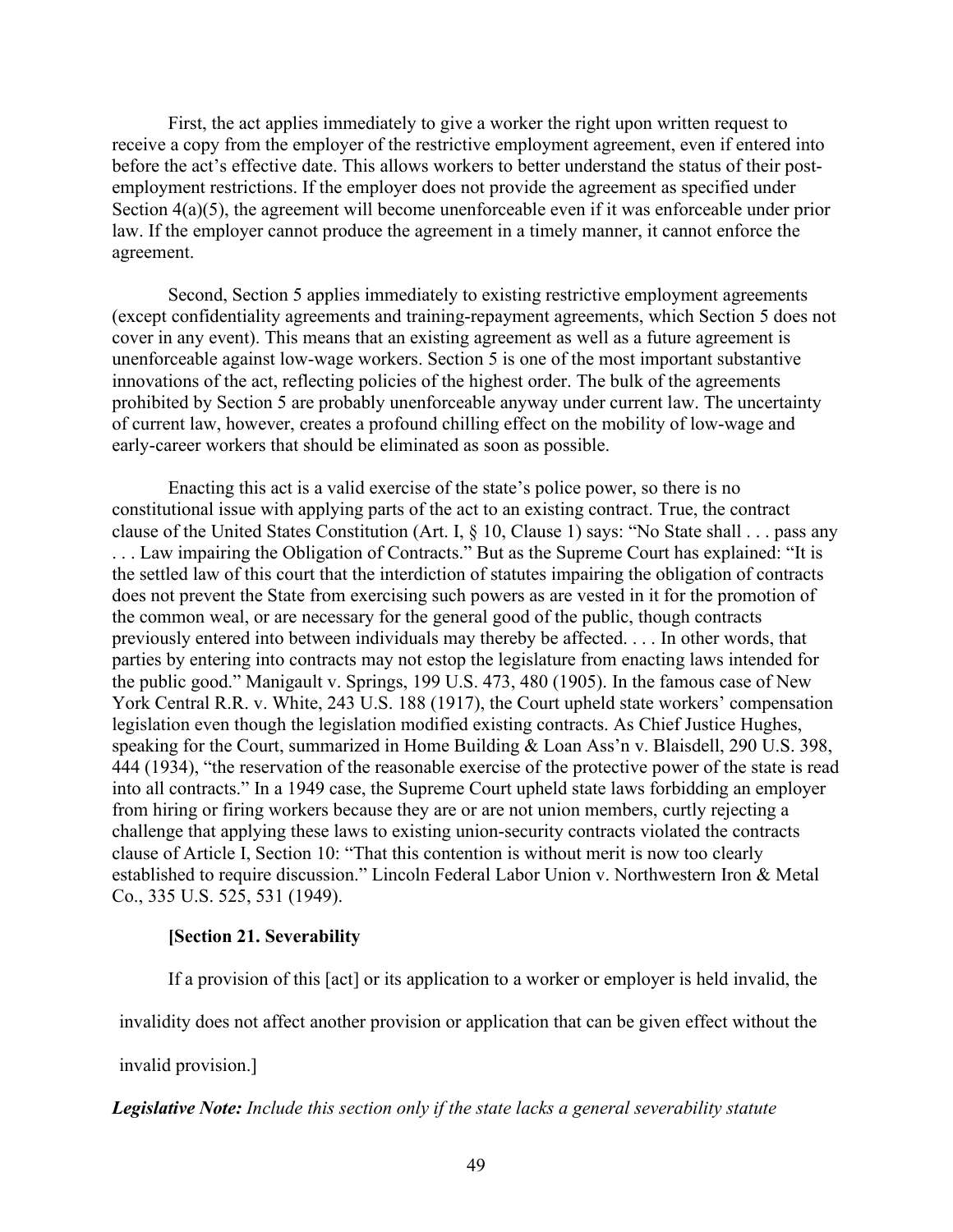First, the act applies immediately to give a worker the right upon written request to receive a copy from the employer of the restrictive employment agreement, even if entered into before the act's effective date. This allows workers to better understand the status of their post-employment restrictions. If the employer does not provide the agreement as specified under Section 4(a)(5), the agreement will become unenforceable even if it was enforceable under prior law. If the employer cannot produce the agreement in a timely manner, it cannot enforce the agreement.

Second, Section 5 applies immediately to existing restrictive employment agreements (except confidentiality agreements and training-repayment agreements, which Section 5 does not cover in any event). This means that an existing agreement as well as a future agreement is unenforceable against low-wage workers. Section 5 is one of the most important substantive innovations of the act, reflecting policies of the highest order. The bulk of the agreements prohibited by Section 5 are probably unenforceable anyway under current law. The uncertainty of current law, however, creates a profound chilling effect on the mobility of low-wage and early-career workers that should be eliminated as soon as possible.

Enacting this act is a valid exercise of the state's police power, so there is no constitutional issue with applying parts of the act to an existing contract. True, the contract clause of the United States Constitution (Art. I, § 10, Clause 1) says: "No State shall . . . pass any . . . Law impairing the Obligation of Contracts." But as the Supreme Court has explained: "It is the settled law of this court that the interdiction of statutes impairing the obligation of contracts does not prevent the State from exercising such powers as are vested in it for the promotion of the common weal, or are necessary for the general good of the public, though contracts previously entered into between individuals may thereby be affected. . . . In other words, that parties by entering into contracts may not estop the legislature from enacting laws intended for the public good." Manigault v. Springs, 199 U.S. 473, 480 (1905). In the famous case of New York Central R.R. v. White, 243 U.S. 188 (1917), the Court upheld state workers' compensation legislation even though the legislation modified existing contracts. As Chief Justice Hughes, speaking for the Court, summarized in Home Building & Loan Ass'n v. Blaisdell, 290 U.S. 398, 444 (1934), "the reservation of the reasonable exercise of the protective power of the state is read into all contracts." In a 1949 case, the Supreme Court upheld state laws forbidding an employer from hiring or firing workers because they are or are not union members, curtly rejecting a challenge that applying these laws to existing union-security contracts violated the contracts clause of Article I, Section 10: "That this contention is without merit is now too clearly established to require discussion." Lincoln Federal Labor Union v. Northwestern Iron & Metal Co., 335 U.S. 525, 531 (1949).

**[Section 21. Severability**

If a provision of this [act] or its application to a worker or employer is held invalid, the invalidity does not affect another provision or application that can be given effect without the invalid provision.]

***Legislative Note:*** *Include this section only if the state lacks a general severability statute*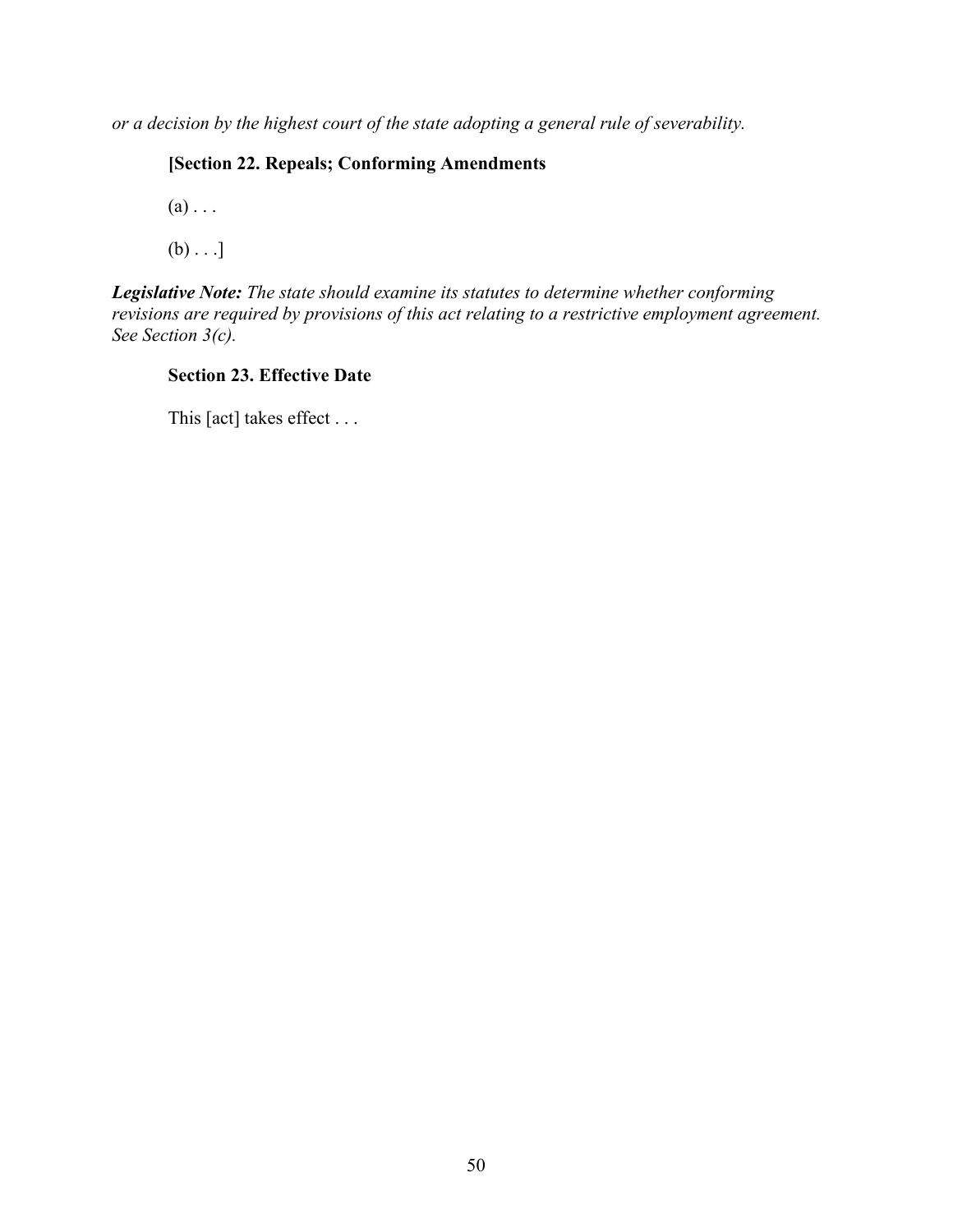*or a decision by the highest court of the state adopting a general rule of severability.*

**[Section 22. Repeals; Conforming Amendments**

(a) . . .

(b) . . .]

***Legislative Note:*** *The state should examine its statutes to determine whether conforming revisions are required by provisions of this act relating to a restrictive employment agreement. See Section 3(c).*

**Section 23. Effective Date**

This [act] takes effect . . .